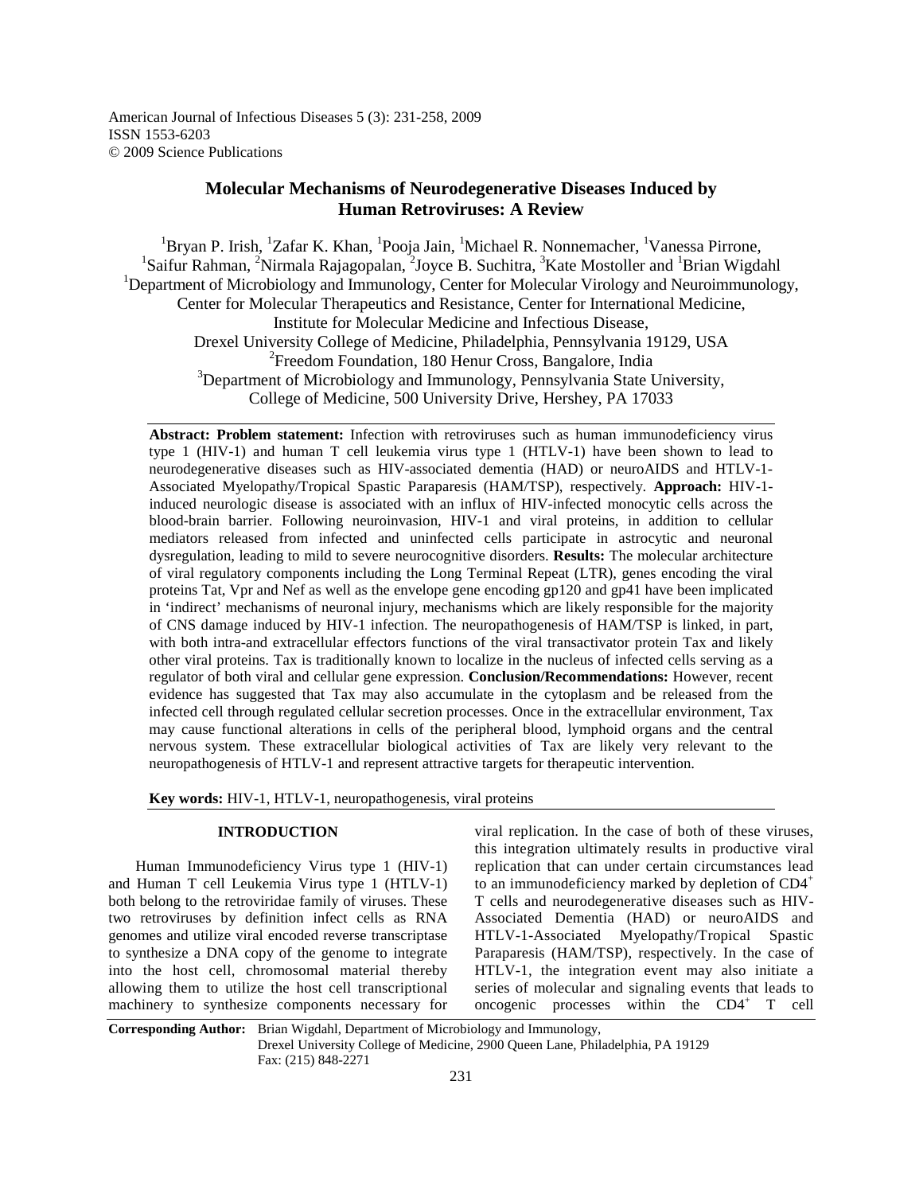American Journal of Infectious Diseases 5 (3): 231-258, 2009
ISSN 1553-6203
© 2009 Science Publications

# Molecular Mechanisms of Neurodegenerative Diseases Induced by Human Retroviruses: A Review

[1]Bryan P. Irish, [1]Zafar K. Khan, [1]Pooja Jain, [1]Michael R. Nonnemacher, [1]Vanessa Pirrone, [1]Saifur Rahman, [2]Nirmala Rajagopalan, [2]Joyce B. Suchitra, [3]Kate Mostoller and [1]Brian Wigdahl

[1]Department of Microbiology and Immunology, Center for Molecular Virology and Neuroimmunology, Center for Molecular Therapeutics and Resistance, Center for International Medicine, Institute for Molecular Medicine and Infectious Disease, Drexel University College of Medicine, Philadelphia, Pennsylvania 19129, USA
[2]Freedom Foundation, 180 Henur Cross, Bangalore, India
[3]Department of Microbiology and Immunology, Pennsylvania State University, College of Medicine, 500 University Drive, Hershey, PA 17033

**Abstract: Problem statement:** Infection with retroviruses such as human immunodeficiency virus type 1 (HIV-1) and human T cell leukemia virus type 1 (HTLV-1) have been shown to lead to neurodegenerative diseases such as HIV-associated dementia (HAD) or neuroAIDS and HTLV-1-Associated Myelopathy/Tropical Spastic Paraparesis (HAM/TSP), respectively. **Approach:** HIV-1-induced neurologic disease is associated with an influx of HIV-infected monocytic cells across the blood-brain barrier. Following neuroinvasion, HIV-1 and viral proteins, in addition to cellular mediators released from infected and uninfected cells participate in astrocytic and neuronal dysregulation, leading to mild to severe neurocognitive disorders. **Results:** The molecular architecture of viral regulatory components including the Long Terminal Repeat (LTR), genes encoding the viral proteins Tat, Vpr and Nef as well as the envelope gene encoding gp120 and gp41 have been implicated in 'indirect' mechanisms of neuronal injury, mechanisms which are likely responsible for the majority of CNS damage induced by HIV-1 infection. The neuropathogenesis of HAM/TSP is linked, in part, with both intra-and extracellular effectors functions of the viral transactivator protein Tax and likely other viral proteins. Tax is traditionally known to localize in the nucleus of infected cells serving as a regulator of both viral and cellular gene expression. **Conclusion/Recommendations:** However, recent evidence has suggested that Tax may also accumulate in the cytoplasm and be released from the infected cell through regulated cellular secretion processes. Once in the extracellular environment, Tax may cause functional alterations in cells of the peripheral blood, lymphoid organs and the central nervous system. These extracellular biological activities of Tax are likely very relevant to the neuropathogenesis of HTLV-1 and represent attractive targets for therapeutic intervention.

**Key words:** HIV-1, HTLV-1, neuropathogenesis, viral proteins

## INTRODUCTION

Human Immunodeficiency Virus type 1 (HIV-1) and Human T cell Leukemia Virus type 1 (HTLV-1) both belong to the retroviridae family of viruses. These two retroviruses by definition infect cells as RNA genomes and utilize viral encoded reverse transcriptase to synthesize a DNA copy of the genome to integrate into the host cell, chromosomal material thereby allowing them to utilize the host cell transcriptional machinery to synthesize components necessary for viral replication. In the case of both of these viruses, this integration ultimately results in productive viral replication that can under certain circumstances lead to an immunodeficiency marked by depletion of $CD4^+$ T cells and neurodegenerative diseases such as HIV-Associated Dementia (HAD) or neuroAIDS and HTLV-1-Associated Myelopathy/Tropical Spastic Paraparesis (HAM/TSP), respectively. In the case of HTLV-1, the integration event may also initiate a series of molecular and signaling events that leads to oncogenic processes within the $CD4^+$ T cell

**Corresponding Author:** Brian Wigdahl, Department of Microbiology and Immunology, Drexel University College of Medicine, 2900 Queen Lane, Philadelphia, PA 19129 Fax: (215) 848-2271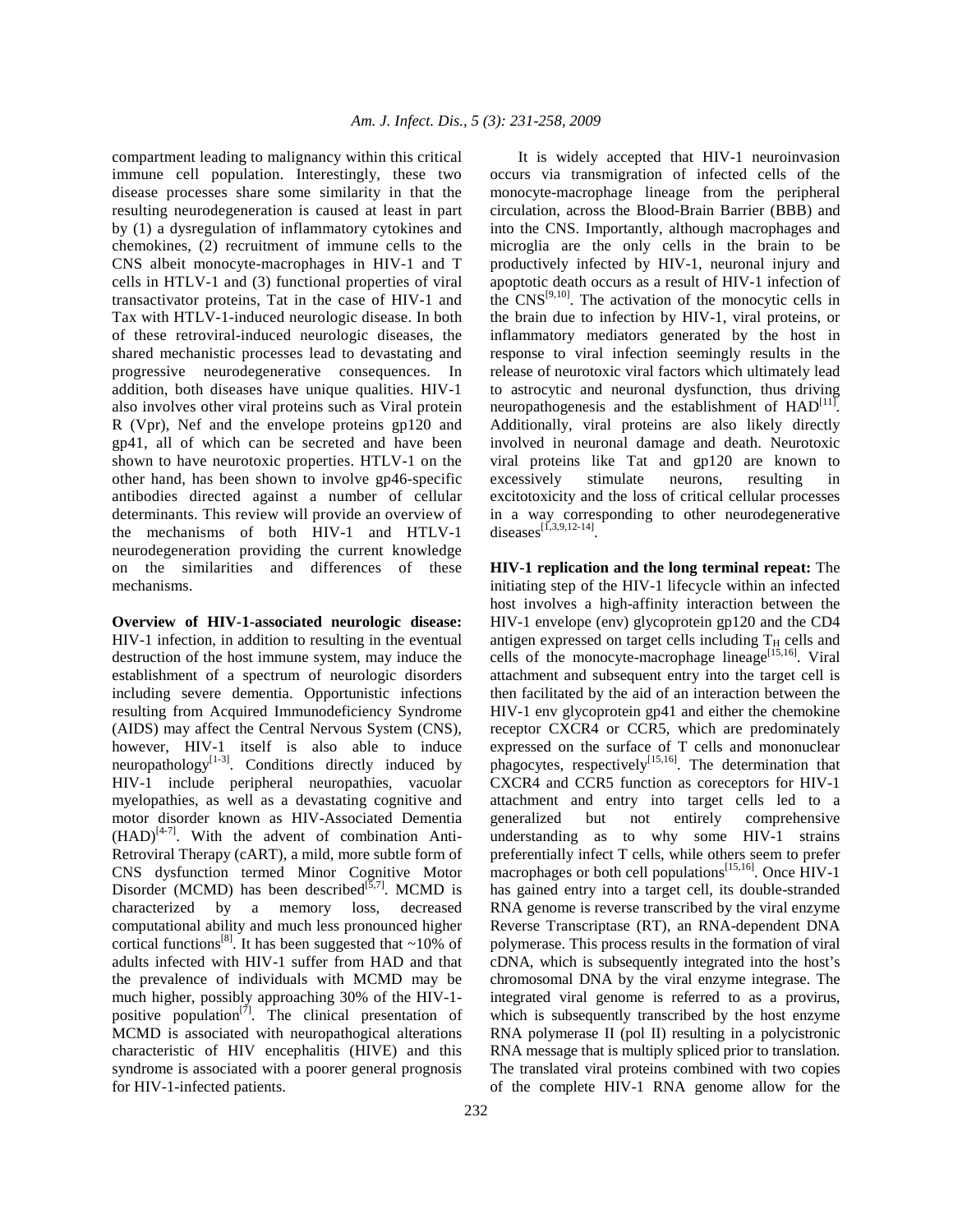compartment leading to malignancy within this critical immune cell population. Interestingly, these two disease processes share some similarity in that the resulting neurodegeneration is caused at least in part by (1) a dysregulation of inflammatory cytokines and chemokines, (2) recruitment of immune cells to the CNS albeit monocyte-macrophages in HIV-1 and T cells in HTLV-1 and (3) functional properties of viral transactivator proteins, Tat in the case of HIV-1 and Tax with HTLV-1-induced neurologic disease. In both of these retroviral-induced neurologic diseases, the shared mechanistic processes lead to devastating and progressive neurodegenerative consequences. In addition, both diseases have unique qualities. HIV-1 also involves other viral proteins such as Viral protein R (Vpr), Nef and the envelope proteins gp120 and gp41, all of which can be secreted and have been shown to have neurotoxic properties. HTLV-1 on the other hand, has been shown to involve gp46-specific antibodies directed against a number of cellular determinants. This review will provide an overview of the mechanisms of both HIV-1 and HTLV-1 neurodegeneration providing the current knowledge on the similarities and differences of these mechanisms.

**Overview of HIV-1-associated neurologic disease:** HIV-1 infection, in addition to resulting in the eventual destruction of the host immune system, may induce the establishment of a spectrum of neurologic disorders including severe dementia. Opportunistic infections resulting from Acquired Immunodeficiency Syndrome (AIDS) may affect the Central Nervous System (CNS), however, HIV-1 itself is also able to induce neuropathology[1-3]. Conditions directly induced by HIV-1 include peripheral neuropathies, vacuolar myelopathies, as well as a devastating cognitive and motor disorder known as HIV-Associated Dementia (HAD)[4-7]. With the advent of combination Anti-Retroviral Therapy (cART), a mild, more subtle form of CNS dysfunction termed Minor Cognitive Motor Disorder (MCMD) has been described[5,7]. MCMD is characterized by a memory loss, decreased computational ability and much less pronounced higher cortical functions[8]. It has been suggested that ~10% of adults infected with HIV-1 suffer from HAD and that the prevalence of individuals with MCMD may be much higher, possibly approaching 30% of the HIV-1-positive population[7]. The clinical presentation of MCMD is associated with neuropathological alterations characteristic of HIV encephalitis (HIVE) and this syndrome is associated with a poorer general prognosis for HIV-1-infected patients.

It is widely accepted that HIV-1 neuroinvasion occurs via transmigration of infected cells of the monocyte-macrophage lineage from the peripheral circulation, across the Blood-Brain Barrier (BBB) and into the CNS. Importantly, although macrophages and microglia are the only cells in the brain to be productively infected by HIV-1, neuronal injury and apoptotic death occurs as a result of HIV-1 infection of the CNS[9,10]. The activation of the monocytic cells in the brain due to infection by HIV-1, viral proteins, or inflammatory mediators generated by the host in response to viral infection seemingly results in the release of neurotoxic viral factors which ultimately lead to astrocytic and neuronal dysfunction, thus driving neuropathogenesis and the establishment of HAD[11]. Additionally, viral proteins are also likely directly involved in neuronal damage and death. Neurotoxic viral proteins like Tat and gp120 are known to excessively stimulate neurons, resulting in excitotoxicity and the loss of critical cellular processes in a way corresponding to other neurodegenerative diseases[1,3,9,12-14].

**HIV-1 replication and the long terminal repeat:** The initiating step of the HIV-1 lifecycle within an infected host involves a high-affinity interaction between the HIV-1 envelope (env) glycoprotein gp120 and the CD4 antigen expressed on target cells including $T_H$ cells and cells of the monocyte-macrophage lineage[15,16]. Viral attachment and subsequent entry into the target cell is then facilitated by the aid of an interaction between the HIV-1 env glycoprotein gp41 and either the chemokine receptor CXCR4 or CCR5, which are predominately expressed on the surface of T cells and mononuclear phagocytes, respectively[15,16]. The determination that CXCR4 and CCR5 function as coreceptors for HIV-1 attachment and entry into target cells led to a generalized but not entirely comprehensive understanding as to why some HIV-1 strains preferentially infect T cells, while others seem to prefer macrophages or both cell populations[15,16]. Once HIV-1 has gained entry into a target cell, its double-stranded RNA genome is reverse transcribed by the viral enzyme Reverse Transcriptase (RT), an RNA-dependent DNA polymerase. This process results in the formation of viral cDNA, which is subsequently integrated into the host's chromosomal DNA by the viral enzyme integrase. The integrated viral genome is referred to as a provirus, which is subsequently transcribed by the host enzyme RNA polymerase II (pol II) resulting in a polycistronic RNA message that is multiply spliced prior to translation. The translated viral proteins combined with two copies of the complete HIV-1 RNA genome allow for the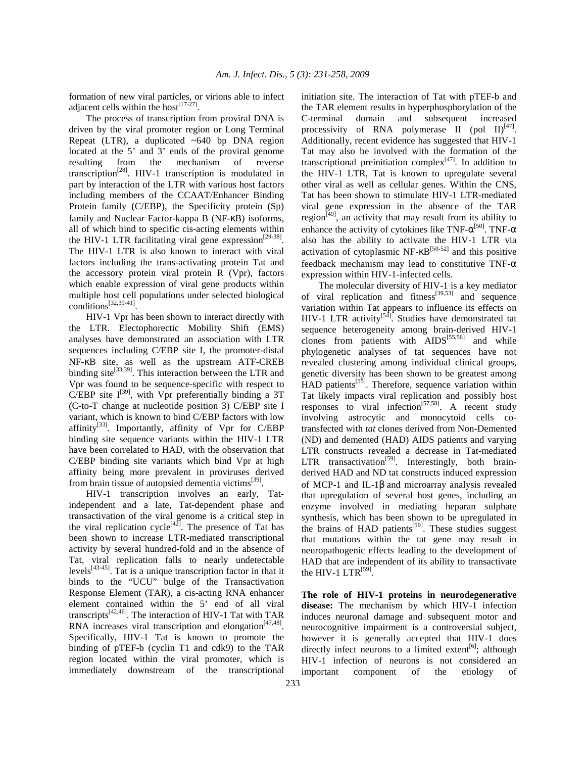formation of new viral particles, or virions able to infect adjacent cells within the host[17-27].

The process of transcription from proviral DNA is driven by the viral promoter region or Long Terminal Repeat (LTR), a duplicated ~640 bp DNA region located at the 5' and 3' ends of the proviral genome resulting from the mechanism of reverse transcription[28]. HIV-1 transcription is modulated in part by interaction of the LTR with various host factors including members of the CCAAT/Enhancer Binding Protein family (C/EBP), the Specificity protein (Sp) family and Nuclear Factor-kappa B (NF-κB) isoforms, all of which bind to specific cis-acting elements within the HIV-1 LTR facilitating viral gene expression[29-38]. The HIV-1 LTR is also known to interact with viral factors including the trans-activating protein Tat and the accessory protein viral protein R (Vpr), factors which enable expression of viral gene products within multiple host cell populations under selected biological conditions[32,39-41].

HIV-1 Vpr has been shown to interact directly with the LTR. Electophorectic Mobility Shift (EMS) analyses have demonstrated an association with LTR sequences including C/EBP site I, the promoter-distal NF-κB site, as well as the upstream ATF-CREB binding site[33,39]. This interaction between the LTR and Vpr was found to be sequence-specific with respect to C/EBP site I[39], with Vpr preferentially binding a 3T (C-to-T change at nucleotide position 3) C/EBP site I variant, which is known to bind C/EBP factors with low affinity[33]. Importantly, affinity of Vpr for C/EBP binding site sequence variants within the HIV-1 LTR have been correlated to HAD, with the observation that C/EBP binding site variants which bind Vpr at high affinity being more prevalent in proviruses derived from brain tissue of autopsied dementia victims[39].

HIV-1 transcription involves an early, Tat-independent and a late, Tat-dependent phase and transactivation of the viral genome is a critical step in the viral replication cycle[42]. The presence of Tat has been shown to increase LTR-mediated transcriptional activity by several hundred-fold and in the absence of Tat, viral replication falls to nearly undetectable levels[43-45]. Tat is a unique transcription factor in that it binds to the "UCU" bulge of the Transactivation Response Element (TAR), a cis-acting RNA enhancer element contained within the 5' end of all viral transcripts[42,46]. The interaction of HIV-1 Tat with TAR RNA increases viral transcription and elongation[47,48]. Specifically, HIV-1 Tat is known to promote the binding of pTEF-b (cyclin T1 and cdk9) to the TAR region located within the viral promoter, which is immediately downstream of the transcriptional initiation site. The interaction of Tat with pTEF-b and the TAR element results in hyperphosphorylation of the C-terminal domain and subsequent increased processivity of RNA polymerase II (pol II)[47]. Additionally, recent evidence has suggested that HIV-1 Tat may also be involved with the formation of the transcriptional preinitiation complex[47]. In addition to the HIV-1 LTR, Tat is known to upregulate several other viral as well as cellular genes. Within the CNS, Tat has been shown to stimulate HIV-1 LTR-mediated viral gene expression in the absence of the TAR region[49], an activity that may result from its ability to enhance the activity of cytokines like TNF-α[50]. TNF-α also has the ability to activate the HIV-1 LTR via activation of cytoplasmic NF-κB[50-52] and this positive feedback mechanism may lead to constitutive TNF-α expression within HIV-1-infected cells.

The molecular diversity of HIV-1 is a key mediator of viral replication and fitness[39,53] and sequence variation within Tat appears to influence its effects on HIV-1 LTR activity[54]. Studies have demonstrated tat sequence heterogeneity among brain-derived HIV-1 clones from patients with AIDS[55,56] and while phylogenetic analyses of tat sequences have not revealed clustering among individual clinical groups, genetic diversity has been shown to be greatest among HAD patients[55]. Therefore, sequence variation within Tat likely impacts viral replication and possibly host responses to viral infection[57,58]. A recent study involving astrocytic and monocytoid cells co-transfected with *tat* clones derived from Non-Demented (ND) and demented (HAD) AIDS patients and varying LTR constructs revealed a decrease in Tat-mediated LTR transactivation[59]. Interestingly, both brain-derived HAD and ND tat constructs induced expression of MCP-1 and IL-1β and microarray analysis revealed that upregulation of several host genes, including an enzyme involved in mediating heparan sulphate synthesis, which has been shown to be upregulated in the brains of HAD patients[59]. These studies suggest that mutations within the tat gene may result in neuropathogenic effects leading to the development of HAD that are independent of its ability to transactivate the HIV-1 LTR[59].

**The role of HIV-1 proteins in neurodegenerative disease:** The mechanism by which HIV-1 infection induces neuronal damage and subsequent motor and neurocognitive impairment is a controversial subject, however it is generally accepted that HIV-1 does directly infect neurons to a limited extent[6]; although HIV-1 infection of neurons is not considered an important component of the etiology of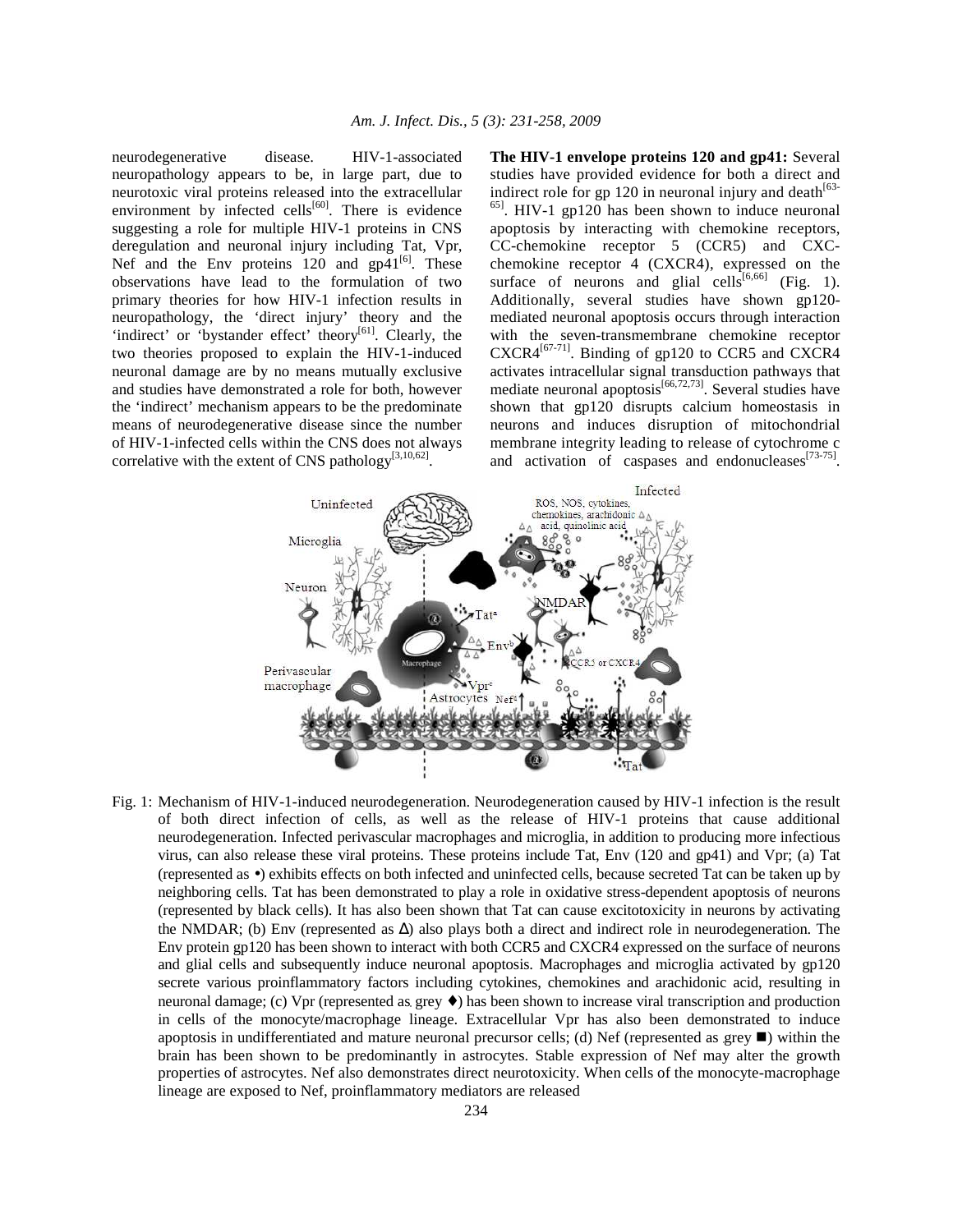neurodegenerative disease. HIV-1-associated neuropathology appears to be, in large part, due to neurotoxic viral proteins released into the extracellular environment by infected cells[60]. There is evidence suggesting a role for multiple HIV-1 proteins in CNS deregulation and neuronal injury including Tat, Vpr, Nef and the Env proteins 120 and gp41[6]. These observations have lead to the formulation of two primary theories for how HIV-1 infection results in neuropathology, the 'direct injury' theory and the 'indirect' or 'bystander effect' theory[61]. Clearly, the two theories proposed to explain the HIV-1-induced neuronal damage are by no means mutually exclusive and studies have demonstrated a role for both, however the 'indirect' mechanism appears to be the predominate means of neurodegenerative disease since the number of HIV-1-infected cells within the CNS does not always correlative with the extent of CNS pathology[3,10,62].

**The HIV-1 envelope proteins 120 and gp41:** Several studies have provided evidence for both a direct and indirect role for gp 120 in neuronal injury and death[63-65]. HIV-1 gp120 has been shown to induce neuronal apoptosis by interacting with chemokine receptors, CC-chemokine receptor 5 (CCR5) and CXC-chemokine receptor 4 (CXCR4), expressed on the surface of neurons and glial cells[6,66] (Fig. 1). Additionally, several studies have shown gp120-mediated neuronal apoptosis occurs through interaction with the seven-transmembrane chemokine receptor CXCR4[67-71]. Binding of gp120 to CCR5 and CXCR4 activates intracellular signal transduction pathways that mediate neuronal apoptosis[66,72,73]. Several studies have shown that gp120 disrupts calcium homeostasis in neurons and induces disruption of mitochondrial membrane integrity leading to release of cytochrome c and activation of caspases and endonucleases[73-75].

Fig. 1: Mechanism of HIV-1-induced neurodegeneration. Neurodegeneration caused by HIV-1 infection is the result of both direct infection of cells, as well as the release of HIV-1 proteins that cause additional neurodegeneration. Infected perivascular macrophages and microglia, in addition to producing more infectious virus, can also release these viral proteins. These proteins include Tat, Env (120 and gp41) and Vpr; (a) Tat (represented as •) exhibits effects on both infected and uninfected cells, because secreted Tat can be taken up by neighboring cells. Tat has been demonstrated to play a role in oxidative stress-dependent apoptosis of neurons (represented by black cells). It has also been shown that Tat can cause excitotoxicity in neurons by activating the NMDAR; (b) Env (represented as Δ) also plays both a direct and indirect role in neurodegeneration. The Env protein gp120 has been shown to interact with both CCR5 and CXCR4 expressed on the surface of neurons and glial cells and subsequently induce neuronal apoptosis. Macrophages and microglia activated by gp120 secrete various proinflammatory factors including cytokines, chemokines and arachidonic acid, resulting in neuronal damage; (c) Vpr (represented as grey ♦) has been shown to increase viral transcription and production in cells of the monocyte/macrophage lineage. Extracellular Vpr has also been demonstrated to induce apoptosis in undifferentiated and mature neuronal precursor cells; (d) Nef (represented as grey ■) within the brain has been shown to be predominantly in astrocytes. Stable expression of Nef may alter the growth properties of astrocytes. Nef also demonstrates direct neurotoxicity. When cells of the monocyte-macrophage lineage are exposed to Nef, proinflammatory mediators are released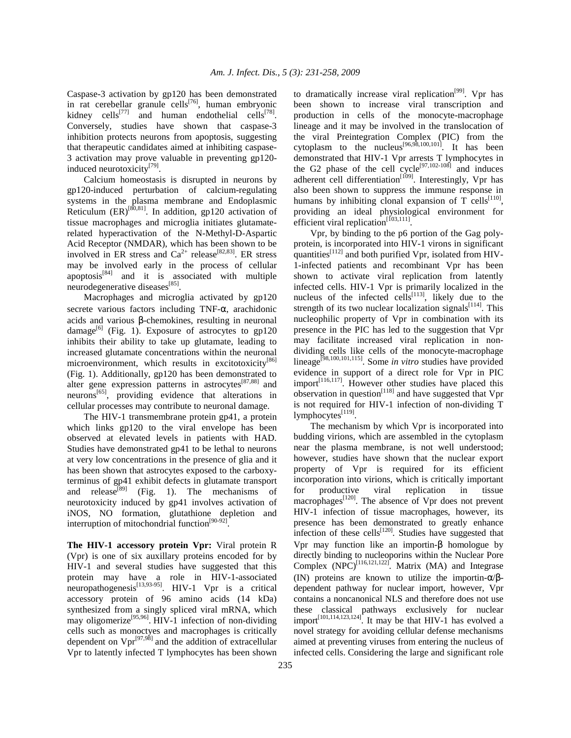Caspase-3 activation by gp120 has been demonstrated in rat cerebellar granule cells[76], human embryonic kidney cells[77] and human endothelial cells[78]. Conversely, studies have shown that caspase-3 inhibition protects neurons from apoptosis, suggesting that therapeutic candidates aimed at inhibiting caspase-3 activation may prove valuable in preventing gp120-induced neurotoxicity[79].

Calcium homeostasis is disrupted in neurons by gp120-induced perturbation of calcium-regulating systems in the plasma membrane and Endoplasmic Reticulum (ER)[80,81]. In addition, gp120 activation of tissue macrophages and microglia initiates glutamate-related hyperactivation of the N-Methyl-D-Aspartic Acid Receptor (NMDAR), which has been shown to be involved in ER stress and $Ca^{2+}$ release[82,83]. ER stress may be involved early in the process of cellular apoptosis[84] and it is associated with multiple neurodegenerative diseases[85].

Macrophages and microglia activated by gp120 secrete various factors including TNF-α, arachidonic acids and various β-chemokines, resulting in neuronal damage[6] (Fig. 1). Exposure of astrocytes to gp120 inhibits their ability to take up glutamate, leading to increased glutamate concentrations within the neuronal microenvironment, which results in excitotoxicity[86] (Fig. 1). Additionally, gp120 has been demonstrated to alter gene expression patterns in astrocytes[87,88] and neurons[65], providing evidence that alterations in cellular processes may contribute to neuronal damage.

The HIV-1 transmembrane protein gp41, a protein which links gp120 to the viral envelope has been observed at elevated levels in patients with HAD. Studies have demonstrated gp41 to be lethal to neurons at very low concentrations in the presence of glia and it has been shown that astrocytes exposed to the carboxy-terminus of gp41 exhibit defects in glutamate transport and release[89] (Fig. 1). The mechanisms of neurotoxicity induced by gp41 involves activation of iNOS, NO formation, glutathione depletion and interruption of mitochondrial function[90-92].

**The HIV-1 accessory protein Vpr:** Viral protein R (Vpr) is one of six auxillary proteins encoded for by HIV-1 and several studies have suggested that this protein may have a role in HIV-1-associated neuropathogenesis[13,93-95]. HIV-1 Vpr is a critical accessory protein of 96 amino acids (14 kDa) synthesized from a singly spliced viral mRNA, which may oligomerize[95,96]. HIV-1 infection of non-dividing cells such as monoctyes and macrophages is critically dependent on Vpr[97,98] and the addition of extracellular Vpr to latently infected T lymphocytes has been shown to dramatically increase viral replication[99]. Vpr has been shown to increase viral transcription and production in cells of the monocyte-macrophage lineage and it may be involved in the translocation of the viral Preintegration Complex (PIC) from the cytoplasm to the nucleus[96,98,100,101]. It has been demonstrated that HIV-1 Vpr arrests T lymphocytes in the G2 phase of the cell cycle[97,102-108] and induces adherent cell differentiation[109]. Interestingly, Vpr has also been shown to suppress the immune response in humans by inhibiting clonal expansion of T cells[110], providing an ideal physiological environment for efficient viral replication[103,111].

Vpr, by binding to the p6 portion of the Gag poly-protein, is incorporated into HIV-1 virons in significant quantities[112] and both purified Vpr, isolated from HIV-1-infected patients and recombinant Vpr has been shown to activate viral replication from latently infected cells. HIV-1 Vpr is primarily localized in the nucleus of the infected cells[113], likely due to the strength of its two nuclear localization signals[114]. This nucleophilic property of Vpr in combination with its presence in the PIC has led to the suggestion that Vpr may facilitate increased viral replication in non-dividing cells like cells of the monocyte-macrophage lineage[98,100,101,115]. Some *in vitro* studies have provided evidence in support of a direct role for Vpr in PIC import[116,117]. However other studies have placed this observation in question[118] and have suggested that Vpr is not required for HIV-1 infection of non-dividing T lymphocytes[119].

The mechanism by which Vpr is incorporated into budding virions, which are assembled in the cytoplasm near the plasma membrane, is not well understood; however, studies have shown that the nuclear export property of Vpr is required for its efficient incorporation into virions, which is critically important for productive viral replication in tissue macrophages[120]. The absence of Vpr does not prevent HIV-1 infection of tissue macrophages, however, its presence has been demonstrated to greatly enhance infection of these cells[120]. Studies have suggested that Vpr may function like an importin-β homologue by directly binding to nucleoporins within the Nuclear Pore Complex (NPC)[116,121,122]. Matrix (MA) and Integrase (IN) proteins are known to utilize the importin-α/β-dependent pathway for nuclear import, however, Vpr contains a noncanonical NLS and therefore does not use these classical pathways exclusively for nuclear import[101,114,123,124]. It may be that HIV-1 has evolved a novel strategy for avoiding cellular defense mechanisms aimed at preventing viruses from entering the nucleus of infected cells. Considering the large and significant role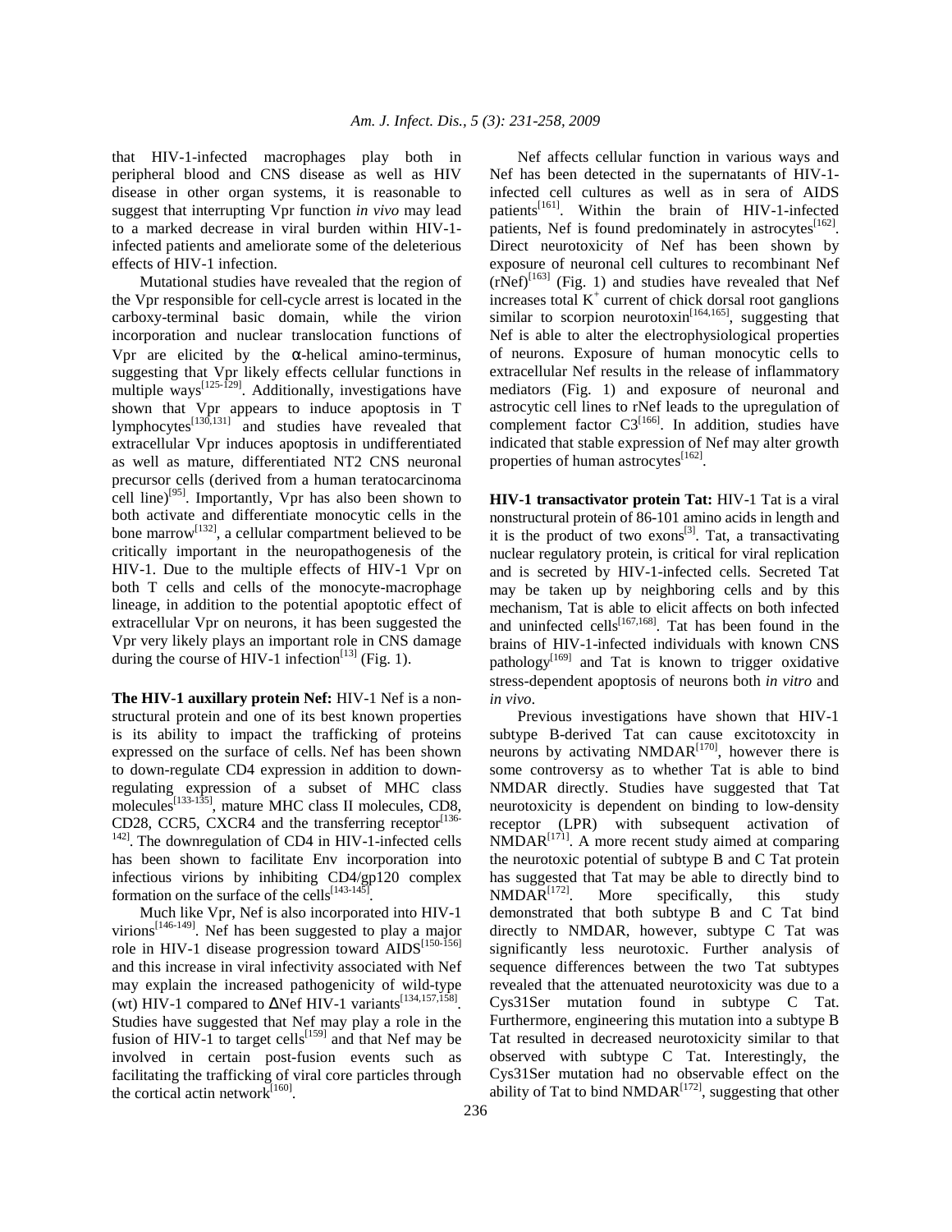that HIV-1-infected macrophages play both in peripheral blood and CNS disease as well as HIV disease in other organ systems, it is reasonable to suggest that interrupting Vpr function *in vivo* may lead to a marked decrease in viral burden within HIV-1-infected patients and ameliorate some of the deleterious effects of HIV-1 infection.

Mutational studies have revealed that the region of the Vpr responsible for cell-cycle arrest is located in the carboxy-terminal basic domain, while the virion incorporation and nuclear translocation functions of Vpr are elicited by the α-helical amino-terminus, suggesting that Vpr likely effects cellular functions in multiple ways[125-129]. Additionally, investigations have shown that Vpr appears to induce apoptosis in T lymphocytes[130,131] and studies have revealed that extracellular Vpr induces apoptosis in undifferentiated as well as mature, differentiated NT2 CNS neuronal precursor cells (derived from a human teratocarcinoma cell line)[95]. Importantly, Vpr has also been shown to both activate and differentiate monocytic cells in the bone marrow[132], a cellular compartment believed to be critically important in the neuropathogenesis of the HIV-1. Due to the multiple effects of HIV-1 Vpr on both T cells and cells of the monocyte-macrophage lineage, in addition to the potential apoptotic effect of extracellular Vpr on neurons, it has been suggested the Vpr very likely plays an important role in CNS damage during the course of HIV-1 infection[13] (Fig. 1).

**The HIV-1 auxillary protein Nef:** HIV-1 Nef is a non-structural protein and one of its best known properties is its ability to impact the trafficking of proteins expressed on the surface of cells. Nef has been shown to down-regulate CD4 expression in addition to down-regulating expression of a subset of MHC class molecules[133-135], mature MHC class II molecules, CD8, CD28, CCR5, CXCR4 and the transferring receptor[136-142]. The downregulation of CD4 in HIV-1-infected cells has been shown to facilitate Env incorporation into infectious virions by inhibiting CD4/gp120 complex formation on the surface of the cells[143-145].

Much like Vpr, Nef is also incorporated into HIV-1 virions[146-149]. Nef has been suggested to play a major role in HIV-1 disease progression toward AIDS[150-156] and this increase in viral infectivity associated with Nef may explain the increased pathogenicity of wild-type (wt) HIV-1 compared to ΔNef HIV-1 variants[134,157,158]. Studies have suggested that Nef may play a role in the fusion of HIV-1 to target cells[159] and that Nef may be involved in certain post-fusion events such as facilitating the trafficking of viral core particles through the cortical actin network[160].

Nef affects cellular function in various ways and Nef has been detected in the supernatants of HIV-1-infected cell cultures as well as in sera of AIDS patients[161]. Within the brain of HIV-1-infected patients, Nef is found predominately in astrocytes[162]. Direct neurotoxicity of Nef has been shown by exposure of neuronal cell cultures to recombinant Nef (rNef)[163] (Fig. 1) and studies have revealed that Nef increases total $K^+$ current of chick dorsal root ganglions similar to scorpion neurotoxin[164,165], suggesting that Nef is able to alter the electrophysiological properties of neurons. Exposure of human monocytic cells to extracellular Nef results in the release of inflammatory mediators (Fig. 1) and exposure of neuronal and astrocytic cell lines to rNef leads to the upregulation of complement factor C3[166]. In addition, studies have indicated that stable expression of Nef may alter growth properties of human astrocytes[162].

**HIV-1 transactivator protein Tat:** HIV-1 Tat is a viral nonstructural protein of 86-101 amino acids in length and it is the product of two exons[3]. Tat, a transactivating nuclear regulatory protein, is critical for viral replication and is secreted by HIV-1-infected cells. Secreted Tat may be taken up by neighboring cells and by this mechanism, Tat is able to elicit affects on both infected and uninfected cells[167,168]. Tat has been found in the brains of HIV-1-infected individuals with known CNS pathology[169] and Tat is known to trigger oxidative stress-dependent apoptosis of neurons both *in vitro* and *in vivo*.

Previous investigations have shown that HIV-1 subtype B-derived Tat can cause excitotoxcity in neurons by activating NMDAR[170], however there is some controversy as to whether Tat is able to bind NMDAR directly. Studies have suggested that Tat neurotoxicity is dependent on binding to low-density receptor (LPR) with subsequent activation of NMDAR[171]. A more recent study aimed at comparing the neurotoxic potential of subtype B and C Tat protein has suggested that Tat may be able to directly bind to NMDAR[172]. More specifically, this study demonstrated that both subtype B and C Tat bind directly to NMDAR, however, subtype C Tat was significantly less neurotoxic. Further analysis of sequence differences between the two Tat subtypes revealed that the attenuated neurotoxicity was due to a Cys31Ser mutation found in subtype C Tat. Furthermore, engineering this mutation into a subtype B Tat resulted in decreased neurotoxicity similar to that observed with subtype C Tat. Interestingly, the Cys31Ser mutation had no observable effect on the ability of Tat to bind NMDAR[172], suggesting that other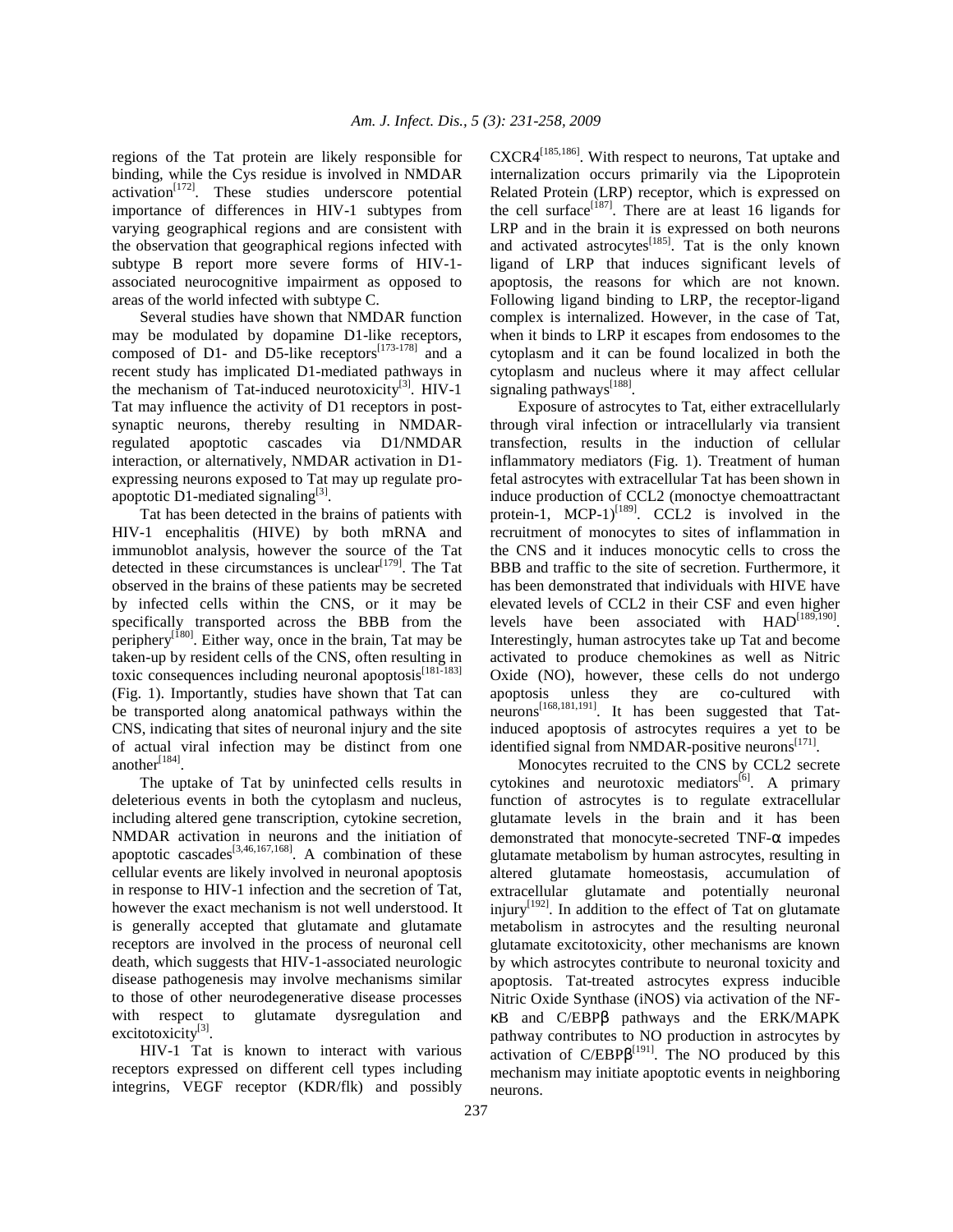regions of the Tat protein are likely responsible for binding, while the Cys residue is involved in NMDAR activation[172]. These studies underscore potential importance of differences in HIV-1 subtypes from varying geographical regions and are consistent with the observation that geographical regions infected with subtype B report more severe forms of HIV-1-associated neurocognitive impairment as opposed to areas of the world infected with subtype C.

Several studies have shown that NMDAR function may be modulated by dopamine D1-like receptors, composed of D1- and D5-like receptors[173-178] and a recent study has implicated D1-mediated pathways in the mechanism of Tat-induced neurotoxicity[3]. HIV-1 Tat may influence the activity of D1 receptors in post-synaptic neurons, thereby resulting in NMDAR-regulated apoptotic cascades via D1/NMDAR interaction, or alternatively, NMDAR activation in D1-expressing neurons exposed to Tat may up regulate pro-apoptotic D1-mediated signaling[3].

Tat has been detected in the brains of patients with HIV-1 encephalitis (HIVE) by both mRNA and immunoblot analysis, however the source of the Tat detected in these circumstances is unclear[179]. The Tat observed in the brains of these patients may be secreted by infected cells within the CNS, or it may be specifically transported across the BBB from the periphery[180]. Either way, once in the brain, Tat may be taken-up by resident cells of the CNS, often resulting in toxic consequences including neuronal apoptosis[181-183] (Fig. 1). Importantly, studies have shown that Tat can be transported along anatomical pathways within the CNS, indicating that sites of neuronal injury and the site of actual viral infection may be distinct from one another[184].

The uptake of Tat by uninfected cells results in deleterious events in both the cytoplasm and nucleus, including altered gene transcription, cytokine secretion, NMDAR activation in neurons and the initiation of apoptotic cascades[3,46,167,168]. A combination of these cellular events are likely involved in neuronal apoptosis in response to HIV-1 infection and the secretion of Tat, however the exact mechanism is not well understood. It is generally accepted that glutamate and glutamate receptors are involved in the process of neuronal cell death, which suggests that HIV-1-associated neurologic disease pathogenesis may involve mechanisms similar to those of other neurodegenerative disease processes with respect to glutamate dysregulation and excitotoxicity[3].

HIV-1 Tat is known to interact with various receptors expressed on different cell types including integrins, VEGF receptor (KDR/flk) and possibly CXCR4[185,186]. With respect to neurons, Tat uptake and internalization occurs primarily via the Lipoprotein Related Protein (LRP) receptor, which is expressed on the cell surface[187]. There are at least 16 ligands for LRP and in the brain it is expressed on both neurons and activated astrocytes[185]. Tat is the only known ligand of LRP that induces significant levels of apoptosis, the reasons for which are not known. Following ligand binding to LRP, the receptor-ligand complex is internalized. However, in the case of Tat, when it binds to LRP it escapes from endosomes to the cytoplasm and it can be found localized in both the cytoplasm and nucleus where it may affect cellular signaling pathways[188].

Exposure of astrocytes to Tat, either extracellularly through viral infection or intracellularly via transient transfection, results in the induction of cellular inflammatory mediators (Fig. 1). Treatment of human fetal astrocytes with extracellular Tat has been shown in induce production of CCL2 (monoctye chemoattractant protein-1, MCP-1)[189]. CCL2 is involved in the recruitment of monocytes to sites of inflammation in the CNS and it induces monocytic cells to cross the BBB and traffic to the site of secretion. Furthermore, it has been demonstrated that individuals with HIVE have elevated levels of CCL2 in their CSF and even higher levels have been associated with HAD[189,190]. Interestingly, human astrocytes take up Tat and become activated to produce chemokines as well as Nitric Oxide (NO), however, these cells do not undergo apoptosis unless they are co-cultured with neurons[168,181,191]. It has been suggested that Tat-induced apoptosis of astrocytes requires a yet to be identified signal from NMDAR-positive neurons[171].

Monocytes recruited to the CNS by CCL2 secrete cytokines and neurotoxic mediators[6]. A primary function of astrocytes is to regulate extracellular glutamate levels in the brain and it has been demonstrated that monocyte-secreted TNF-$\alpha$ impedes glutamate metabolism by human astrocytes, resulting in altered glutamate homeostasis, accumulation of extracellular glutamate and potentially neuronal injury[192]. In addition to the effect of Tat on glutamate metabolism in astrocytes and the resulting neuronal glutamate excitotoxicity, other mechanisms are known by which astrocytes contribute to neuronal toxicity and apoptosis. Tat-treated astrocytes express inducible Nitric Oxide Synthase (iNOS) via activation of the NF-$\kappa$B and C/EBP$\beta$ pathways and the ERK/MAPK pathway contributes to NO production in astrocytes by activation of C/EBP$\beta$[191]. The NO produced by this mechanism may initiate apoptotic events in neighboring neurons.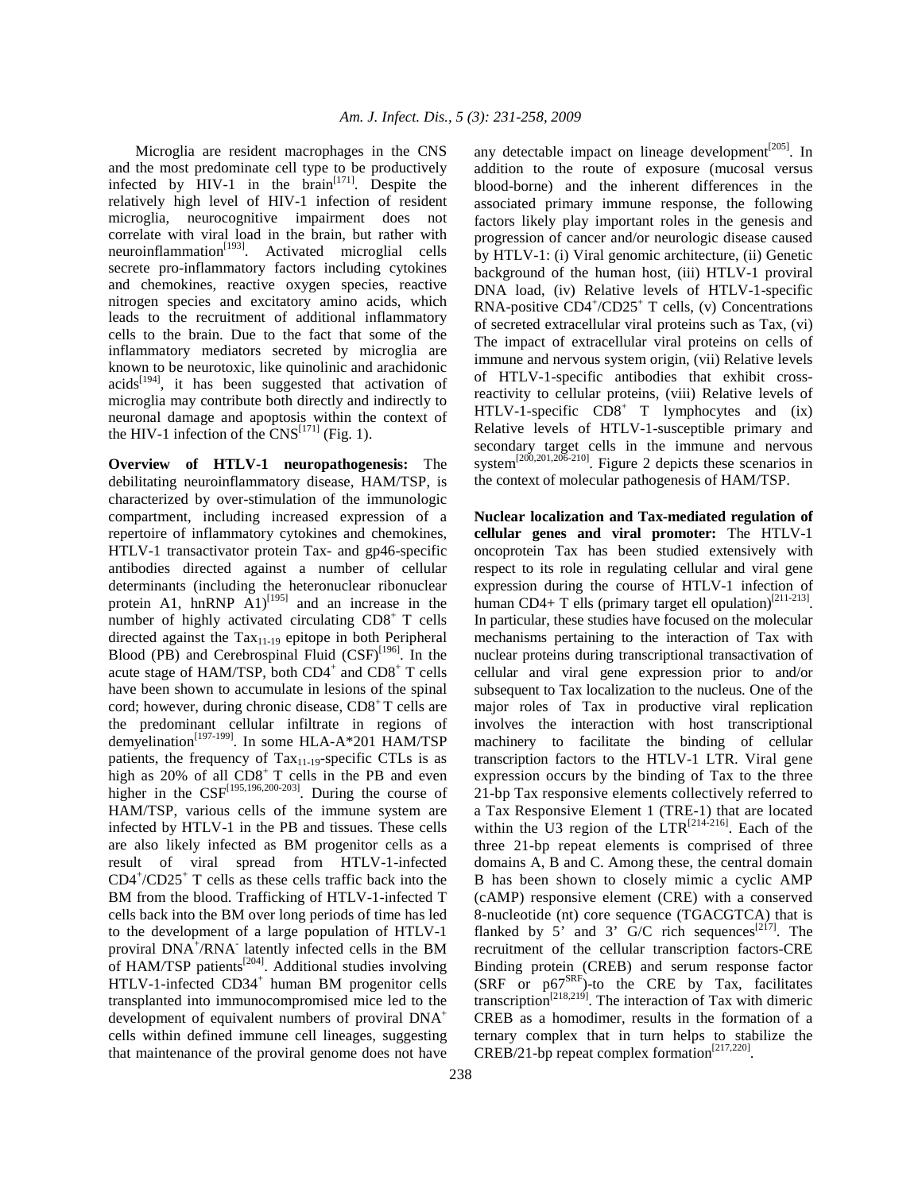Microglia are resident macrophages in the CNS and the most predominate cell type to be productively infected by HIV-1 in the brain[171]. Despite the relatively high level of HIV-1 infection of resident microglia, neurocognitive impairment does not correlate with viral load in the brain, but rather with neuroinflammation[193]. Activated microglial cells secrete pro-inflammatory factors including cytokines and chemokines, reactive oxygen species, reactive nitrogen species and excitatory amino acids, which leads to the recruitment of additional inflammatory cells to the brain. Due to the fact that some of the inflammatory mediators secreted by microglia are known to be neurotoxic, like quinolinic and arachidonic acids[194], it has been suggested that activation of microglia may contribute both directly and indirectly to neuronal damage and apoptosis within the context of the HIV-1 infection of the CNS[171] (Fig. 1).

**Overview of HTLV-1 neuropathogenesis:** The debilitating neuroinflammatory disease, HAM/TSP, is characterized by over-stimulation of the immunologic compartment, including increased expression of a repertoire of inflammatory cytokines and chemokines, HTLV-1 transactivator protein Tax- and gp46-specific antibodies directed against a number of cellular determinants (including the heteronuclear ribonuclear protein A1, hnRNP A1)[195] and an increase in the number of highly activated circulating $CD8^+$ T cells directed against the $Tax_{11-19}$ epitope in both Peripheral Blood (PB) and Cerebrospinal Fluid (CSF)[196]. In the acute stage of HAM/TSP, both $CD4^+$ and $CD8^+$ T cells have been shown to accumulate in lesions of the spinal cord; however, during chronic disease, $CD8^+$ T cells are the predominant cellular infiltrate in regions of demyelination[197-199]. In some HLA-A*201 HAM/TSP patients, the frequency of $Tax_{11-19}$-specific CTLs is as high as 20% of all $CD8^+$ T cells in the PB and even higher in the CSF[195,196,200-203]. During the course of HAM/TSP, various cells of the immune system are infected by HTLV-1 in the PB and tissues. These cells are also likely infected as BM progenitor cells as a result of viral spread from HTLV-1-infected $CD4^+/CD25^+$ T cells as these cells traffic back into the BM from the blood. Trafficking of HTLV-1-infected T cells back into the BM over long periods of time has led to the development of a large population of HTLV-1 proviral $DNA^+/RNA^-$ latently infected cells in the BM of HAM/TSP patients[204]. Additional studies involving HTLV-1-infected $CD34^+$ human BM progenitor cells transplanted into immunocompromised mice led to the development of equivalent numbers of proviral $DNA^+$ cells within defined immune cell lineages, suggesting that maintenance of the proviral genome does not have any detectable impact on lineage development[205]. In addition to the route of exposure (mucosal versus blood-borne) and the inherent differences in the associated primary immune response, the following factors likely play important roles in the genesis and progression of cancer and/or neurologic disease caused by HTLV-1: (i) Viral genomic architecture, (ii) Genetic background of the human host, (iii) HTLV-1 proviral DNA load, (iv) Relative levels of HTLV-1-specific RNA-positive $CD4^+/CD25^+$ T cells, (v) Concentrations of secreted extracellular viral proteins such as Tax, (vi) The impact of extracellular viral proteins on cells of immune and nervous system origin, (vii) Relative levels of HTLV-1-specific antibodies that exhibit cross-reactivity to cellular proteins, (viii) Relative levels of HTLV-1-specific $CD8^+$ T lymphocytes and (ix) Relative levels of HTLV-1-susceptible primary and secondary target cells in the immune and nervous system[200,201,206-210]. Figure 2 depicts these scenarios in the context of molecular pathogenesis of HAM/TSP.

**Nuclear localization and Tax-mediated regulation of cellular genes and viral promoter:** The HTLV-1 oncoprotein Tax has been studied extensively with respect to its role in regulating cellular and viral gene expression during the course of HTLV-1 infection of human CD4+ T ells (primary target ell opulation)[211-213]. In particular, these studies have focused on the molecular mechanisms pertaining to the interaction of Tax with nuclear proteins during transcriptional transactivation of cellular and viral gene expression prior to and/or subsequent to Tax localization to the nucleus. One of the major roles of Tax in productive viral replication involves the interaction with host transcriptional machinery to facilitate the binding of cellular transcription factors to the HTLV-1 LTR. Viral gene expression occurs by the binding of Tax to the three 21-bp Tax responsive elements collectively referred to a Tax Responsive Element 1 (TRE-1) that are located within the U3 region of the LTR[214-216]. Each of the three 21-bp repeat elements is comprised of three domains A, B and C. Among these, the central domain B has been shown to closely mimic a cyclic AMP (cAMP) responsive element (CRE) with a conserved 8-nucleotide (nt) core sequence (TGACGTCA) that is flanked by 5' and 3' G/C rich sequences[217]. The recruitment of the cellular transcription factors-CRE Binding protein (CREB) and serum response factor (SRF or $p67^{SRF}$)-to the CRE by Tax, facilitates transcription[218,219]. The interaction of Tax with dimeric CREB as a homodimer, results in the formation of a ternary complex that in turn helps to stabilize the CREB/21-bp repeat complex formation[217,220].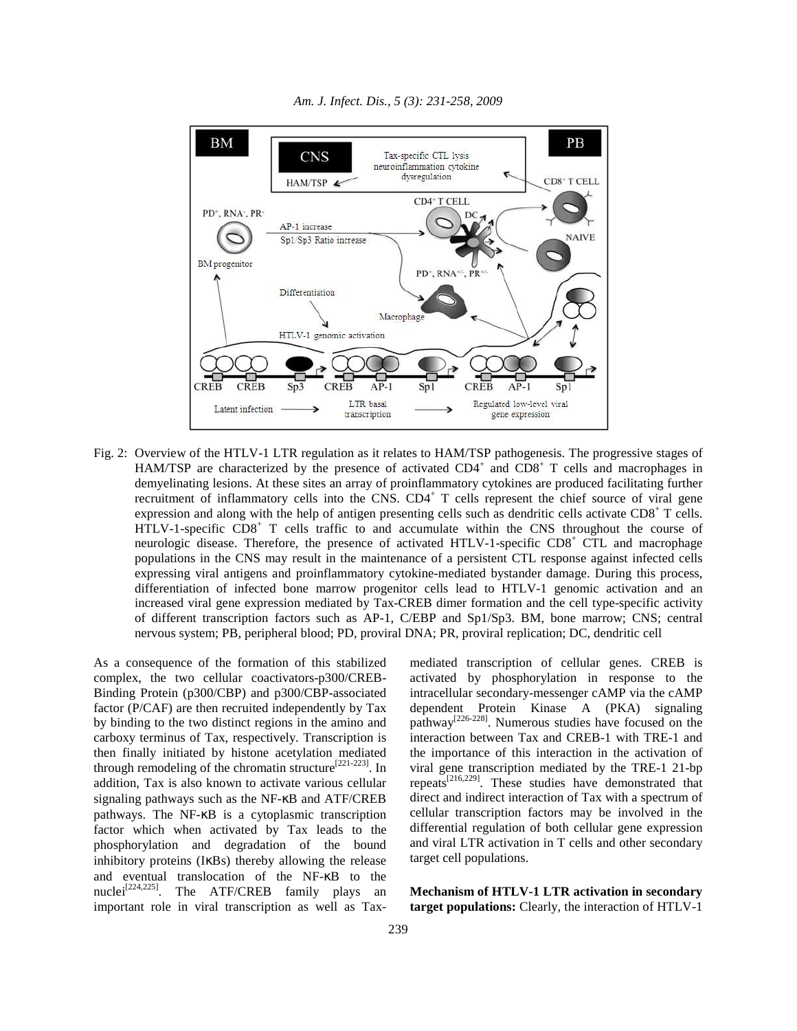Fig. 2: Overview of the HTLV-1 LTR regulation as it relates to HAM/TSP pathogenesis. The progressive stages of HAM/TSP are characterized by the presence of activated $CD4^+$ and $CD8^+$ T cells and macrophages in demyelinating lesions. At these sites an array of proinflammatory cytokines are produced facilitating further recruitment of inflammatory cells into the CNS. $CD4^+$ T cells represent the chief source of viral gene expression and along with the help of antigen presenting cells such as dendritic cells activate $CD8^+$ T cells. HTLV-1-specific $CD8^+$ T cells traffic to and accumulate within the CNS throughout the course of neurologic disease. Therefore, the presence of activated HTLV-1-specific $CD8^+$ CTL and macrophage populations in the CNS may result in the maintenance of a persistent CTL response against infected cells expressing viral antigens and proinflammatory cytokine-mediated bystander damage. During this process, differentiation of infected bone marrow progenitor cells lead to HTLV-1 genomic activation and an increased viral gene expression mediated by Tax-CREB dimer formation and the cell type-specific activity of different transcription factors such as AP-1, C/EBP and Sp1/Sp3. BM, bone marrow; CNS; central nervous system; PB, peripheral blood; PD, proviral DNA; PR, proviral replication; DC, dendritic cell

As a consequence of the formation of this stabilized complex, the two cellular coactivators-p300/CREB-Binding Protein (p300/CBP) and p300/CBP-associated factor (P/CAF) are then recruited independently by Tax by binding to the two distinct regions in the amino and carboxy terminus of Tax, respectively. Transcription is then finally initiated by histone acetylation mediated through remodeling of the chromatin structure[221-223]. In addition, Tax is also known to activate various cellular signaling pathways such as the NF-κB and ATF/CREB pathways. The NF-κB is a cytoplasmic transcription factor which when activated by Tax leads to the phosphorylation and degradation of the bound inhibitory proteins (IκBs) thereby allowing the release and eventual translocation of the NF-κB to the nuclei[224,225]. The ATF/CREB family plays an important role in viral transcription as well as Tax-mediated transcription of cellular genes. CREB is activated by phosphorylation in response to the intracellular secondary-messenger cAMP via the cAMP dependent Protein Kinase A (PKA) signaling pathway[226-228]. Numerous studies have focused on the interaction between Tax and CREB-1 with TRE-1 and the importance of this interaction in the activation of viral gene transcription mediated by the TRE-1 21-bp repeats[216,229]. These studies have demonstrated that direct and indirect interaction of Tax with a spectrum of cellular transcription factors may be involved in the differential regulation of both cellular gene expression and viral LTR activation in T cells and other secondary target cell populations.

**Mechanism of HTLV-1 LTR activation in secondary target populations:** Clearly, the interaction of HTLV-1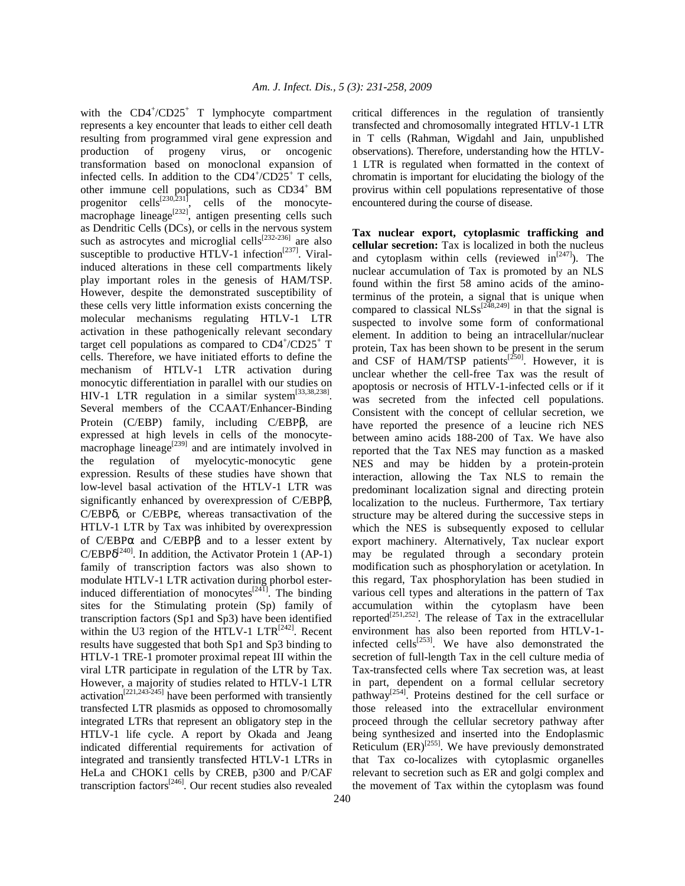with the $CD4^+/CD25^+$ T lymphocyte compartment represents a key encounter that leads to either cell death resulting from programmed viral gene expression and production of progeny virus, or oncogenic transformation based on monoclonal expansion of infected cells. In addition to the $CD4^+/CD25^+$ T cells, other immune cell populations, such as $CD34^+$ BM progenitor cells[230,231], cells of the monocyte-macrophage lineage[232], antigen presenting cells such as Dendritic Cells (DCs), or cells in the nervous system such as astrocytes and microglial cells[232-236] are also susceptible to productive HTLV-1 infection[237]. Viral-induced alterations in these cell compartments likely play important roles in the genesis of HAM/TSP. However, despite the demonstrated susceptibility of these cells very little information exists concerning the molecular mechanisms regulating HTLV-1 LTR activation in these pathogenically relevant secondary target cell populations as compared to $CD4^+/CD25^+$ T cells. Therefore, we have initiated efforts to define the mechanism of HTLV-1 LTR activation during monocytic differentiation in parallel with our studies on HIV-1 LTR regulation in a similar system[33,38,238]. Several members of the CCAAT/Enhancer-Binding Protein (C/EBP) family, including C/EBPβ, are expressed at high levels in cells of the monocyte-macrophage lineage[239] and are intimately involved in the regulation of myelocytic-monocytic gene expression. Results of these studies have shown that low-level basal activation of the HTLV-1 LTR was significantly enhanced by overexpression of C/EBPβ, C/EBPδ, or C/EBPε, whereas transactivation of the HTLV-1 LTR by Tax was inhibited by overexpression of C/EBPα and C/EBPβ and to a lesser extent by C/EBPδ[240]. In addition, the Activator Protein 1 (AP-1) family of transcription factors was also shown to modulate HTLV-1 LTR activation during phorbol ester-induced differentiation of monocytes[241]. The binding sites for the Stimulating protein (Sp) family of transcription factors (Sp1 and Sp3) have been identified within the U3 region of the HTLV-1 LTR[242]. Recent results have suggested that both Sp1 and Sp3 binding to HTLV-1 TRE-1 promoter proximal repeat III within the viral LTR participate in regulation of the LTR by Tax. However, a majority of studies related to HTLV-1 LTR activation[221,243-245] have been performed with transiently transfected LTR plasmids as opposed to chromosomally integrated LTRs that represent an obligatory step in the HTLV-1 life cycle. A report by Okada and Jeang indicated differential requirements for activation of integrated and transiently transfected HTLV-1 LTRs in HeLa and CHOK1 cells by CREB, p300 and P/CAF transcription factors[246]. Our recent studies also revealed critical differences in the regulation of transiently transfected and chromosomally integrated HTLV-1 LTR in T cells (Rahman, Wigdahl and Jain, unpublished observations). Therefore, understanding how the HTLV-1 LTR is regulated when formatted in the context of chromatin is important for elucidating the biology of the provirus within cell populations representative of those encountered during the course of disease.

**Tax nuclear export, cytoplasmic trafficking and cellular secretion:** Tax is localized in both the nucleus and cytoplasm within cells (reviewed in[247]). The nuclear accumulation of Tax is promoted by an NLS found within the first 58 amino acids of the amino-terminus of the protein, a signal that is unique when compared to classical NLSs[248,249] in that the signal is suspected to involve some form of conformational element. In addition to being an intracellular/nuclear protein, Tax has been shown to be present in the serum and CSF of HAM/TSP patients[250]. However, it is unclear whether the cell-free Tax was the result of apoptosis or necrosis of HTLV-1-infected cells or if it was secreted from the infected cell populations. Consistent with the concept of cellular secretion, we have reported the presence of a leucine rich NES between amino acids 188-200 of Tax. We have also reported that the Tax NES may function as a masked NES and may be hidden by a protein-protein interaction, allowing the Tax NLS to remain the predominant localization signal and directing protein localization to the nucleus. Furthermore, Tax tertiary structure may be altered during the successive steps in which the NES is subsequently exposed to cellular export machinery. Alternatively, Tax nuclear export may be regulated through a secondary protein modification such as phosphorylation or acetylation. In this regard, Tax phosphorylation has been studied in various cell types and alterations in the pattern of Tax accumulation within the cytoplasm have been reported[251,252]. The release of Tax in the extracellular environment has also been reported from HTLV-1-infected cells[253]. We have also demonstrated the secretion of full-length Tax in the cell culture media of Tax-transfected cells where Tax secretion was, at least in part, dependent on a formal cellular secretory pathway[254]. Proteins destined for the cell surface or those released into the extracellular environment proceed through the cellular secretory pathway after being synthesized and inserted into the Endoplasmic Reticulum (ER)[255]. We have previously demonstrated that Tax co-localizes with cytoplasmic organelles relevant to secretion such as ER and golgi complex and the movement of Tax within the cytoplasm was found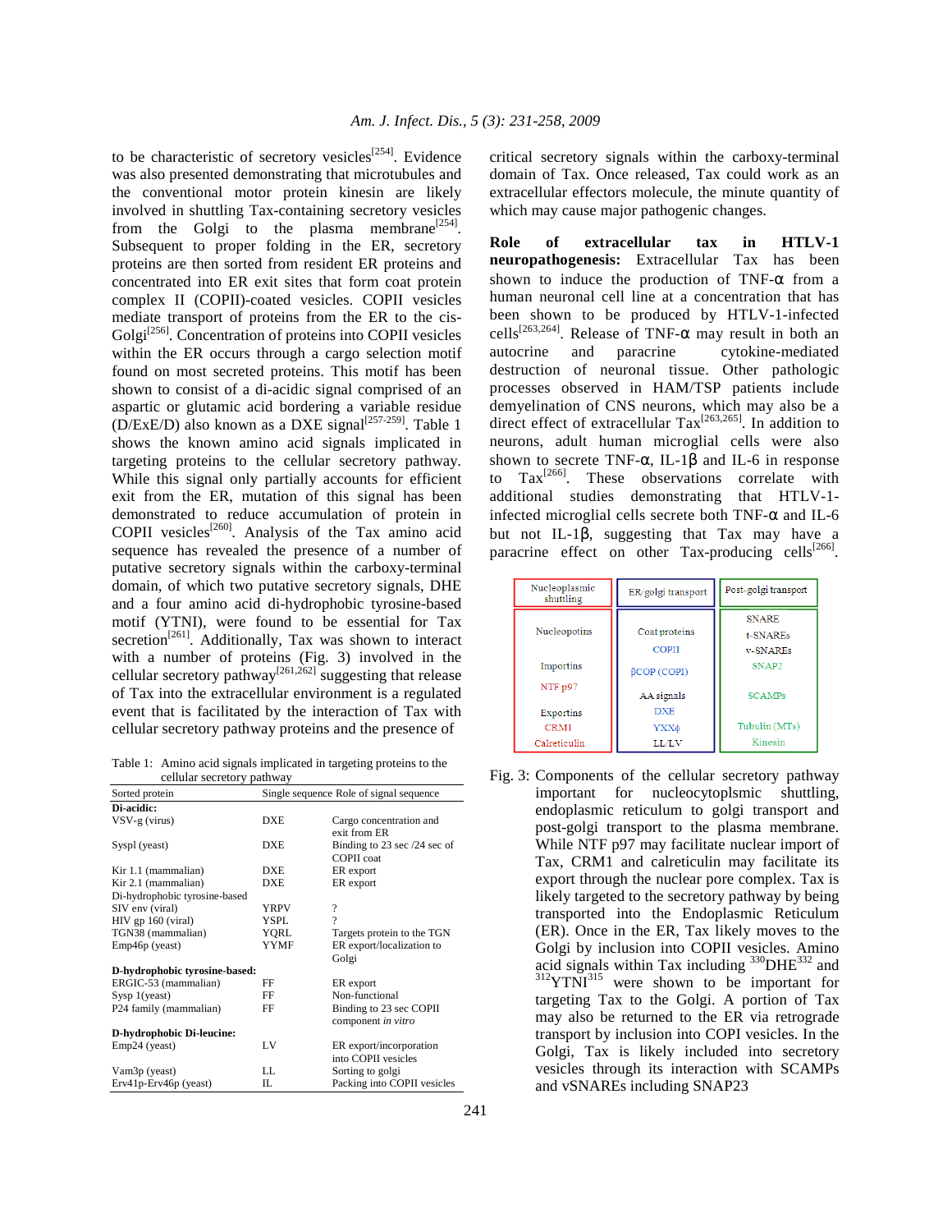to be characteristic of secretory vesicles[254]. Evidence was also presented demonstrating that microtubules and the conventional motor protein kinesin are likely involved in shuttling Tax-containing secretory vesicles from the Golgi to the plasma membrane[254]. Subsequent to proper folding in the ER, secretory proteins are then sorted from resident ER proteins and concentrated into ER exit sites that form coat protein complex II (COPII)-coated vesicles. COPII vesicles mediate transport of proteins from the ER to the cis-Golgi[256]. Concentration of proteins into COPII vesicles within the ER occurs through a cargo selection motif found on most secreted proteins. This motif has been shown to consist of a di-acidic signal comprised of an aspartic or glutamic acid bordering a variable residue (D/ExE/D) also known as a DXE signal[257-259]. Table 1 shows the known amino acid signals implicated in targeting proteins to the cellular secretory pathway. While this signal only partially accounts for efficient exit from the ER, mutation of this signal has been demonstrated to reduce accumulation of protein in COPII vesicles[260]. Analysis of the Tax amino acid sequence has revealed the presence of a number of putative secretory signals within the carboxy-terminal domain, of which two putative secretory signals, DHE and a four amino acid di-hydrophobic tyrosine-based motif (YTNI), were found to be essential for Tax secretion[261]. Additionally, Tax was shown to interact with a number of proteins (Fig. 3) involved in the cellular secretory pathway[261,262] suggesting that release of Tax into the extracellular environment is a regulated event that is facilitated by the interaction of Tax with cellular secretory pathway proteins and the presence of critical secretory signals within the carboxy-terminal domain of Tax. Once released, Tax could work as an extracellular effectors molecule, the minute quantity of which may cause major pathogenic changes.

Table 1: Amino acid signals implicated in targeting proteins to the cellular secretory pathway

| Sorted protein | Single sequence | Role of signal sequence |
|---|---|---|
| **Di-acidic:** | | |
| VSV-g (virus) | DXE | Cargo concentration and exit from ER |
| Syspl (yeast) | DXE | Binding to 23 sec /24 sec of COPII coat |
| Kir 1.1 (mammalian) | DXE | ER export |
| Kir 2.1 (mammalian) | DXE | ER export |
| Di-hydrophobic tyrosine-based | | |
| SIV env (viral) | YRPV | ? |
| HIV gp 160 (viral) | YSPL | ? |
| TGN38 (mammalian) | YQRL | Targets protein to the TGN |
| Emp46p (yeast) | YYMF | ER export/localization to Golgi |
| **D-hydrophobic tyrosine-based:** | | |
| ERGIC-53 (mammalian) | FF | ER export |
| Sysp 1(yeast) | FF | Non-functional |
| P24 family (mammalian) | FF | Binding to 23 sec COPII component *in vitro* |
| **D-hydrophobic Di-leucine:** | | |
| Emp24 (yeast) | LV | ER export/incorporation into COPII vesicles |
| Vam3p (yeast) | LL | Sorting to golgi |
| Erv41p-Erv46p (yeast) | IL | Packing into COPII vesicles |

**Role of extracellular tax in HTLV-1 neuropathogenesis:** Extracellular Tax has been shown to induce the production of TNF-α from a human neuronal cell line at a concentration that has been shown to be produced by HTLV-1-infected cells[263,264]. Release of TNF-α may result in both an autocrine and paracrine cytokine-mediated destruction of neuronal tissue. Other pathologic processes observed in HAM/TSP patients include demyelination of CNS neurons, which may also be a direct effect of extracellular Tax[263,265]. In addition to neurons, adult human microglial cells were also shown to secrete TNF-α, IL-1β and IL-6 in response to Tax[266]. These observations correlate with additional studies demonstrating that HTLV-1-infected microglial cells secrete both TNF-α and IL-6 but not IL-1β, suggesting that Tax may have a paracrine effect on other Tax-producing cells[266].

| Nucleoplasmic shuttling | ER/golgi transport | Post-golgi transport |
|---|---|---|
| Nucleopotins | Coat proteins | SNARE |
| | COPII | t-SNAREs |
| | | v-SNAREs |
| Importins | βCOP (COPI) | SNAP2 |
| NTF p97 | | |
| | AA signals | SCAMPs |
| Exportins | DXE | |
| CRM1 | YXXϕ | Tubulin (MTs) |
| Calreticulin | LL/LV | Kinesin |

Fig. 3: Components of the cellular secretory pathway important for nucleocytoplsmic shuttling, endoplasmic reticulum to golgi transport and post-golgi transport to the plasma membrane. While NTF p97 may facilitate nuclear import of Tax, CRM1 and calreticulin may facilitate its export through the nuclear pore complex. Tax is likely targeted to the secretory pathway by being transported into the Endoplasmic Reticulum (ER). Once in the ER, Tax likely moves to the Golgi by inclusion into COPII vesicles. Amino acid signals within Tax including [330]DHE[332] and [312]YTNI[315] were shown to be important for targeting Tax to the Golgi. A portion of Tax may also be returned to the ER via retrograde transport by inclusion into COPI vesicles. In the Golgi, Tax is likely included into secretory vesicles through its interaction with SCAMPs and vSNAREs including SNAP23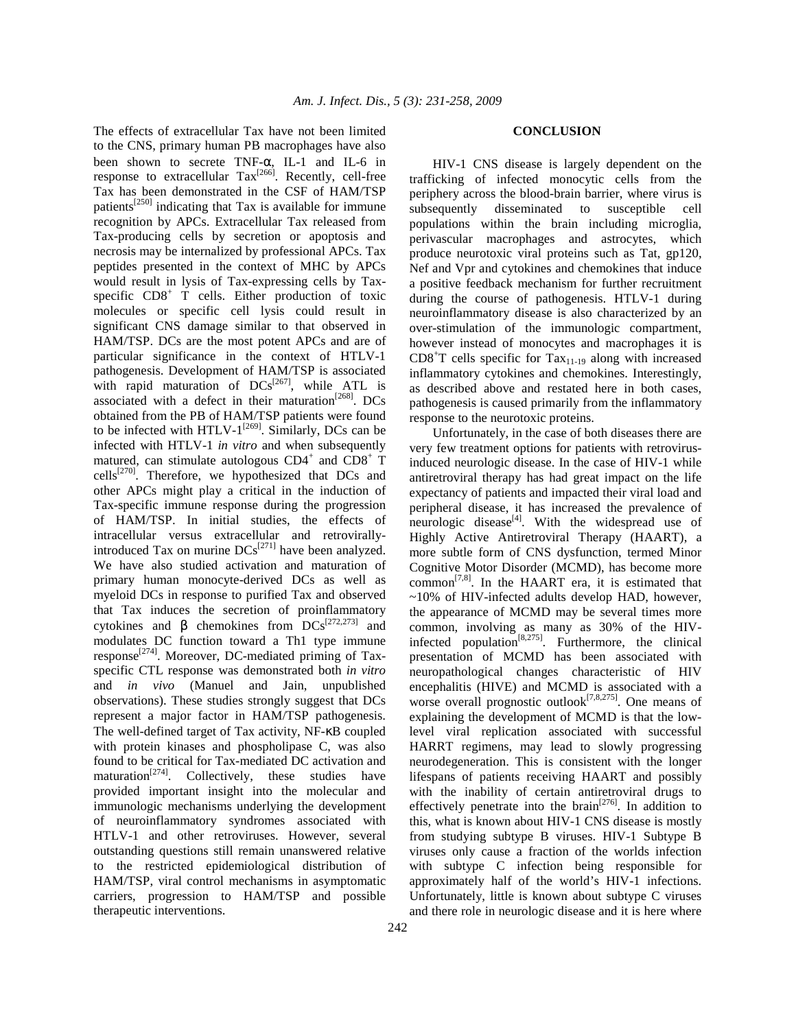The effects of extracellular Tax have not been limited to the CNS, primary human PB macrophages have also been shown to secrete TNF-α, IL-1 and IL-6 in response to extracellular Tax[266]. Recently, cell-free Tax has been demonstrated in the CSF of HAM/TSP patients[250] indicating that Tax is available for immune recognition by APCs. Extracellular Tax released from Tax-producing cells by secretion or apoptosis and necrosis may be internalized by professional APCs. Tax peptides presented in the context of MHC by APCs would result in lysis of Tax-expressing cells by Tax-specific $CD8^+$ T cells. Either production of toxic molecules or specific cell lysis could result in significant CNS damage similar to that observed in HAM/TSP. DCs are the most potent APCs and are of particular significance in the context of HTLV-1 pathogenesis. Development of HAM/TSP is associated with rapid maturation of DCs[267], while ATL is associated with a defect in their maturation[268]. DCs obtained from the PB of HAM/TSP patients were found to be infected with HTLV-1[269]. Similarly, DCs can be infected with HTLV-1 *in vitro* and when subsequently matured, can stimulate autologous $CD4^+$ and $CD8^+$ T cells[270]. Therefore, we hypothesized that DCs and other APCs might play a critical in the induction of Tax-specific immune response during the progression of HAM/TSP. In initial studies, the effects of intracellular versus extracellular and retrovirally-introduced Tax on murine DCs[271] have been analyzed. We have also studied activation and maturation of primary human monocyte-derived DCs as well as myeloid DCs in response to purified Tax and observed that Tax induces the secretion of proinflammatory cytokines and β chemokines from DCs[272,273] and modulates DC function toward a Th1 type immune response[274]. Moreover, DC-mediated priming of Tax-specific CTL response was demonstrated both *in vitro* and *in vivo* (Manuel and Jain, unpublished observations). These studies strongly suggest that DCs represent a major factor in HAM/TSP pathogenesis. The well-defined target of Tax activity, NF-κB coupled with protein kinases and phospholipase C, was also found to be critical for Tax-mediated DC activation and maturation[274]. Collectively, these studies have provided important insight into the molecular and immunologic mechanisms underlying the development of neuroinflammatory syndromes associated with HTLV-1 and other retroviruses. However, several outstanding questions still remain unanswered relative to the restricted epidemiological distribution of HAM/TSP, viral control mechanisms in asymptomatic carriers, progression to HAM/TSP and possible therapeutic interventions.

## CONCLUSION

HIV-1 CNS disease is largely dependent on the trafficking of infected monocytic cells from the periphery across the blood-brain barrier, where virus is subsequently disseminated to susceptible cell populations within the brain including microglia, perivascular macrophages and astrocytes, which produce neurotoxic viral proteins such as Tat, gp120, Nef and Vpr and cytokines and chemokines that induce a positive feedback mechanism for further recruitment during the course of pathogenesis. HTLV-1 during neuroinflammatory disease is also characterized by an over-stimulation of the immunologic compartment, however instead of monocytes and macrophages it is $CD8^+$T cells specific for $Tax_{11-19}$ along with increased inflammatory cytokines and chemokines. Interestingly, as described above and restated here in both cases, pathogenesis is caused primarily from the inflammatory response to the neurotoxic proteins.

Unfortunately, in the case of both diseases there are very few treatment options for patients with retrovirus-induced neurologic disease. In the case of HIV-1 while antiretroviral therapy has had great impact on the life expectancy of patients and impacted their viral load and peripheral disease, it has increased the prevalence of neurologic disease[4]. With the widespread use of Highly Active Antiretroviral Therapy (HAART), a more subtle form of CNS dysfunction, termed Minor Cognitive Motor Disorder (MCMD), has become more common[7,8]. In the HAART era, it is estimated that ~10% of HIV-infected adults develop HAD, however, the appearance of MCMD may be several times more common, involving as many as 30% of the HIV-infected population[8,275]. Furthermore, the clinical presentation of MCMD has been associated with neuropathological changes characteristic of HIV encephalitis (HIVE) and MCMD is associated with a worse overall prognostic outlook[7,8,275]. One means of explaining the development of MCMD is that the low-level viral replication associated with successful HARRT regimens, may lead to slowly progressing neurodegeneration. This is consistent with the longer lifespans of patients receiving HAART and possibly with the inability of certain antiretroviral drugs to effectively penetrate into the brain[276]. In addition to this, what is known about HIV-1 CNS disease is mostly from studying subtype B viruses. HIV-1 Subtype B viruses only cause a fraction of the worlds infection with subtype C infection being responsible for approximately half of the world's HIV-1 infections. Unfortunately, little is known about subtype C viruses and there role in neurologic disease and it is here where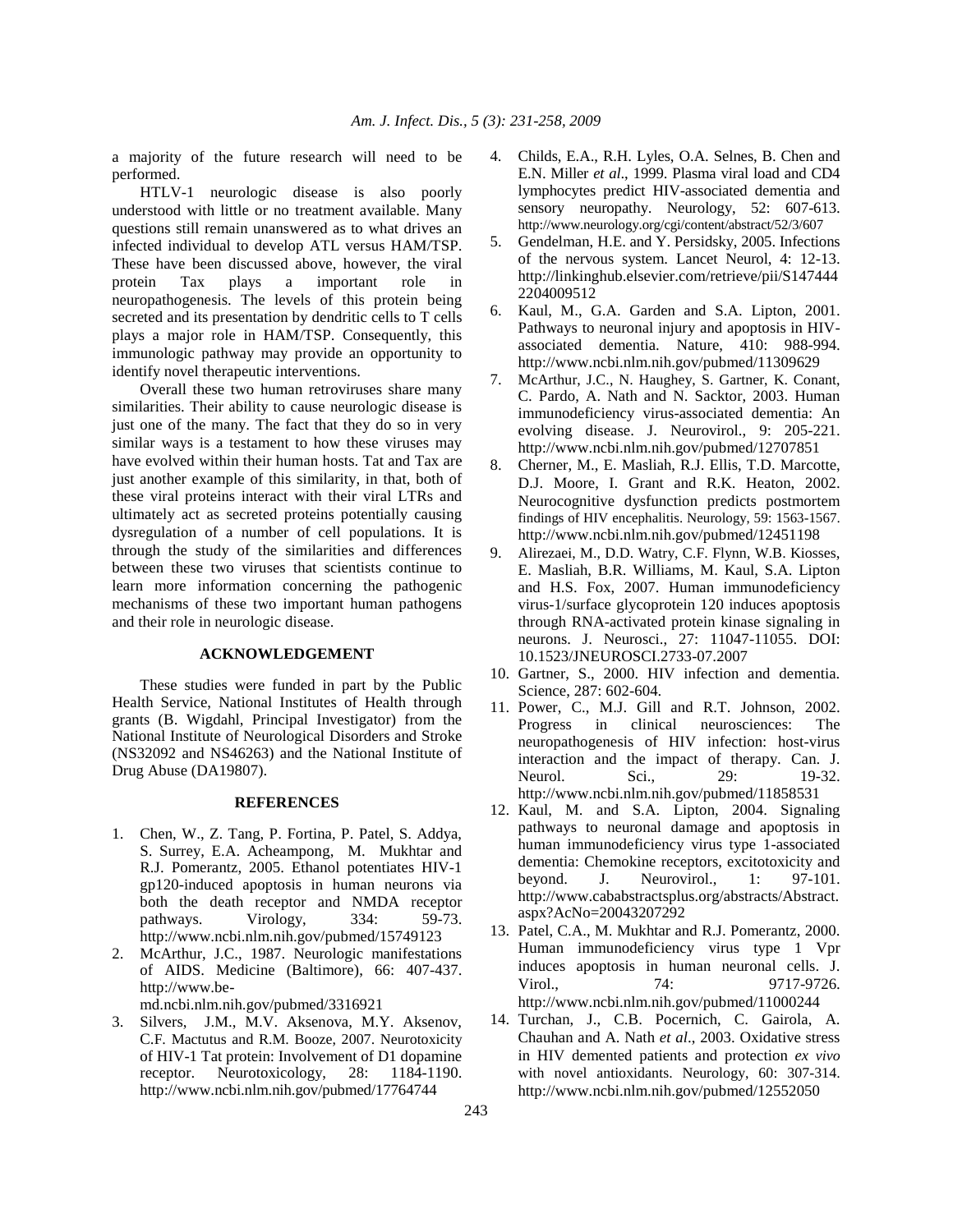a majority of the future research will need to be performed.

HTLV-1 neurologic disease is also poorly understood with little or no treatment available. Many questions still remain unanswered as to what drives an infected individual to develop ATL versus HAM/TSP. These have been discussed above, however, the viral protein Tax plays a important role in neuropathogenesis. The levels of this protein being secreted and its presentation by dendritic cells to T cells plays a major role in HAM/TSP. Consequently, this immunologic pathway may provide an opportunity to identify novel therapeutic interventions.

Overall these two human retroviruses share many similarities. Their ability to cause neurologic disease is just one of the many. The fact that they do so in very similar ways is a testament to how these viruses may have evolved within their human hosts. Tat and Tax are just another example of this similarity, in that, both of these viral proteins interact with their viral LTRs and ultimately act as secreted proteins potentially causing dysregulation of a number of cell populations. It is through the study of the similarities and differences between these two viruses that scientists continue to learn more information concerning the pathogenic mechanisms of these two important human pathogens and their role in neurologic disease.

## ACKNOWLEDGEMENT

These studies were funded in part by the Public Health Service, National Institutes of Health through grants (B. Wigdahl, Principal Investigator) from the National Institute of Neurological Disorders and Stroke (NS32092 and NS46263) and the National Institute of Drug Abuse (DA19807).

## REFERENCES

1. Chen, W., Z. Tang, P. Fortina, P. Patel, S. Addya, S. Surrey, E.A. Acheampong, M. Mukhtar and R.J. Pomerantz, 2005. Ethanol potentiates HIV-1 gp120-induced apoptosis in human neurons via both the death receptor and NMDA receptor pathways. Virology, 334: 59-73. http://www.ncbi.nlm.nih.gov/pubmed/15749123
2. McArthur, J.C., 1987. Neurologic manifestations of AIDS. Medicine (Baltimore), 66: 407-437. http://www.be-md.ncbi.nlm.nih.gov/pubmed/3316921
3. Silvers, J.M., M.V. Aksenova, M.Y. Aksenov, C.F. Mactutus and R.M. Booze, 2007. Neurotoxicity of HIV-1 Tat protein: Involvement of D1 dopamine receptor. Neurotoxicology, 28: 1184-1190. http://www.ncbi.nlm.nih.gov/pubmed/17764744
4. Childs, E.A., R.H. Lyles, O.A. Selnes, B. Chen and E.N. Miller *et al*., 1999. Plasma viral load and CD4 lymphocytes predict HIV-associated dementia and sensory neuropathy. Neurology, 52: 607-613. http://www.neurology.org/cgi/content/abstract/52/3/607
5. Gendelman, H.E. and Y. Persidsky, 2005. Infections of the nervous system. Lancet Neurol, 4: 12-13. http://linkinghub.elsevier.com/retrieve/pii/S1474442204009512
6. Kaul, M., G.A. Garden and S.A. Lipton, 2001. Pathways to neuronal injury and apoptosis in HIV-associated dementia. Nature, 410: 988-994. http://www.ncbi.nlm.nih.gov/pubmed/11309629
7. McArthur, J.C., N. Haughey, S. Gartner, K. Conant, C. Pardo, A. Nath and N. Sacktor, 2003. Human immunodeficiency virus-associated dementia: An evolving disease. J. Neurovirol., 9: 205-221. http://www.ncbi.nlm.nih.gov/pubmed/12707851
8. Cherner, M., E. Masliah, R.J. Ellis, T.D. Marcotte, D.J. Moore, I. Grant and R.K. Heaton, 2002. Neurocognitive dysfunction predicts postmortem findings of HIV encephalitis. Neurology, 59: 1563-1567. http://www.ncbi.nlm.nih.gov/pubmed/12451198
9. Alirezaei, M., D.D. Watry, C.F. Flynn, W.B. Kiosses, E. Masliah, B.R. Williams, M. Kaul, S.A. Lipton and H.S. Fox, 2007. Human immunodeficiency virus-1/surface glycoprotein 120 induces apoptosis through RNA-activated protein kinase signaling in neurons. J. Neurosci., 27: 11047-11055. DOI: 10.1523/JNEUROSCI.2733-07.2007
10. Gartner, S., 2000. HIV infection and dementia. Science, 287: 602-604.
11. Power, C., M.J. Gill and R.T. Johnson, 2002. Progress in clinical neurosciences: The neuropathogenesis of HIV infection: host-virus interaction and the impact of therapy. Can. J. Neurol. Sci., 29: 19-32. http://www.ncbi.nlm.nih.gov/pubmed/11858531
12. Kaul, M. and S.A. Lipton, 2004. Signaling pathways to neuronal damage and apoptosis in human immunodeficiency virus type 1-associated dementia: Chemokine receptors, excitotoxicity and beyond. J. Neurovirol., 1: 97-101. http://www.cababstractsplus.org/abstracts/Abstract.aspx?AcNo=20043207292
13. Patel, C.A., M. Mukhtar and R.J. Pomerantz, 2000. Human immunodeficiency virus type 1 Vpr induces apoptosis in human neuronal cells. J. Virol., 74: 9717-9726. http://www.ncbi.nlm.nih.gov/pubmed/11000244
14. Turchan, J., C.B. Pocernich, C. Gairola, A. Chauhan and A. Nath *et al*., 2003. Oxidative stress in HIV demented patients and protection *ex vivo* with novel antioxidants. Neurology, 60: 307-314. http://www.ncbi.nlm.nih.gov/pubmed/12552050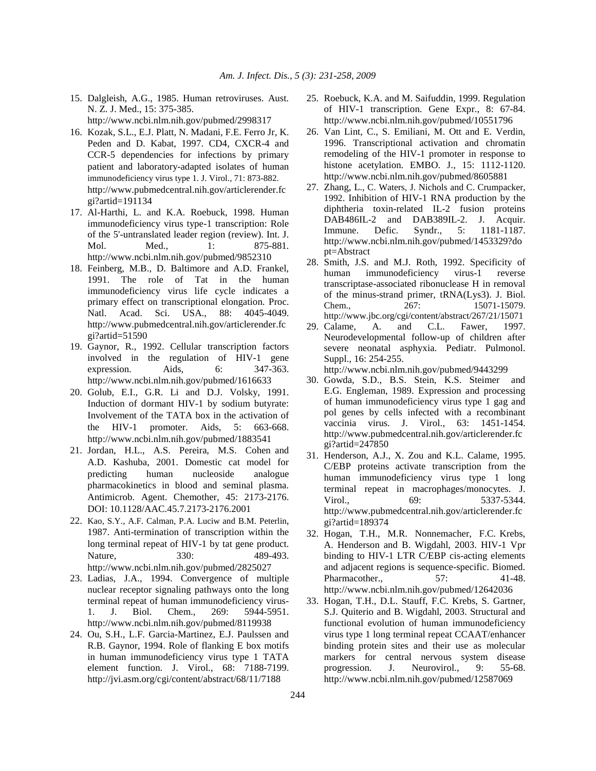15. Dalgleish, A.G., 1985. Human retroviruses. Aust. N. Z. J. Med., 15: 375-385. http://www.ncbi.nlm.nih.gov/pubmed/2998317
16. Kozak, S.L., E.J. Platt, N. Madani, F.E. Ferro Jr, K. Peden and D. Kabat, 1997. CD4, CXCR-4 and CCR-5 dependencies for infections by primary patient and laboratory-adapted isolates of human immunodeficiency virus type 1. J. Virol., 71: 873-882. http://www.pubmedcentral.nih.gov/articlerender.fcgi?artid=191134
17. Al-Harthi, L. and K.A. Roebuck, 1998. Human immunodeficiency virus type-1 transcription: Role of the 5'-untranslated leader region (review). Int. J. Mol. Med., 1: 875-881. http://www.ncbi.nlm.nih.gov/pubmed/9852310
18. Feinberg, M.B., D. Baltimore and A.D. Frankel, 1991. The role of Tat in the human immunodeficiency virus life cycle indicates a primary effect on transcriptional elongation. Proc. Natl. Acad. Sci. USA., 88: 4045-4049. http://www.pubmedcentral.nih.gov/articlerender.fcgi?artid=51590
19. Gaynor, R., 1992. Cellular transcription factors involved in the regulation of HIV-1 gene expression. Aids, 6: 347-363. http://www.ncbi.nlm.nih.gov/pubmed/1616633
20. Golub, E.I., G.R. Li and D.J. Volsky, 1991. Induction of dormant HIV-1 by sodium butyrate: Involvement of the TATA box in the activation of the HIV-1 promoter. Aids, 5: 663-668. http://www.ncbi.nlm.nih.gov/pubmed/1883541
21. Jordan, H.L., A.S. Pereira, M.S. Cohen and A.D. Kashuba, 2001. Domestic cat model for predicting human nucleoside analogue pharmacokinetics in blood and seminal plasma. Antimicrob. Agent. Chemother, 45: 2173-2176. DOI: 10.1128/AAC.45.7.2173-2176.2001
22. Kao, S.Y., A.F. Calman, P.A. Luciw and B.M. Peterlin, 1987. Anti-termination of transcription within the long terminal repeat of HIV-1 by tat gene product. Nature, 330: 489-493. http://www.ncbi.nlm.nih.gov/pubmed/2825027
23. Ladias, J.A., 1994. Convergence of multiple nuclear receptor signaling pathways onto the long terminal repeat of human immunodeficiency virus-1. J. Biol. Chem., 269: 5944-5951. http://www.ncbi.nlm.nih.gov/pubmed/8119938
24. Ou, S.H., L.F. Garcia-Martinez, E.J. Paulssen and R.B. Gaynor, 1994. Role of flanking E box motifs in human immunodeficiency virus type 1 TATA element function. J. Virol., 68: 7188-7199. http://jvi.asm.org/cgi/content/abstract/68/11/7188
25. Roebuck, K.A. and M. Saifuddin, 1999. Regulation of HIV-1 transcription. Gene Expr., 8: 67-84. http://www.ncbi.nlm.nih.gov/pubmed/10551796
26. Van Lint, C., S. Emiliani, M. Ott and E. Verdin, 1996. Transcriptional activation and chromatin remodeling of the HIV-1 promoter in response to histone acetylation. EMBO. J., 15: 1112-1120. http://www.ncbi.nlm.nih.gov/pubmed/8605881
27. Zhang, L., C. Waters, J. Nichols and C. Crumpacker, 1992. Inhibition of HIV-1 RNA production by the diphtheria toxin-related IL-2 fusion proteins DAB486IL-2 and DAB389IL-2. J. Acquir. Immune. Defic. Syndr., 5: 1181-1187. http://www.ncbi.nlm.nih.gov/pubmed/1453329?dopt=Abstract
28. Smith, J.S. and M.J. Roth, 1992. Specificity of human immunodeficiency virus-1 reverse transcriptase-associated ribonuclease H in removal of the minus-strand primer, tRNA(Lys3). J. Biol. Chem., 267: 15071-15079. http://www.jbc.org/cgi/content/abstract/267/21/15071
29. Calame, A. and C.L. Fawer, 1997. Neurodevelopmental follow-up of children after severe neonatal asphyxia. Pediatr. Pulmonol. Suppl., 16: 254-255. http://www.ncbi.nlm.nih.gov/pubmed/9443299
30. Gowda, S.D., B.S. Stein, K.S. Steimer and E.G. Engleman, 1989. Expression and processing of human immunodeficiency virus type 1 gag and pol genes by cells infected with a recombinant vaccinia virus. J. Virol., 63: 1451-1454. http://www.pubmedcentral.nih.gov/articlerender.fcgi?artid=247850
31. Henderson, A.J., X. Zou and K.L. Calame, 1995. C/EBP proteins activate transcription from the human immunodeficiency virus type 1 long terminal repeat in macrophages/monocytes. J. Virol., 69: 5337-5344. http://www.pubmedcentral.nih.gov/articlerender.fcgi?artid=189374
32. Hogan, T.H., M.R. Nonnemacher, F.C. Krebs, A. Henderson and B. Wigdahl, 2003. HIV-1 Vpr binding to HIV-1 LTR C/EBP cis-acting elements and adjacent regions is sequence-specific. Biomed. Pharmacother., 57: 41-48. http://www.ncbi.nlm.nih.gov/pubmed/12642036
33. Hogan, T.H., D.L. Stauff, F.C. Krebs, S. Gartner, S.J. Quiterio and B. Wigdahl, 2003. Structural and functional evolution of human immunodeficiency virus type 1 long terminal repeat CCAAT/enhancer binding protein sites and their use as molecular markers for central nervous system disease progression. J. Neurovirol., 9: 55-68. http://www.ncbi.nlm.nih.gov/pubmed/12587069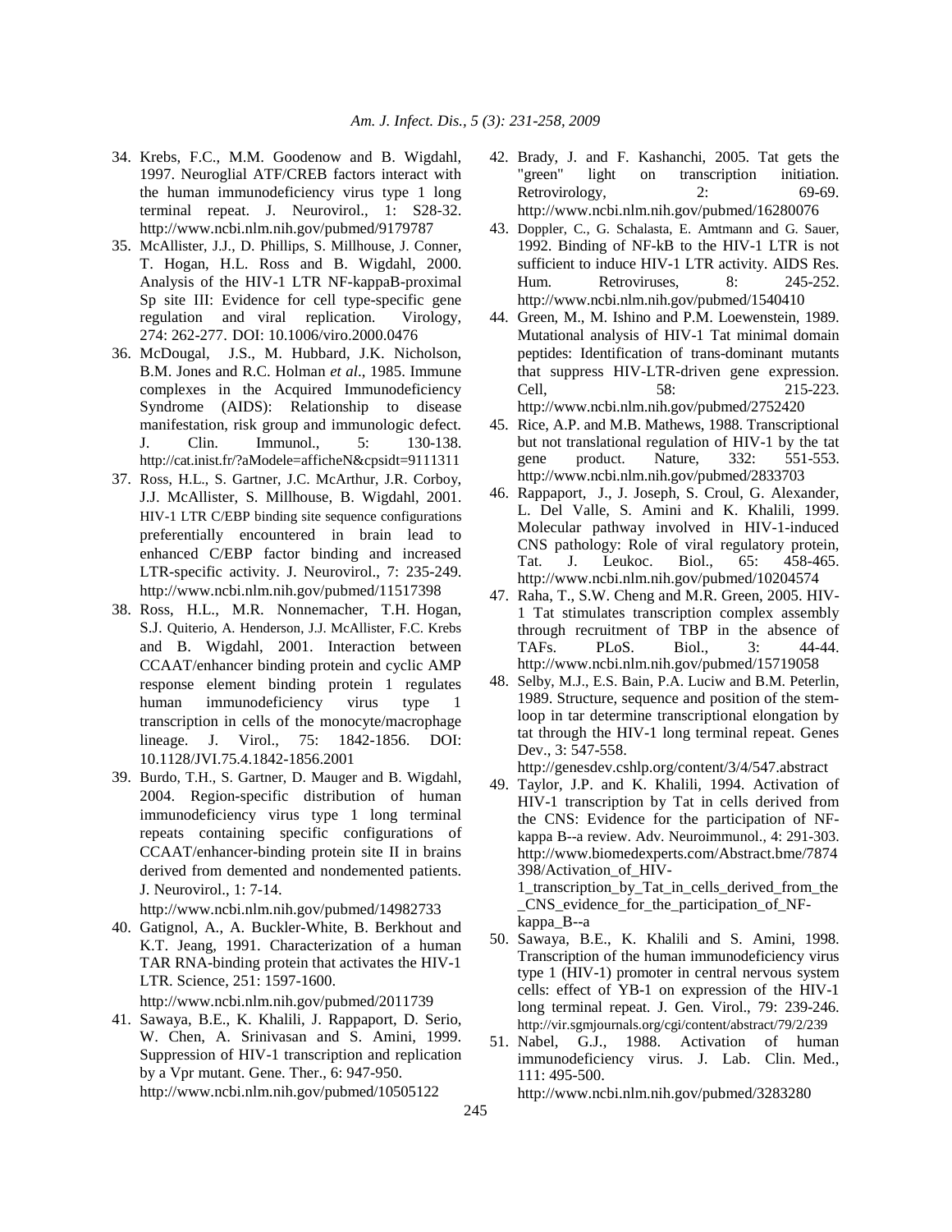34. Krebs, F.C., M.M. Goodenow and B. Wigdahl, 1997. Neuroglial ATF/CREB factors interact with the human immunodeficiency virus type 1 long terminal repeat. J. Neurovirol., 1: S28-32. http://www.ncbi.nlm.nih.gov/pubmed/9179787
35. McAllister, J.J., D. Phillips, S. Millhouse, J. Conner, T. Hogan, H.L. Ross and B. Wigdahl, 2000. Analysis of the HIV-1 LTR NF-kappaB-proximal Sp site III: Evidence for cell type-specific gene regulation and viral replication. Virology, 274: 262-277. DOI: 10.1006/viro.2000.0476
36. McDougal, J.S., M. Hubbard, J.K. Nicholson, B.M. Jones and R.C. Holman *et al*., 1985. Immune complexes in the Acquired Immunodeficiency Syndrome (AIDS): Relationship to disease manifestation, risk group and immunologic defect. J. Clin. Immunol., 5: 130-138. http://cat.inist.fr/?aModele=afficheN&cpsidt=9111311
37. Ross, H.L., S. Gartner, J.C. McArthur, J.R. Corboy, J.J. McAllister, S. Millhouse, B. Wigdahl, 2001. HIV-1 LTR C/EBP binding site sequence configurations preferentially encountered in brain lead to enhanced C/EBP factor binding and increased LTR-specific activity. J. Neurovirol., 7: 235-249. http://www.ncbi.nlm.nih.gov/pubmed/11517398
38. Ross, H.L., M.R. Nonnemacher, T.H. Hogan, S.J. Quiterio, A. Henderson, J.J. McAllister, F.C. Krebs and B. Wigdahl, 2001. Interaction between CCAAT/enhancer binding protein and cyclic AMP response element binding protein 1 regulates human immunodeficiency virus type 1 transcription in cells of the monocyte/macrophage lineage. J. Virol., 75: 1842-1856. DOI: 10.1128/JVI.75.4.1842-1856.2001
39. Burdo, T.H., S. Gartner, D. Mauger and B. Wigdahl, 2004. Region-specific distribution of human immunodeficiency virus type 1 long terminal repeats containing specific configurations of CCAAT/enhancer-binding protein site II in brains derived from demented and nondemented patients. J. Neurovirol., 1: 7-14. http://www.ncbi.nlm.nih.gov/pubmed/14982733
40. Gatignol, A., A. Buckler-White, B. Berkhout and K.T. Jeang, 1991. Characterization of a human TAR RNA-binding protein that activates the HIV-1 LTR. Science, 251: 1597-1600. http://www.ncbi.nlm.nih.gov/pubmed/2011739
41. Sawaya, B.E., K. Khalili, J. Rappaport, D. Serio, W. Chen, A. Srinivasan and S. Amini, 1999. Suppression of HIV-1 transcription and replication by a Vpr mutant. Gene. Ther., 6: 947-950. http://www.ncbi.nlm.nih.gov/pubmed/10505122
42. Brady, J. and F. Kashanchi, 2005. Tat gets the "green" light on transcription initiation. Retrovirology, 2: 69-69. http://www.ncbi.nlm.nih.gov/pubmed/16280076
43. Doppler, C., G. Schalasta, E. Amtmann and G. Sauer, 1992. Binding of NF-kB to the HIV-1 LTR is not sufficient to induce HIV-1 LTR activity. AIDS Res. Hum. Retroviruses, 8: 245-252. http://www.ncbi.nlm.nih.gov/pubmed/1540410
44. Green, M., M. Ishino and P.M. Loewenstein, 1989. Mutational analysis of HIV-1 Tat minimal domain peptides: Identification of trans-dominant mutants that suppress HIV-LTR-driven gene expression. Cell, 58: 215-223. http://www.ncbi.nlm.nih.gov/pubmed/2752420
45. Rice, A.P. and M.B. Mathews, 1988. Transcriptional but not translational regulation of HIV-1 by the tat gene product. Nature, 332: 551-553. http://www.ncbi.nlm.nih.gov/pubmed/2833703
46. Rappaport, J., J. Joseph, S. Croul, G. Alexander, L. Del Valle, S. Amini and K. Khalili, 1999. Molecular pathway involved in HIV-1-induced CNS pathology: Role of viral regulatory protein, Tat. J. Leukoc. Biol., 65: 458-465. http://www.ncbi.nlm.nih.gov/pubmed/10204574
47. Raha, T., S.W. Cheng and M.R. Green, 2005. HIV-1 Tat stimulates transcription complex assembly through recruitment of TBP in the absence of TAFs. PLoS. Biol., 3: 44-44. http://www.ncbi.nlm.nih.gov/pubmed/15719058
48. Selby, M.J., E.S. Bain, P.A. Luciw and B.M. Peterlin, 1989. Structure, sequence and position of the stem-loop in tar determine transcriptional elongation by tat through the HIV-1 long terminal repeat. Genes Dev., 3: 547-558. http://genesdev.cshlp.org/content/3/4/547.abstract
49. Taylor, J.P. and K. Khalili, 1994. Activation of HIV-1 transcription by Tat in cells derived from the CNS: Evidence for the participation of NF-kappa B--a review. Adv. Neuroimmunol., 4: 291-303. http://www.biomedexperts.com/Abstract.bme/7874398/Activation_of_HIV-1_transcription_by_Tat_in_cells_derived_from_the_CNS_evidence_for_the_participation_of_NF-kappa_B--a
50. Sawaya, B.E., K. Khalili and S. Amini, 1998. Transcription of the human immunodeficiency virus type 1 (HIV-1) promoter in central nervous system cells: effect of YB-1 on expression of the HIV-1 long terminal repeat. J. Gen. Virol., 79: 239-246. http://vir.sgmjournals.org/cgi/content/abstract/79/2/239
51. Nabel, G.J., 1988. Activation of human immunodeficiency virus. J. Lab. Clin. Med., 111: 495-500. http://www.ncbi.nlm.nih.gov/pubmed/3283280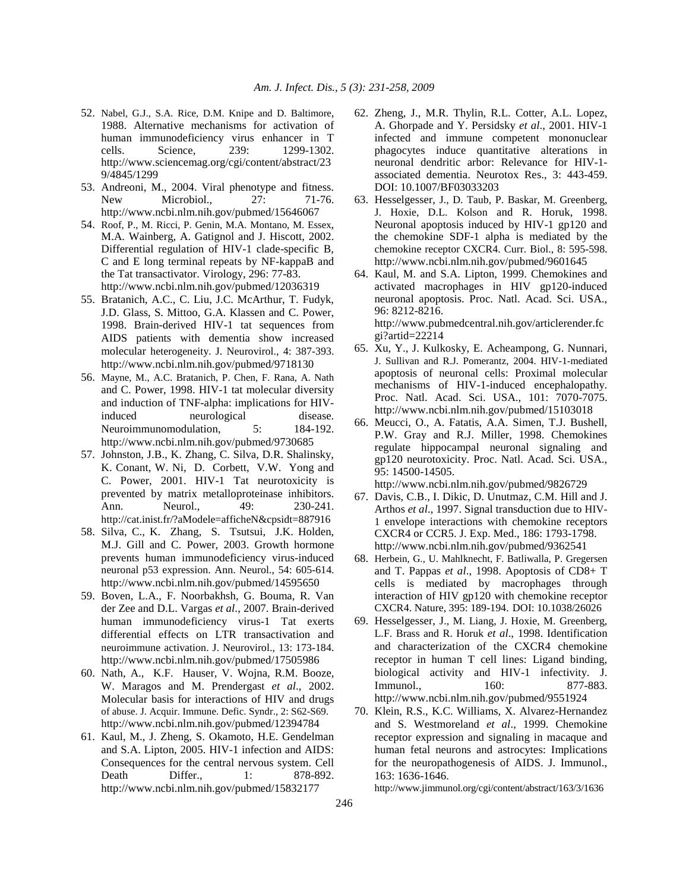52. Nabel, G.J., S.A. Rice, D.M. Knipe and D. Baltimore, 1988. Alternative mechanisms for activation of human immunodeficiency virus enhancer in T cells. Science, 239: 1299-1302. http://www.sciencemag.org/cgi/content/abstract/239/4845/1299
53. Andreoni, M., 2004. Viral phenotype and fitness. New Microbiol., 27: 71-76. http://www.ncbi.nlm.nih.gov/pubmed/15646067
54. Roof, P., M. Ricci, P. Genin, M.A. Montano, M. Essex, M.A. Wainberg, A. Gatignol and J. Hiscott, 2002. Differential regulation of HIV-1 clade-specific B, C and E long terminal repeats by NF-kappaB and the Tat transactivator. Virology, 296: 77-83. http://www.ncbi.nlm.nih.gov/pubmed/12036319
55. Bratanich, A.C., C. Liu, J.C. McArthur, T. Fudyk, J.D. Glass, S. Mittoo, G.A. Klassen and C. Power, 1998. Brain-derived HIV-1 tat sequences from AIDS patients with dementia show increased molecular heterogeneity. J. Neurovirol., 4: 387-393. http://www.ncbi.nlm.nih.gov/pubmed/9718130
56. Mayne, M., A.C. Bratanich, P. Chen, F. Rana, A. Nath and C. Power, 1998. HIV-1 tat molecular diversity and induction of TNF-alpha: implications for HIV-induced neurological disease. Neuroimmunomodulation, 5: 184-192. http://www.ncbi.nlm.nih.gov/pubmed/9730685
57. Johnston, J.B., K. Zhang, C. Silva, D.R. Shalinsky, K. Conant, W. Ni, D. Corbett, V.W. Yong and C. Power, 2001. HIV-1 Tat neurotoxicity is prevented by matrix metalloproteinase inhibitors. Ann. Neurol., 49: 230-241. http://cat.inist.fr/?aModele=afficheN&cpsidt=887916
58. Silva, C., K. Zhang, S. Tsutsui, J.K. Holden, M.J. Gill and C. Power, 2003. Growth hormone prevents human immunodeficiency virus-induced neuronal p53 expression. Ann. Neurol., 54: 605-614. http://www.ncbi.nlm.nih.gov/pubmed/14595650
59. Boven, L.A., F. Noorbakhsh, G. Bouma, R. Van der Zee and D.L. Vargas *et al*., 2007. Brain-derived human immunodeficiency virus-1 Tat exerts differential effects on LTR transactivation and neuroimmune activation. J. Neurovirol., 13: 173-184. http://www.ncbi.nlm.nih.gov/pubmed/17505986
60. Nath, A., K.F. Hauser, V. Wojna, R.M. Booze, W. Maragos and M. Prendergast *et al*., 2002. Molecular basis for interactions of HIV and drugs of abuse. J. Acquir. Immune. Defic. Syndr., 2: S62-S69. http://www.ncbi.nlm.nih.gov/pubmed/12394784
61. Kaul, M., J. Zheng, S. Okamoto, H.E. Gendelman and S.A. Lipton, 2005. HIV-1 infection and AIDS: Consequences for the central nervous system. Cell Death Differ., 1: 878-892. http://www.ncbi.nlm.nih.gov/pubmed/15832177
62. Zheng, J., M.R. Thylin, R.L. Cotter, A.L. Lopez, A. Ghorpade and Y. Persidsky *et al*., 2001. HIV-1 infected and immune competent mononuclear phagocytes induce quantitative alterations in neuronal dendritic arbor: Relevance for HIV-1-associated dementia. Neurotox Res., 3: 443-459. DOI: 10.1007/BF03033203
63. Hesselgesser, J., D. Taub, P. Baskar, M. Greenberg, J. Hoxie, D.L. Kolson and R. Horuk, 1998. Neuronal apoptosis induced by HIV-1 gp120 and the chemokine SDF-1 alpha is mediated by the chemokine receptor CXCR4. Curr. Biol., 8: 595-598. http://www.ncbi.nlm.nih.gov/pubmed/9601645
64. Kaul, M. and S.A. Lipton, 1999. Chemokines and activated macrophages in HIV gp120-induced neuronal apoptosis. Proc. Natl. Acad. Sci. USA., 96: 8212-8216. http://www.pubmedcentral.nih.gov/articlerender.fcgi?artid=22214
65. Xu, Y., J. Kulkosky, E. Acheampong, G. Nunnari, J. Sullivan and R.J. Pomerantz, 2004. HIV-1-mediated apoptosis of neuronal cells: Proximal molecular mechanisms of HIV-1-induced encephalopathy. Proc. Natl. Acad. Sci. USA., 101: 7070-7075. http://www.ncbi.nlm.nih.gov/pubmed/15103018
66. Meucci, O., A. Fatatis, A.A. Simen, T.J. Bushell, P.W. Gray and R.J. Miller, 1998. Chemokines regulate hippocampal neuronal signaling and gp120 neurotoxicity. Proc. Natl. Acad. Sci. USA., 95: 14500-14505. http://www.ncbi.nlm.nih.gov/pubmed/9826729
67. Davis, C.B., I. Dikic, D. Unutmaz, C.M. Hill and J. Arthos *et al*., 1997. Signal transduction due to HIV-1 envelope interactions with chemokine receptors CXCR4 or CCR5. J. Exp. Med., 186: 1793-1798. http://www.ncbi.nlm.nih.gov/pubmed/9362541
68. Herbein, G., U. Mahlknecht, F. Batliwalla, P. Gregersen and T. Pappas *et al*., 1998. Apoptosis of CD8+ T cells is mediated by macrophages through interaction of HIV gp120 with chemokine receptor CXCR4. Nature, 395: 189-194. DOI: 10.1038/26026
69. Hesselgesser, J., M. Liang, J. Hoxie, M. Greenberg, L.F. Brass and R. Horuk *et al*., 1998. Identification and characterization of the CXCR4 chemokine receptor in human T cell lines: Ligand binding, biological activity and HIV-1 infectivity. J. Immunol., 160: 877-883. http://www.ncbi.nlm.nih.gov/pubmed/9551924
70. Klein, R.S., K.C. Williams, X. Alvarez-Hernandez and S. Westmoreland *et al*., 1999. Chemokine receptor expression and signaling in macaque and human fetal neurons and astrocytes: Implications for the neuropathogenesis of AIDS. J. Immunol., 163: 1636-1646. http://www.jimmunol.org/cgi/content/abstract/163/3/1636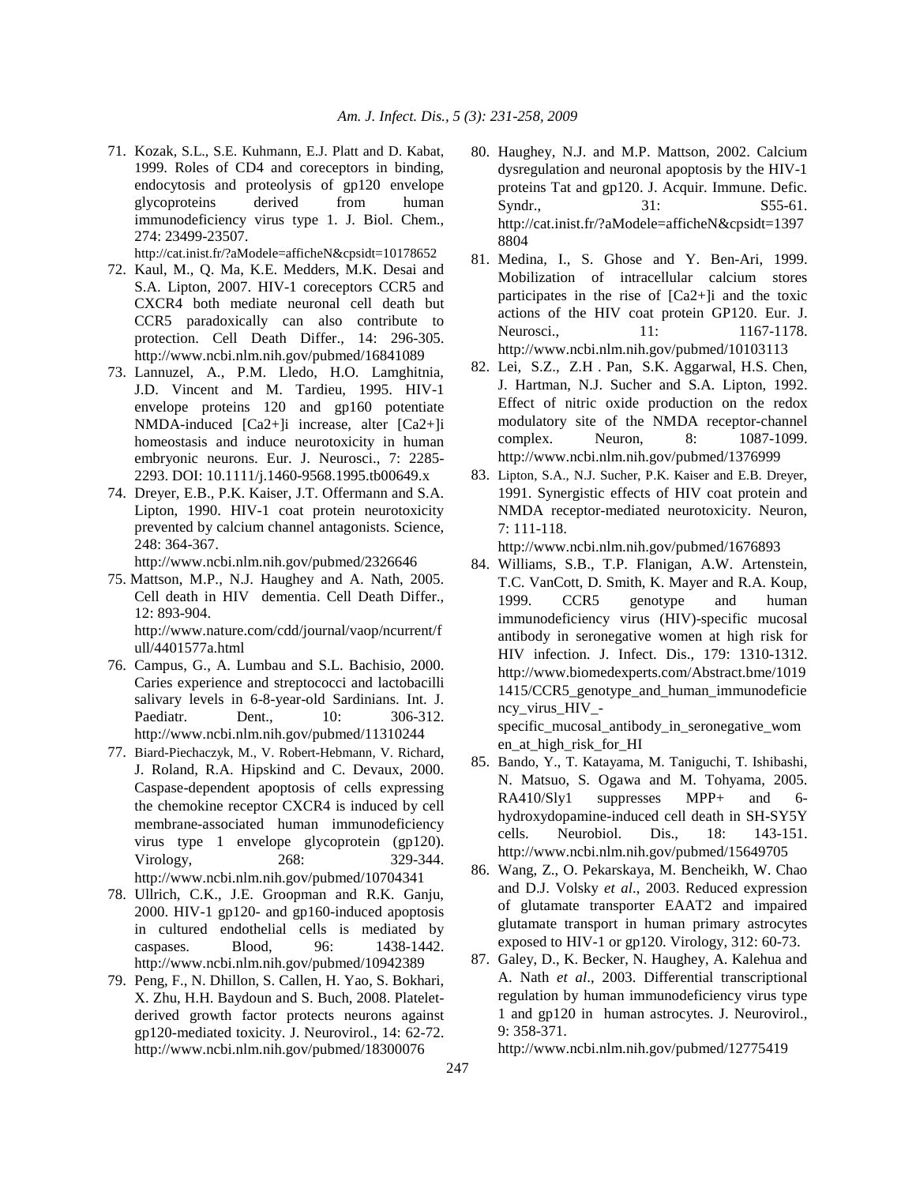71. Kozak, S.L., S.E. Kuhmann, E.J. Platt and D. Kabat, 1999. Roles of CD4 and coreceptors in binding, endocytosis and proteolysis of gp120 envelope glycoproteins derived from human immunodeficiency virus type 1. J. Biol. Chem., 274: 23499-23507. http://cat.inist.fr/?aModele=afficheN&cpsidt=10178652
72. Kaul, M., Q. Ma, K.E. Medders, M.K. Desai and S.A. Lipton, 2007. HIV-1 coreceptors CCR5 and CXCR4 both mediate neuronal cell death but CCR5 paradoxically can also contribute to protection. Cell Death Differ., 14: 296-305. http://www.ncbi.nlm.nih.gov/pubmed/16841089
73. Lannuzel, A., P.M. Lledo, H.O. Lamghitnia, J.D. Vincent and M. Tardieu, 1995. HIV-1 envelope proteins 120 and gp160 potentiate NMDA-induced [Ca2+]i increase, alter [Ca2+]i homeostasis and induce neurotoxicity in human embryonic neurons. Eur. J. Neurosci., 7: 2285-2293. DOI: 10.1111/j.1460-9568.1995.tb00649.x
74. Dreyer, E.B., P.K. Kaiser, J.T. Offermann and S.A. Lipton, 1990. HIV-1 coat protein neurotoxicity prevented by calcium channel antagonists. Science, 248: 364-367. http://www.ncbi.nlm.nih.gov/pubmed/2326646
75. Mattson, M.P., N.J. Haughey and A. Nath, 2005. Cell death in HIV dementia. Cell Death Differ., 12: 893-904. http://www.nature.com/cdd/journal/vaop/ncurrent/full/4401577a.html
76. Campus, G., A. Lumbau and S.L. Bachisio, 2000. Caries experience and streptococci and lactobacilli salivary levels in 6-8-year-old Sardinians. Int. J. Paediatr. Dent., 10: 306-312. http://www.ncbi.nlm.nih.gov/pubmed/11310244
77. Biard-Piechaczyk, M., V. Robert-Hebmann, V. Richard, J. Roland, R.A. Hipskind and C. Devaux, 2000. Caspase-dependent apoptosis of cells expressing the chemokine receptor CXCR4 is induced by cell membrane-associated human immunodeficiency virus type 1 envelope glycoprotein (gp120). Virology, 268: 329-344. http://www.ncbi.nlm.nih.gov/pubmed/10704341
78. Ullrich, C.K., J.E. Groopman and R.K. Ganju, 2000. HIV-1 gp120- and gp160-induced apoptosis in cultured endothelial cells is mediated by caspases. Blood, 96: 1438-1442. http://www.ncbi.nlm.nih.gov/pubmed/10942389
79. Peng, F., N. Dhillon, S. Callen, H. Yao, S. Bokhari, X. Zhu, H.H. Baydoun and S. Buch, 2008. Platelet-derived growth factor protects neurons against gp120-mediated toxicity. J. Neurovirol., 14: 62-72. http://www.ncbi.nlm.nih.gov/pubmed/18300076
80. Haughey, N.J. and M.P. Mattson, 2002. Calcium dysregulation and neuronal apoptosis by the HIV-1 proteins Tat and gp120. J. Acquir. Immune. Defic. Syndr., 31: S55-61. http://cat.inist.fr/?aModele=afficheN&cpsidt=13978804
81. Medina, I., S. Ghose and Y. Ben-Ari, 1999. Mobilization of intracellular calcium stores participates in the rise of [Ca2+]i and the toxic actions of the HIV coat protein GP120. Eur. J. Neurosci., 11: 1167-1178. http://www.ncbi.nlm.nih.gov/pubmed/10103113
82. Lei, S.Z., Z.H . Pan, S.K. Aggarwal, H.S. Chen, J. Hartman, N.J. Sucher and S.A. Lipton, 1992. Effect of nitric oxide production on the redox modulatory site of the NMDA receptor-channel complex. Neuron, 8: 1087-1099. http://www.ncbi.nlm.nih.gov/pubmed/1376999
83. Lipton, S.A., N.J. Sucher, P.K. Kaiser and E.B. Dreyer, 1991. Synergistic effects of HIV coat protein and NMDA receptor-mediated neurotoxicity. Neuron, 7: 111-118. http://www.ncbi.nlm.nih.gov/pubmed/1676893
84. Williams, S.B., T.P. Flanigan, A.W. Artenstein, T.C. VanCott, D. Smith, K. Mayer and R.A. Koup, 1999. CCR5 genotype and human immunodeficiency virus (HIV)-specific mucosal antibody in seronegative women at high risk for HIV infection. J. Infect. Dis., 179: 1310-1312. http://www.biomedexperts.com/Abstract.bme/10191415/CCR5_genotype_and_human_immunodeficiency_virus_HIV_-specific_mucosal_antibody_in_seronegative_women_at_high_risk_for_HI
85. Bando, Y., T. Katayama, M. Taniguchi, T. Ishibashi, N. Matsuo, S. Ogawa and M. Tohyama, 2005. RA410/Sly1 suppresses MPP+ and 6-hydroxydopamine-induced cell death in SH-SY5Y cells. Neurobiol. Dis., 18: 143-151. http://www.ncbi.nlm.nih.gov/pubmed/15649705
86. Wang, Z., O. Pekarskaya, M. Bencheikh, W. Chao and D.J. Volsky *et al*., 2003. Reduced expression of glutamate transporter EAAT2 and impaired glutamate transport in human primary astrocytes exposed to HIV-1 or gp120. Virology, 312: 60-73.
87. Galey, D., K. Becker, N. Haughey, A. Kalehua and A. Nath *et al*., 2003. Differential transcriptional regulation by human immunodeficiency virus type 1 and gp120 in human astrocytes. J. Neurovirol., 9: 358-371. http://www.ncbi.nlm.nih.gov/pubmed/12775419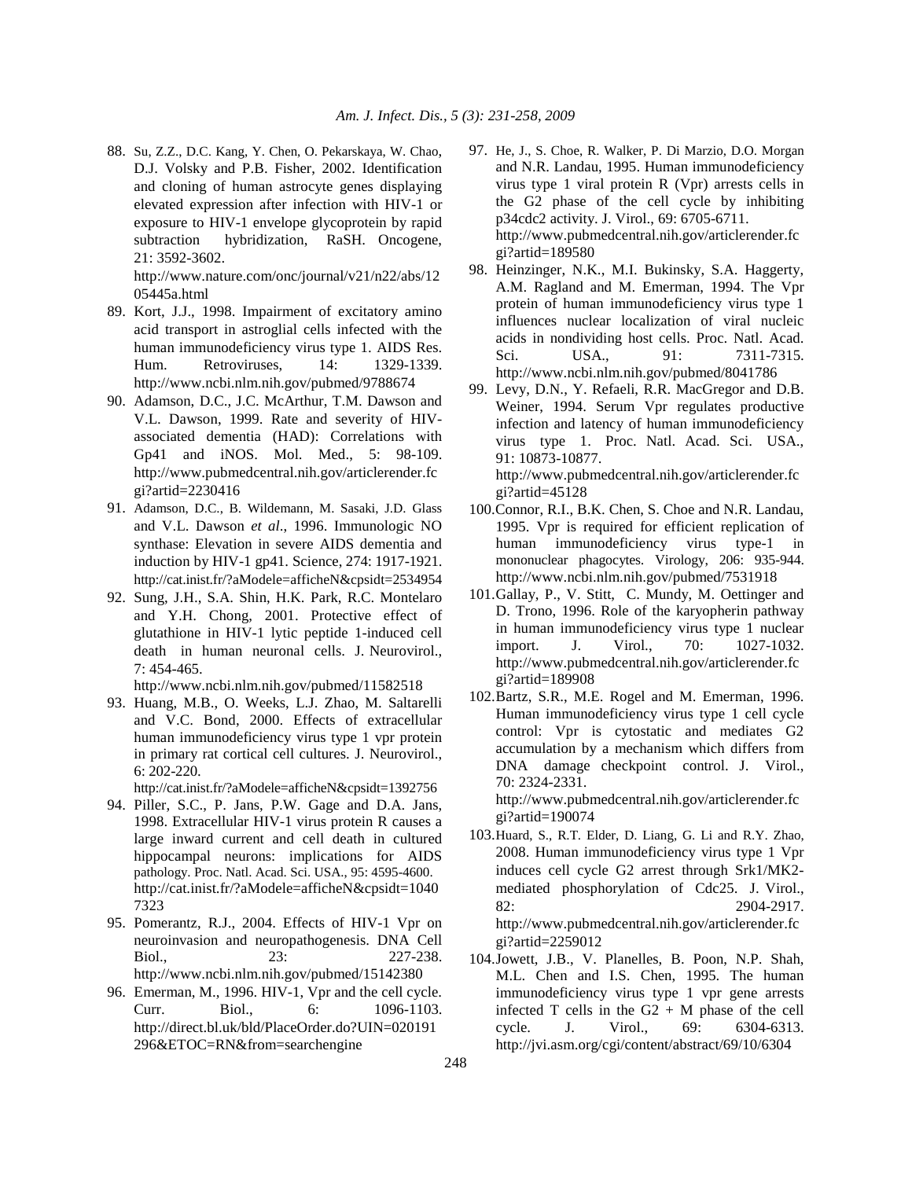88. Su, Z.Z., D.C. Kang, Y. Chen, O. Pekarskaya, W. Chao, D.J. Volsky and P.B. Fisher, 2002. Identification and cloning of human astrocyte genes displaying elevated expression after infection with HIV-1 or exposure to HIV-1 envelope glycoprotein by rapid subtraction hybridization, RaSH. Oncogene, 21: 3592-3602. http://www.nature.com/onc/journal/v21/n22/abs/1205445a.html

89. Kort, J.J., 1998. Impairment of excitatory amino acid transport in astroglial cells infected with the human immunodeficiency virus type 1. AIDS Res. Hum. Retroviruses, 14: 1329-1339. http://www.ncbi.nlm.nih.gov/pubmed/9788674

90. Adamson, D.C., J.C. McArthur, T.M. Dawson and V.L. Dawson, 1999. Rate and severity of HIV-associated dementia (HAD): Correlations with Gp41 and iNOS. Mol. Med., 5: 98-109. http://www.pubmedcentral.nih.gov/articlerender.fcgi?artid=2230416

91. Adamson, D.C., B. Wildemann, M. Sasaki, J.D. Glass and V.L. Dawson *et al*., 1996. Immunologic NO synthase: Elevation in severe AIDS dementia and induction by HIV-1 gp41. Science, 274: 1917-1921. http://cat.inist.fr/?aModele=afficheN&cpsidt=2534954

92. Sung, J.H., S.A. Shin, H.K. Park, R.C. Montelaro and Y.H. Chong, 2001. Protective effect of glutathione in HIV-1 lytic peptide 1-induced cell death in human neuronal cells. J. Neurovirol., 7: 454-465. http://www.ncbi.nlm.nih.gov/pubmed/11582518

93. Huang, M.B., O. Weeks, L.J. Zhao, M. Saltarelli and V.C. Bond, 2000. Effects of extracellular human immunodeficiency virus type 1 vpr protein in primary rat cortical cell cultures. J. Neurovirol., 6: 202-220. http://cat.inist.fr/?aModele=afficheN&cpsidt=1392756

94. Piller, S.C., P. Jans, P.W. Gage and D.A. Jans, 1998. Extracellular HIV-1 virus protein R causes a large inward current and cell death in cultured hippocampal neurons: implications for AIDS pathology. Proc. Natl. Acad. Sci. USA., 95: 4595-4600. http://cat.inist.fr/?aModele=afficheN&cpsidt=10407323

95. Pomerantz, R.J., 2004. Effects of HIV-1 Vpr on neuroinvasion and neuropathogenesis. DNA Cell Biol., 23: 227-238. http://www.ncbi.nlm.nih.gov/pubmed/15142380

96. Emerman, M., 1996. HIV-1, Vpr and the cell cycle. Curr. Biol., 6: 1096-1103. http://direct.bl.uk/bld/PlaceOrder.do?UIN=020191296&ETOC=RN&from=searchengine

97. He, J., S. Choe, R. Walker, P. Di Marzio, D.O. Morgan and N.R. Landau, 1995. Human immunodeficiency virus type 1 viral protein R (Vpr) arrests cells in the G2 phase of the cell cycle by inhibiting p34cdc2 activity. J. Virol., 69: 6705-6711. http://www.pubmedcentral.nih.gov/articlerender.fcgi?artid=189580

98. Heinzinger, N.K., M.I. Bukinsky, S.A. Haggerty, A.M. Ragland and M. Emerman, 1994. The Vpr protein of human immunodeficiency virus type 1 influences nuclear localization of viral nucleic acids in nondividing host cells. Proc. Natl. Acad. Sci. USA., 91: 7311-7315. http://www.ncbi.nlm.nih.gov/pubmed/8041786

99. Levy, D.N., Y. Refaeli, R.R. MacGregor and D.B. Weiner, 1994. Serum Vpr regulates productive infection and latency of human immunodeficiency virus type 1. Proc. Natl. Acad. Sci. USA., 91: 10873-10877. http://www.pubmedcentral.nih.gov/articlerender.fcgi?artid=45128

100. Connor, R.I., B.K. Chen, S. Choe and N.R. Landau, 1995. Vpr is required for efficient replication of human immunodeficiency virus type-1 in mononuclear phagocytes. Virology, 206: 935-944. http://www.ncbi.nlm.nih.gov/pubmed/7531918

101. Gallay, P., V. Stitt, C. Mundy, M. Oettinger and D. Trono, 1996. Role of the karyopherin pathway in human immunodeficiency virus type 1 nuclear import. J. Virol., 70: 1027-1032. http://www.pubmedcentral.nih.gov/articlerender.fcgi?artid=189908

102. Bartz, S.R., M.E. Rogel and M. Emerman, 1996. Human immunodeficiency virus type 1 cell cycle control: Vpr is cytostatic and mediates G2 accumulation by a mechanism which differs from DNA damage checkpoint control. J. Virol., 70: 2324-2331. http://www.pubmedcentral.nih.gov/articlerender.fcgi?artid=190074

103. Huard, S., R.T. Elder, D. Liang, G. Li and R.Y. Zhao, 2008. Human immunodeficiency virus type 1 Vpr induces cell cycle G2 arrest through Srk1/MK2-mediated phosphorylation of Cdc25. J. Virol., 82: 2904-2917. http://www.pubmedcentral.nih.gov/articlerender.fcgi?artid=2259012

104. Jowett, J.B., V. Planelles, B. Poon, N.P. Shah, M.L. Chen and I.S. Chen, 1995. The human immunodeficiency virus type 1 vpr gene arrests infected T cells in the G2 + M phase of the cell cycle. J. Virol., 69: 6304-6313. http://jvi.asm.org/cgi/content/abstract/69/10/6304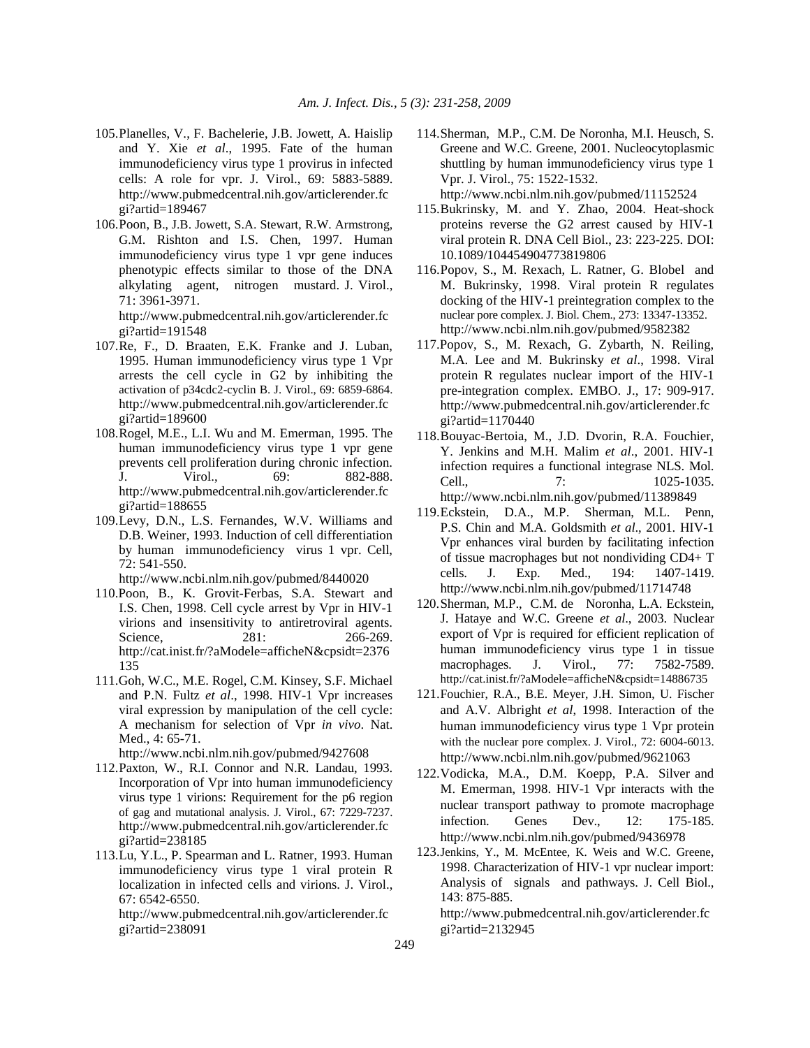105. Planelles, V., F. Bachelerie, J.B. Jowett, A. Haislip and Y. Xie *et al*., 1995. Fate of the human immunodeficiency virus type 1 provirus in infected cells: A role for vpr. J. Virol., 69: 5883-5889. http://www.pubmedcentral.nih.gov/articlerender.fcgi?artid=189467

106. Poon, B., J.B. Jowett, S.A. Stewart, R.W. Armstrong, G.M. Rishton and I.S. Chen, 1997. Human immunodeficiency virus type 1 vpr gene induces phenotypic effects similar to those of the DNA alkylating agent, nitrogen mustard. J. Virol., 71: 3961-3971. http://www.pubmedcentral.nih.gov/articlerender.fcgi?artid=191548

107. Re, F., D. Braaten, E.K. Franke and J. Luban, 1995. Human immunodeficiency virus type 1 Vpr arrests the cell cycle in G2 by inhibiting the activation of p34cdc2-cyclin B. J. Virol., 69: 6859-6864. http://www.pubmedcentral.nih.gov/articlerender.fcgi?artid=189600

108. Rogel, M.E., L.I. Wu and M. Emerman, 1995. The human immunodeficiency virus type 1 vpr gene prevents cell proliferation during chronic infection. J. Virol., 69: 882-888. http://www.pubmedcentral.nih.gov/articlerender.fcgi?artid=188655

109. Levy, D.N., L.S. Fernandes, W.V. Williams and D.B. Weiner, 1993. Induction of cell differentiation by human immunodeficiency virus 1 vpr. Cell, 72: 541-550. http://www.ncbi.nlm.nih.gov/pubmed/8440020

110. Poon, B., K. Grovit-Ferbas, S.A. Stewart and I.S. Chen, 1998. Cell cycle arrest by Vpr in HIV-1 virions and insensitivity to antiretroviral agents. Science, 281: 266-269. http://cat.inist.fr/?aModele=afficheN&cpsidt=2376135

111. Goh, W.C., M.E. Rogel, C.M. Kinsey, S.F. Michael and P.N. Fultz *et al*., 1998. HIV-1 Vpr increases viral expression by manipulation of the cell cycle: A mechanism for selection of Vpr *in vivo*. Nat. Med., 4: 65-71. http://www.ncbi.nlm.nih.gov/pubmed/9427608

112. Paxton, W., R.I. Connor and N.R. Landau, 1993. Incorporation of Vpr into human immunodeficiency virus type 1 virions: Requirement for the p6 region of gag and mutational analysis. J. Virol., 67: 7229-7237. http://www.pubmedcentral.nih.gov/articlerender.fcgi?artid=238185

113. Lu, Y.L., P. Spearman and L. Ratner, 1993. Human immunodeficiency virus type 1 viral protein R localization in infected cells and virions. J. Virol., 67: 6542-6550. http://www.pubmedcentral.nih.gov/articlerender.fcgi?artid=238091

114. Sherman, M.P., C.M. De Noronha, M.I. Heusch, S. Greene and W.C. Greene, 2001. Nucleocytoplasmic shuttling by human immunodeficiency virus type 1 Vpr. J. Virol., 75: 1522-1532. http://www.ncbi.nlm.nih.gov/pubmed/11152524

115. Bukrinsky, M. and Y. Zhao, 2004. Heat-shock proteins reverse the G2 arrest caused by HIV-1 viral protein R. DNA Cell Biol., 23: 223-225. DOI: 10.1089/104454904773819806

116. Popov, S., M. Rexach, L. Ratner, G. Blobel and M. Bukrinsky, 1998. Viral protein R regulates docking of the HIV-1 preintegration complex to the nuclear pore complex. J. Biol. Chem., 273: 13347-13352. http://www.ncbi.nlm.nih.gov/pubmed/9582382

117. Popov, S., M. Rexach, G. Zybarth, N. Reiling, M.A. Lee and M. Bukrinsky *et al*., 1998. Viral protein R regulates nuclear import of the HIV-1 pre-integration complex. EMBO. J., 17: 909-917. http://www.pubmedcentral.nih.gov/articlerender.fcgi?artid=1170440

118. Bouyac-Bertoia, M., J.D. Dvorin, R.A. Fouchier, Y. Jenkins and M.H. Malim *et al*., 2001. HIV-1 infection requires a functional integrase NLS. Mol. Cell., 7: 1025-1035. http://www.ncbi.nlm.nih.gov/pubmed/11389849

119. Eckstein, D.A., M.P. Sherman, M.L. Penn, P.S. Chin and M.A. Goldsmith *et al*., 2001. HIV-1 Vpr enhances viral burden by facilitating infection of tissue macrophages but not nondividing CD4+ T cells. J. Exp. Med., 194: 1407-1419. http://www.ncbi.nlm.nih.gov/pubmed/11714748

120. Sherman, M.P., C.M. de Noronha, L.A. Eckstein, J. Hataye and W.C. Greene *et al*., 2003. Nuclear export of Vpr is required for efficient replication of human immunodeficiency virus type 1 in tissue macrophages. J. Virol., 77: 7582-7589. http://cat.inist.fr/?aModele=afficheN&cpsidt=14886735

121. Fouchier, R.A., B.E. Meyer, J.H. Simon, U. Fischer and A.V. Albright *et al*, 1998. Interaction of the human immunodeficiency virus type 1 Vpr protein with the nuclear pore complex. J. Virol., 72: 6004-6013. http://www.ncbi.nlm.nih.gov/pubmed/9621063

122. Vodicka, M.A., D.M. Koepp, P.A. Silver and M. Emerman, 1998. HIV-1 Vpr interacts with the nuclear transport pathway to promote macrophage infection. Genes Dev., 12: 175-185. http://www.ncbi.nlm.nih.gov/pubmed/9436978

123. Jenkins, Y., M. McEntee, K. Weis and W.C. Greene, 1998. Characterization of HIV-1 vpr nuclear import: Analysis of signals and pathways. J. Cell Biol., 143: 875-885. http://www.pubmedcentral.nih.gov/articlerender.fcgi?artid=2132945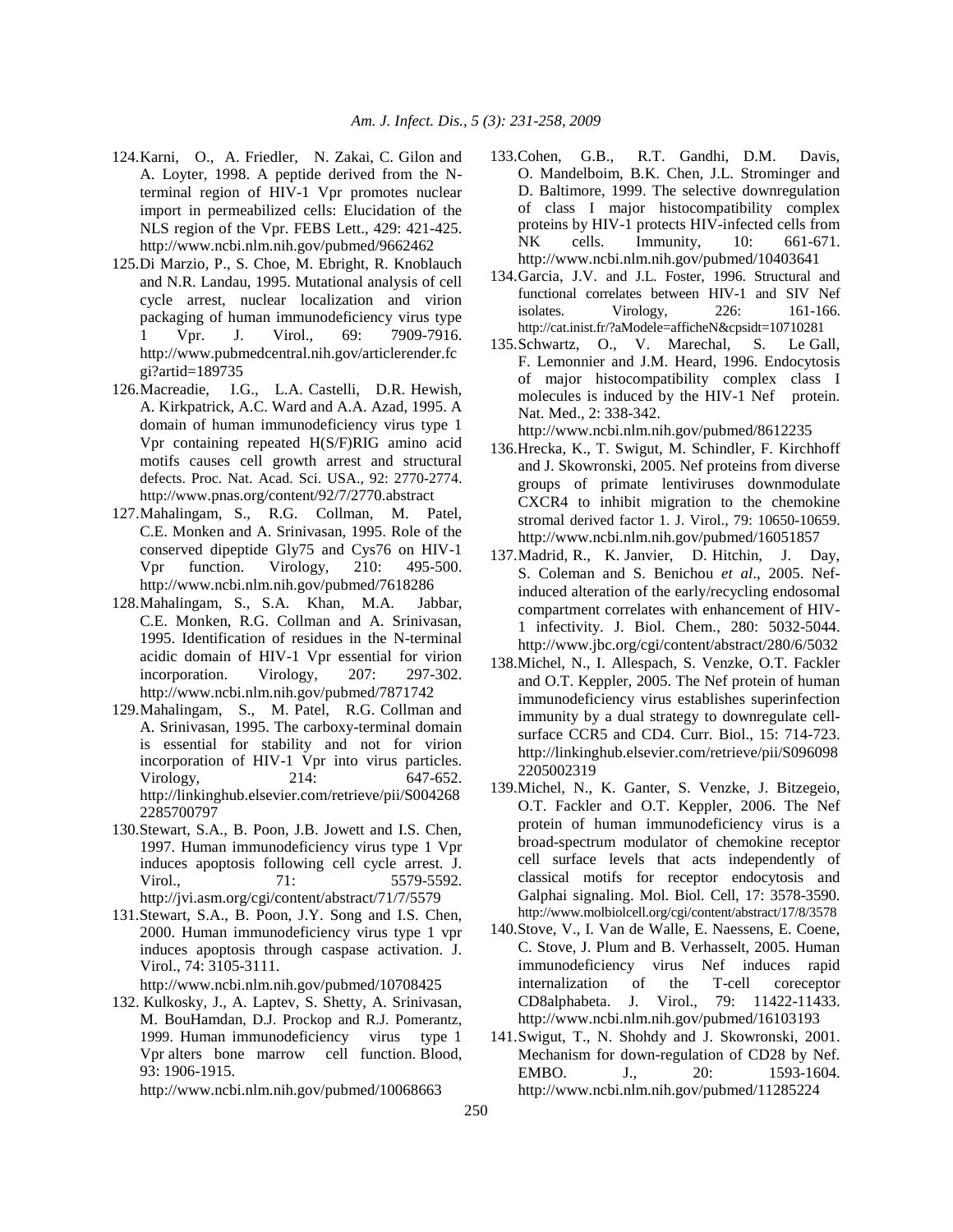124. Karni, O., A. Friedler, N. Zakai, C. Gilon and A. Loyter, 1998. A peptide derived from the N-terminal region of HIV-1 Vpr promotes nuclear import in permeabilized cells: Elucidation of the NLS region of the Vpr. FEBS Lett., 429: 421-425. http://www.ncbi.nlm.nih.gov/pubmed/9662462

125. Di Marzio, P., S. Choe, M. Ebright, R. Knoblauch and N.R. Landau, 1995. Mutational analysis of cell cycle arrest, nuclear localization and virion packaging of human immunodeficiency virus type 1 Vpr. J. Virol., 69: 7909-7916. http://www.pubmedcentral.nih.gov/articlerender.fcgi?artid=189735

126. Macreadie, I.G., L.A. Castelli, D.R. Hewish, A. Kirkpatrick, A.C. Ward and A.A. Azad, 1995. A domain of human immunodeficiency virus type 1 Vpr containing repeated H(S/F)RIG amino acid motifs causes cell growth arrest and structural defects. Proc. Nat. Acad. Sci. USA., 92: 2770-2774. http://www.pnas.org/content/92/7/2770.abstract

127. Mahalingam, S., R.G. Collman, M. Patel, C.E. Monken and A. Srinivasan, 1995. Role of the conserved dipeptide Gly75 and Cys76 on HIV-1 Vpr function. Virology, 210: 495-500. http://www.ncbi.nlm.nih.gov/pubmed/7618286

128. Mahalingam, S., S.A. Khan, M.A. Jabbar, C.E. Monken, R.G. Collman and A. Srinivasan, 1995. Identification of residues in the N-terminal acidic domain of HIV-1 Vpr essential for virion incorporation. Virology, 207: 297-302. http://www.ncbi.nlm.nih.gov/pubmed/7871742

129. Mahalingam, S., M. Patel, R.G. Collman and A. Srinivasan, 1995. The carboxy-terminal domain is essential for stability and not for virion incorporation of HIV-1 Vpr into virus particles. Virology, 214: 647-652. http://linkinghub.elsevier.com/retrieve/pii/S0042682285700797

130. Stewart, S.A., B. Poon, J.B. Jowett and I.S. Chen, 1997. Human immunodeficiency virus type 1 Vpr induces apoptosis following cell cycle arrest. J. Virol., 71: 5579-5592. http://jvi.asm.org/cgi/content/abstract/71/7/5579

131. Stewart, S.A., B. Poon, J.Y. Song and I.S. Chen, 2000. Human immunodeficiency virus type 1 vpr induces apoptosis through caspase activation. J. Virol., 74: 3105-3111. http://www.ncbi.nlm.nih.gov/pubmed/10708425

132. Kulkosky, J., A. Laptev, S. Shetty, A. Srinivasan, M. BouHamdan, D.J. Prockop and R.J. Pomerantz, 1999. Human immunodeficiency virus type 1 Vpr alters bone marrow cell function. Blood, 93: 1906-1915. http://www.ncbi.nlm.nih.gov/pubmed/10068663

133. Cohen, G.B., R.T. Gandhi, D.M. Davis, O. Mandelboim, B.K. Chen, J.L. Strominger and D. Baltimore, 1999. The selective downregulation of class I major histocompatibility complex proteins by HIV-1 protects HIV-infected cells from NK cells. Immunity, 10: 661-671. http://www.ncbi.nlm.nih.gov/pubmed/10403641

134. Garcia, J.V. and J.L. Foster, 1996. Structural and functional correlates between HIV-1 and SIV Nef isolates. Virology, 226: 161-166. http://cat.inist.fr/?aModele=afficheN&cpsidt=10710281

135. Schwartz, O., V. Marechal, S. Le Gall, F. Lemonnier and J.M. Heard, 1996. Endocytosis of major histocompatibility complex class I molecules is induced by the HIV-1 Nef protein. Nat. Med., 2: 338-342. http://www.ncbi.nlm.nih.gov/pubmed/8612235

136. Hrecka, K., T. Swigut, M. Schindler, F. Kirchhoff and J. Skowronski, 2005. Nef proteins from diverse groups of primate lentiviruses downmodulate CXCR4 to inhibit migration to the chemokine stromal derived factor 1. J. Virol., 79: 10650-10659. http://www.ncbi.nlm.nih.gov/pubmed/16051857

137. Madrid, R., K. Janvier, D. Hitchin, J. Day, S. Coleman and S. Benichou *et al*., 2005. Nef-induced alteration of the early/recycling endosomal compartment correlates with enhancement of HIV-1 infectivity. J. Biol. Chem., 280: 5032-5044. http://www.jbc.org/cgi/content/abstract/280/6/5032

138. Michel, N., I. Allespach, S. Venzke, O.T. Fackler and O.T. Keppler, 2005. The Nef protein of human immunodeficiency virus establishes superinfection immunity by a dual strategy to downregulate cell-surface CCR5 and CD4. Curr. Biol., 15: 714-723. http://linkinghub.elsevier.com/retrieve/pii/S0960982205002319

139. Michel, N., K. Ganter, S. Venzke, J. Bitzegeio, O.T. Fackler and O.T. Keppler, 2006. The Nef protein of human immunodeficiency virus is a broad-spectrum modulator of chemokine receptor cell surface levels that acts independently of classical motifs for receptor endocytosis and Galphai signaling. Mol. Biol. Cell, 17: 3578-3590. http://www.molbiolcell.org/cgi/content/abstract/17/8/3578

140. Stove, V., I. Van de Walle, E. Naessens, E. Coene, C. Stove, J. Plum and B. Verhasselt, 2005. Human immunodeficiency virus Nef induces rapid internalization of the T-cell coreceptor CD8alphabeta. J. Virol., 79: 11422-11433. http://www.ncbi.nlm.nih.gov/pubmed/16103193

141. Swigut, T., N. Shohdy and J. Skowronski, 2001. Mechanism for down-regulation of CD28 by Nef. EMBO. J., 20: 1593-1604. http://www.ncbi.nlm.nih.gov/pubmed/11285224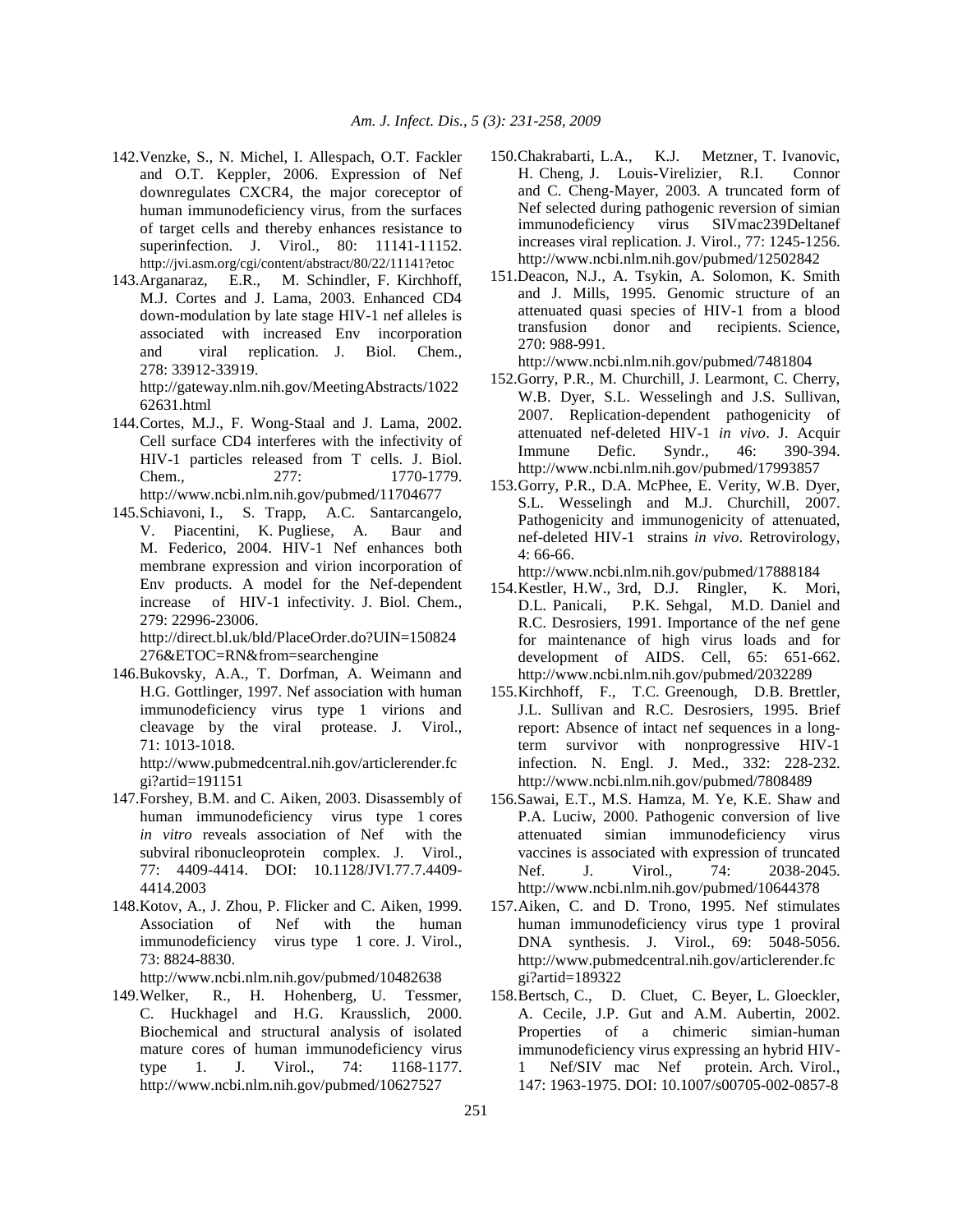142. Venzke, S., N. Michel, I. Allespach, O.T. Fackler and O.T. Keppler, 2006. Expression of Nef downregulates CXCR4, the major coreceptor of human immunodeficiency virus, from the surfaces of target cells and thereby enhances resistance to superinfection. J. Virol., 80: 11141-11152. http://jvi.asm.org/cgi/content/abstract/80/22/11141?etoc

143. Arganaraz, E.R., M. Schindler, F. Kirchhoff, M.J. Cortes and J. Lama, 2003. Enhanced CD4 down-modulation by late stage HIV-1 nef alleles is associated with increased Env incorporation and viral replication. J. Biol. Chem., 278: 33912-33919. http://gateway.nlm.nih.gov/MeetingAbstracts/102262631.html

144. Cortes, M.J., F. Wong-Staal and J. Lama, 2002. Cell surface CD4 interferes with the infectivity of HIV-1 particles released from T cells. J. Biol. Chem., 277: 1770-1779. http://www.ncbi.nlm.nih.gov/pubmed/11704677

145. Schiavoni, I., S. Trapp, A.C. Santarcangelo, V. Piacentini, K. Pugliese, A. Baur and M. Federico, 2004. HIV-1 Nef enhances both membrane expression and virion incorporation of Env products. A model for the Nef-dependent increase of HIV-1 infectivity. J. Biol. Chem., 279: 22996-23006. http://direct.bl.uk/bld/PlaceOrder.do?UIN=150824276&ETOC=RN&from=searchengine

146. Bukovsky, A.A., T. Dorfman, A. Weimann and H.G. Gottlinger, 1997. Nef association with human immunodeficiency virus type 1 virions and cleavage by the viral protease. J. Virol., 71: 1013-1018. http://www.pubmedcentral.nih.gov/articlerender.fcgi?artid=191151

147. Forshey, B.M. and C. Aiken, 2003. Disassembly of human immunodeficiency virus type 1 cores *in vitro* reveals association of Nef with the subviral ribonucleoprotein complex. J. Virol., 77: 4409-4414. DOI: 10.1128/JVI.77.7.4409-4414.2003

148. Kotov, A., J. Zhou, P. Flicker and C. Aiken, 1999. Association of Nef with the human immunodeficiency virus type 1 core. J. Virol., 73: 8824-8830. http://www.ncbi.nlm.nih.gov/pubmed/10482638

149. Welker, R., H. Hohenberg, U. Tessmer, C. Huckhagel and H.G. Krausslich, 2000. Biochemical and structural analysis of isolated mature cores of human immunodeficiency virus type 1. J. Virol., 74: 1168-1177. http://www.ncbi.nlm.nih.gov/pubmed/10627527

150. Chakrabarti, L.A., K.J. Metzner, T. Ivanovic, H. Cheng, J. Louis-Virelizier, R.I. Connor and C. Cheng-Mayer, 2003. A truncated form of Nef selected during pathogenic reversion of simian immunodeficiency virus SIVmac239Deltanef increases viral replication. J. Virol., 77: 1245-1256. http://www.ncbi.nlm.nih.gov/pubmed/12502842

151. Deacon, N.J., A. Tsykin, A. Solomon, K. Smith and J. Mills, 1995. Genomic structure of an attenuated quasi species of HIV-1 from a blood transfusion donor and recipients. Science, 270: 988-991. http://www.ncbi.nlm.nih.gov/pubmed/7481804

152. Gorry, P.R., M. Churchill, J. Learmont, C. Cherry, W.B. Dyer, S.L. Wesselingh and J.S. Sullivan, 2007. Replication-dependent pathogenicity of attenuated nef-deleted HIV-1 *in vivo*. J. Acquir Immune Defic. Syndr., 46: 390-394. http://www.ncbi.nlm.nih.gov/pubmed/17993857

153. Gorry, P.R., D.A. McPhee, E. Verity, W.B. Dyer, S.L. Wesselingh and M.J. Churchill, 2007. Pathogenicity and immunogenicity of attenuated, nef-deleted HIV-1 strains *in vivo*. Retrovirology, 4: 66-66. http://www.ncbi.nlm.nih.gov/pubmed/17888184

154. Kestler, H.W., 3rd, D.J. Ringler, K. Mori, D.L. Panicali, P.K. Sehgal, M.D. Daniel and R.C. Desrosiers, 1991. Importance of the nef gene for maintenance of high virus loads and for development of AIDS. Cell, 65: 651-662. http://www.ncbi.nlm.nih.gov/pubmed/2032289

155. Kirchhoff, F., T.C. Greenough, D.B. Brettler, J.L. Sullivan and R.C. Desrosiers, 1995. Brief report: Absence of intact nef sequences in a long-term survivor with nonprogressive HIV-1 infection. N. Engl. J. Med., 332: 228-232. http://www.ncbi.nlm.nih.gov/pubmed/7808489

156. Sawai, E.T., M.S. Hamza, M. Ye, K.E. Shaw and P.A. Luciw, 2000. Pathogenic conversion of live attenuated simian immunodeficiency virus vaccines is associated with expression of truncated Nef. J. Virol., 74: 2038-2045. http://www.ncbi.nlm.nih.gov/pubmed/10644378

157. Aiken, C. and D. Trono, 1995. Nef stimulates human immunodeficiency virus type 1 proviral DNA synthesis. J. Virol., 69: 5048-5056. http://www.pubmedcentral.nih.gov/articlerender.fcgi?artid=189322

158. Bertsch, C., D. Cluet, C. Beyer, L. Gloeckler, A. Cecile, J.P. Gut and A.M. Aubertin, 2002. Properties of a chimeric simian-human immunodeficiency virus expressing an hybrid HIV-1 Nef/SIV mac Nef protein. Arch. Virol., 147: 1963-1975. DOI: 10.1007/s00705-002-0857-8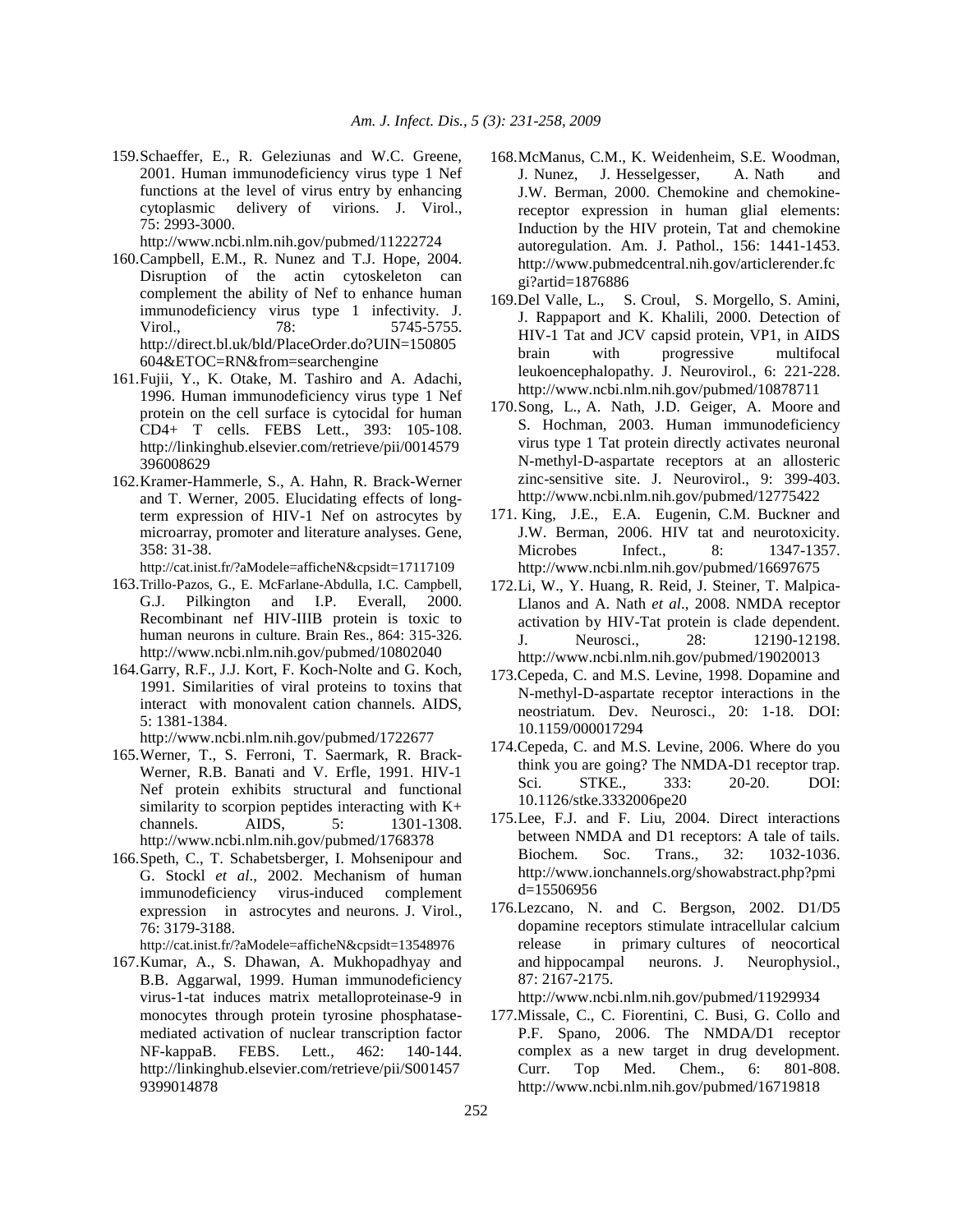159. Schaeffer, E., R. Geleziunas and W.C. Greene, 2001. Human immunodeficiency virus type 1 Nef functions at the level of virus entry by enhancing cytoplasmic delivery of virions. J. Virol., 75: 2993-3000. http://www.ncbi.nlm.nih.gov/pubmed/11222724

160. Campbell, E.M., R. Nunez and T.J. Hope, 2004. Disruption of the actin cytoskeleton can complement the ability of Nef to enhance human immunodeficiency virus type 1 infectivity. J. Virol., 78: 5745-5755. http://direct.bl.uk/bld/PlaceOrder.do?UIN=150805604&ETOC=RN&from=searchengine

161. Fujii, Y., K. Otake, M. Tashiro and A. Adachi, 1996. Human immunodeficiency virus type 1 Nef protein on the cell surface is cytocidal for human CD4+ T cells. FEBS Lett., 393: 105-108. http://linkinghub.elsevier.com/retrieve/pii/0014579396008629

162. Kramer-Hammerle, S., A. Hahn, R. Brack-Werner and T. Werner, 2005. Elucidating effects of long-term expression of HIV-1 Nef on astrocytes by microarray, promoter and literature analyses. Gene, 358: 31-38. http://cat.inist.fr/?aModele=afficheN&cpsidt=17117109

163. Trillo-Pazos, G., E. McFarlane-Abdulla, I.C. Campbell, G.J. Pilkington and I.P. Everall, 2000. Recombinant nef HIV-IIIB protein is toxic to human neurons in culture. Brain Res., 864: 315-326. http://www.ncbi.nlm.nih.gov/pubmed/10802040

164. Garry, R.F., J.J. Kort, F. Koch-Nolte and G. Koch, 1991. Similarities of viral proteins to toxins that interact with monovalent cation channels. AIDS, 5: 1381-1384. http://www.ncbi.nlm.nih.gov/pubmed/1722677

165. Werner, T., S. Ferroni, T. Saermark, R. Brack-Werner, R.B. Banati and V. Erfle, 1991. HIV-1 Nef protein exhibits structural and functional similarity to scorpion peptides interacting with K+ channels. AIDS, 5: 1301-1308. http://www.ncbi.nlm.nih.gov/pubmed/1768378

166. Speth, C., T. Schabetsberger, I. Mohsenipour and G. Stockl *et al*., 2002. Mechanism of human immunodeficiency virus-induced complement expression in astrocytes and neurons. J. Virol., 76: 3179-3188. http://cat.inist.fr/?aModele=afficheN&cpsidt=13548976

167. Kumar, A., S. Dhawan, A. Mukhopadhyay and B.B. Aggarwal, 1999. Human immunodeficiency virus-1-tat induces matrix metalloproteinase-9 in monocytes through protein tyrosine phosphatase-mediated activation of nuclear transcription factor NF-kappaB. FEBS. Lett., 462: 140-144. http://linkinghub.elsevier.com/retrieve/pii/S0014579399014878

168. McManus, C.M., K. Weidenheim, S.E. Woodman, J. Nunez, J. Hesselgesser, A. Nath and J.W. Berman, 2000. Chemokine and chemokine-receptor expression in human glial elements: Induction by the HIV protein, Tat and chemokine autoregulation. Am. J. Pathol., 156: 1441-1453. http://www.pubmedcentral.nih.gov/articlerender.fcgi?artid=1876886

169. Del Valle, L., S. Croul, S. Morgello, S. Amini, J. Rappaport and K. Khalili, 2000. Detection of HIV-1 Tat and JCV capsid protein, VP1, in AIDS brain with progressive multifocal leukoencephalopathy. J. Neurovirol., 6: 221-228. http://www.ncbi.nlm.nih.gov/pubmed/10878711

170. Song, L., A. Nath, J.D. Geiger, A. Moore and S. Hochman, 2003. Human immunodeficiency virus type 1 Tat protein directly activates neuronal N-methyl-D-aspartate receptors at an allosteric zinc-sensitive site. J. Neurovirol., 9: 399-403. http://www.ncbi.nlm.nih.gov/pubmed/12775422

171. King, J.E., E.A. Eugenin, C.M. Buckner and J.W. Berman, 2006. HIV tat and neurotoxicity. Microbes Infect., 8: 1347-1357. http://www.ncbi.nlm.nih.gov/pubmed/16697675

172. Li, W., Y. Huang, R. Reid, J. Steiner, T. Malpica-Llanos and A. Nath *et al*., 2008. NMDA receptor activation by HIV-Tat protein is clade dependent. J. Neurosci., 28: 12190-12198. http://www.ncbi.nlm.nih.gov/pubmed/19020013

173. Cepeda, C. and M.S. Levine, 1998. Dopamine and N-methyl-D-aspartate receptor interactions in the neostriatum. Dev. Neurosci., 20: 1-18. DOI: 10.1159/000017294

174. Cepeda, C. and M.S. Levine, 2006. Where do you think you are going? The NMDA-D1 receptor trap. Sci. STKE., 333: 20-20. DOI: 10.1126/stke.3332006pe20

175. Lee, F.J. and F. Liu, 2004. Direct interactions between NMDA and D1 receptors: A tale of tails. Biochem. Soc. Trans., 32: 1032-1036. http://www.ionchannels.org/showabstract.php?pmid=15506956

176. Lezcano, N. and C. Bergson, 2002. D1/D5 dopamine receptors stimulate intracellular calcium release in primary cultures of neocortical and hippocampal neurons. J. Neurophysiol., 87: 2167-2175. http://www.ncbi.nlm.nih.gov/pubmed/11929934

177. Missale, C., C. Fiorentini, C. Busi, G. Collo and P.F. Spano, 2006. The NMDA/D1 receptor complex as a new target in drug development. Curr. Top Med. Chem., 6: 801-808. http://www.ncbi.nlm.nih.gov/pubmed/16719818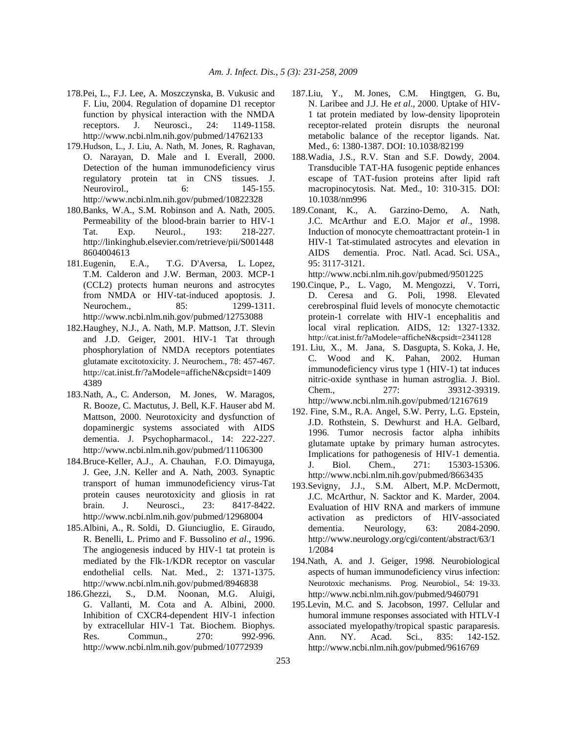178. Pei, L., F.J. Lee, A. Moszczynska, B. Vukusic and F. Liu, 2004. Regulation of dopamine D1 receptor function by physical interaction with the NMDA receptors. J. Neurosci., 24: 1149-1158. http://www.ncbi.nlm.nih.gov/pubmed/14762133

179. Hudson, L., J. Liu, A. Nath, M. Jones, R. Raghavan, O. Narayan, D. Male and I. Everall, 2000. Detection of the human immunodeficiency virus regulatory protein tat in CNS tissues. J. Neurovirol., 6: 145-155. http://www.ncbi.nlm.nih.gov/pubmed/10822328

180. Banks, W.A., S.M. Robinson and A. Nath, 2005. Permeability of the blood-brain barrier to HIV-1 Tat. Exp. Neurol., 193: 218-227. http://linkinghub.elsevier.com/retrieve/pii/S0014488604004613

181. Eugenin, E.A., T.G. D'Aversa, L. Lopez, T.M. Calderon and J.W. Berman, 2003. MCP-1 (CCL2) protects human neurons and astrocytes from NMDA or HIV-tat-induced apoptosis. J. Neurochem., 85: 1299-1311. http://www.ncbi.nlm.nih.gov/pubmed/12753088

182. Haughey, N.J., A. Nath, M.P. Mattson, J.T. Slevin and J.D. Geiger, 2001. HIV-1 Tat through phosphorylation of NMDA receptors potentiates glutamate excitotoxicity. J. Neurochem., 78: 457-467. http://cat.inist.fr/?aModele=afficheN&cpsidt=14094389

183. Nath, A., C. Anderson, M. Jones, W. Maragos, R. Booze, C. Mactutus, J. Bell, K.F. Hauser abd M. Mattson, 2000. Neurotoxicity and dysfunction of dopaminergic systems associated with AIDS dementia. J. Psychopharmacol., 14: 222-227. http://www.ncbi.nlm.nih.gov/pubmed/11106300

184. Bruce-Keller, A.J., A. Chauhan, F.O. Dimayuga, J. Gee, J.N. Keller and A. Nath, 2003. Synaptic transport of human immunodeficiency virus-Tat protein causes neurotoxicity and gliosis in rat brain. J. Neurosci., 23: 8417-8422. http://www.ncbi.nlm.nih.gov/pubmed/12968004

185. Albini, A., R. Soldi, D. Giunciuglio, E. Giraudo, R. Benelli, L. Primo and F. Bussolino *et al*., 1996. The angiogenesis induced by HIV-1 tat protein is mediated by the Flk-1/KDR receptor on vascular endothelial cells. Nat. Med., 2: 1371-1375. http://www.ncbi.nlm.nih.gov/pubmed/8946838

186. Ghezzi, S., D.M. Noonan, M.G. Aluigi, G. Vallanti, M. Cota and A. Albini, 2000. Inhibition of CXCR4-dependent HIV-1 infection by extracellular HIV-1 Tat. Biochem. Biophys. Res. Commun., 270: 992-996. http://www.ncbi.nlm.nih.gov/pubmed/10772939

187. Liu, Y., M. Jones, C.M. Hingtgen, G. Bu, N. Laribee and J.J. He *et al*., 2000. Uptake of HIV-1 tat protein mediated by low-density lipoprotein receptor-related protein disrupts the neuronal metabolic balance of the receptor ligands. Nat. Med., 6: 1380-1387. DOI: 10.1038/82199

188. Wadia, J.S., R.V. Stan and S.F. Dowdy, 2004. Transducible TAT-HA fusogenic peptide enhances escape of TAT-fusion proteins after lipid raft macropinocytosis. Nat. Med., 10: 310-315. DOI: 10.1038/nm996

189. Conant, K., A. Garzino-Demo, A. Nath, J.C. McArthur and E.O. Major *et al*., 1998. Induction of monocyte chemoattractant protein-1 in HIV-1 Tat-stimulated astrocytes and elevation in AIDS dementia. Proc. Natl. Acad. Sci. USA., 95: 3117-3121. http://www.ncbi.nlm.nih.gov/pubmed/9501225

190. Cinque, P., L. Vago, M. Mengozzi, V. Torri, D. Ceresa and G. Poli, 1998. Elevated cerebrospinal fluid levels of monocyte chemotactic protein-1 correlate with HIV-1 encephalitis and local viral replication. AIDS, 12: 1327-1332. http://cat.inist.fr/?aModele=afficheN&cpsidt=2341128

191. Liu, X., M. Jana, S. Dasgupta, S. Koka, J. He, C. Wood and K. Pahan, 2002. Human immunodeficiency virus type 1 (HIV-1) tat induces nitric-oxide synthase in human astroglia. J. Biol. Chem., 277: 39312-39319. http://www.ncbi.nlm.nih.gov/pubmed/12167619

192. Fine, S.M., R.A. Angel, S.W. Perry, L.G. Epstein, J.D. Rothstein, S. Dewhurst and H.A. Gelbard, 1996. Tumor necrosis factor alpha inhibits glutamate uptake by primary human astrocytes. Implications for pathogenesis of HIV-1 dementia. J. Biol. Chem., 271: 15303-15306. http://www.ncbi.nlm.nih.gov/pubmed/8663435

193. Sevigny, J.J., S.M. Albert, M.P. McDermott, J.C. McArthur, N. Sacktor and K. Marder, 2004. Evaluation of HIV RNA and markers of immune activation as predictors of HIV-associated dementia. Neurology, 63: 2084-2090. http://www.neurology.org/cgi/content/abstract/63/11/2084

194. Nath, A. and J. Geiger, 1998. Neurobiological aspects of human immunodeficiency virus infection: Neurotoxic mechanisms. Prog. Neurobiol., 54: 19-33. http://www.ncbi.nlm.nih.gov/pubmed/9460791

195. Levin, M.C. and S. Jacobson, 1997. Cellular and humoral immune responses associated with HTLV-I associated myelopathy/tropical spastic paraparesis. Ann. NY. Acad. Sci., 835: 142-152. http://www.ncbi.nlm.nih.gov/pubmed/9616769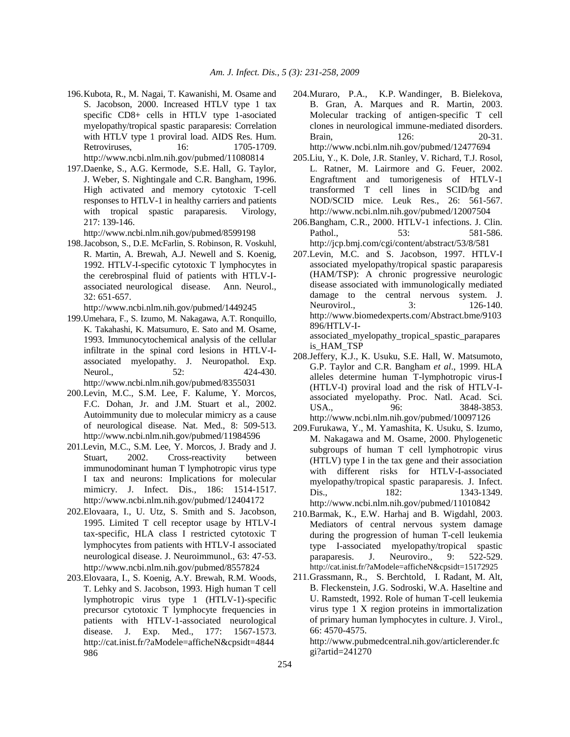196. Kubota, R., M. Nagai, T. Kawanishi, M. Osame and S. Jacobson, 2000. Increased HTLV type 1 tax specific CD8+ cells in HTLV type 1-asociated myelopathy/tropical spastic paraparesis: Correlation with HTLV type 1 proviral load. AIDS Res. Hum. Retroviruses, 16: 1705-1709. http://www.ncbi.nlm.nih.gov/pubmed/11080814

197. Daenke, S., A.G. Kermode, S.E. Hall, G. Taylor, J. Weber, S. Nightingale and C.R. Bangham, 1996. High activated and memory cytotoxic T-cell responses to HTLV-1 in healthy carriers and patients with tropical spastic paraparesis. Virology, 217: 139-146. http://www.ncbi.nlm.nih.gov/pubmed/8599198

198. Jacobson, S., D.E. McFarlin, S. Robinson, R. Voskuhl, R. Martin, A. Brewah, A.J. Newell and S. Koenig, 1992. HTLV-I-specific cytotoxic T lymphocytes in the cerebrospinal fluid of patients with HTLV-I-associated neurological disease. Ann. Neurol., 32: 651-657. http://www.ncbi.nlm.nih.gov/pubmed/1449245

199. Umehara, F., S. Izumo, M. Nakagawa, A.T. Ronquillo, K. Takahashi, K. Matsumuro, E. Sato and M. Osame, 1993. Immunocytochemical analysis of the cellular infiltrate in the spinal cord lesions in HTLV-I-associated myelopathy. J. Neuropathol. Exp. Neurol., 52: 424-430. http://www.ncbi.nlm.nih.gov/pubmed/8355031

200. Levin, M.C., S.M. Lee, F. Kalume, Y. Morcos, F.C. Dohan, Jr. and J.M. Stuart et al., 2002. Autoimmunity due to molecular mimicry as a cause of neurological disease. Nat. Med., 8: 509-513. http://www.ncbi.nlm.nih.gov/pubmed/11984596

201. Levin, M.C., S.M. Lee, Y. Morcos, J. Brady and J. Stuart, 2002. Cross-reactivity between immunodominant human T lymphotropic virus type I tax and neurons: Implications for molecular mimicry. J. Infect. Dis., 186: 1514-1517. http://www.ncbi.nlm.nih.gov/pubmed/12404172

202. Elovaara, I., U. Utz, S. Smith and S. Jacobson, 1995. Limited T cell receptor usage by HTLV-I tax-specific, HLA class I restricted cytotoxic T lymphocytes from patients with HTLV-I associated neurological disease. J. Neuroimmunol., 63: 47-53. http://www.ncbi.nlm.nih.gov/pubmed/8557824

203. Elovaara, I., S. Koenig, A.Y. Brewah, R.M. Woods, T. Lehky and S. Jacobson, 1993. High human T cell lymphotropic virus type 1 (HTLV-1)-specific precursor cytotoxic T lymphocyte frequencies in patients with HTLV-1-associated neurological disease. J. Exp. Med., 177: 1567-1573. http://cat.inist.fr/?aModele=afficheN&cpsidt=4844986

204. Muraro, P.A., K.P. Wandinger, B. Bielekova, B. Gran, A. Marques and R. Martin, 2003. Molecular tracking of antigen-specific T cell clones in neurological immune-mediated disorders. Brain, 126: 20-31. http://www.ncbi.nlm.nih.gov/pubmed/12477694

205. Liu, Y., K. Dole, J.R. Stanley, V. Richard, T.J. Rosol, L. Ratner, M. Lairmore and G. Feuer, 2002. Engraftment and tumorigenesis of HTLV-1 transformed T cell lines in SCID/bg and NOD/SCID mice. Leuk Res., 26: 561-567. http://www.ncbi.nlm.nih.gov/pubmed/12007504

206. Bangham, C.R., 2000. HTLV-1 infections. J. Clin. Pathol., 53: 581-586. http://jcp.bmj.com/cgi/content/abstract/53/8/581

207. Levin, M.C. and S. Jacobson, 1997. HTLV-I associated myelopathy/tropical spastic paraparesis (HAM/TSP): A chronic progressive neurologic disease associated with immunologically mediated damage to the central nervous system. J. Neurovirol., 3: 126-140. http://www.biomedexperts.com/Abstract.bme/9103896/HTLV-I-associated_myelopathy_tropical_spastic_paraparesis_HAM_TSP

208. Jeffery, K.J., K. Usuku, S.E. Hall, W. Matsumoto, G.P. Taylor and C.R. Bangham *et al*., 1999. HLA alleles determine human T-lymphotropic virus-I (HTLV-I) proviral load and the risk of HTLV-I-associated myelopathy. Proc. Natl. Acad. Sci. USA., 96: 3848-3853. http://www.ncbi.nlm.nih.gov/pubmed/10097126

209. Furukawa, Y., M. Yamashita, K. Usuku, S. Izumo, M. Nakagawa and M. Osame, 2000. Phylogenetic subgroups of human T cell lymphotropic virus (HTLV) type I in the tax gene and their association with different risks for HTLV-I-associated myelopathy/tropical spastic paraparesis. J. Infect. Dis., 182: 1343-1349. http://www.ncbi.nlm.nih.gov/pubmed/11010842

210. Barmak, K., E.W. Harhaj and B. Wigdahl, 2003. Mediators of central nervous system damage during the progression of human T-cell leukemia type I-associated myelopathy/tropical spastic paraparesis. J. Neuroviro., 9: 522-529. http://cat.inist.fr/?aModele=afficheN&cpsidt=15172925

211. Grassmann, R., S. Berchtold, I. Radant, M. Alt, B. Fleckenstein, J.G. Sodroski, W.A. Haseltine and U. Ramstedt, 1992. Role of human T-cell leukemia virus type 1 X region proteins in immortalization of primary human lymphocytes in culture. J. Virol., 66: 4570-4575. http://www.pubmedcentral.nih.gov/articlerender.fcgi?artid=241270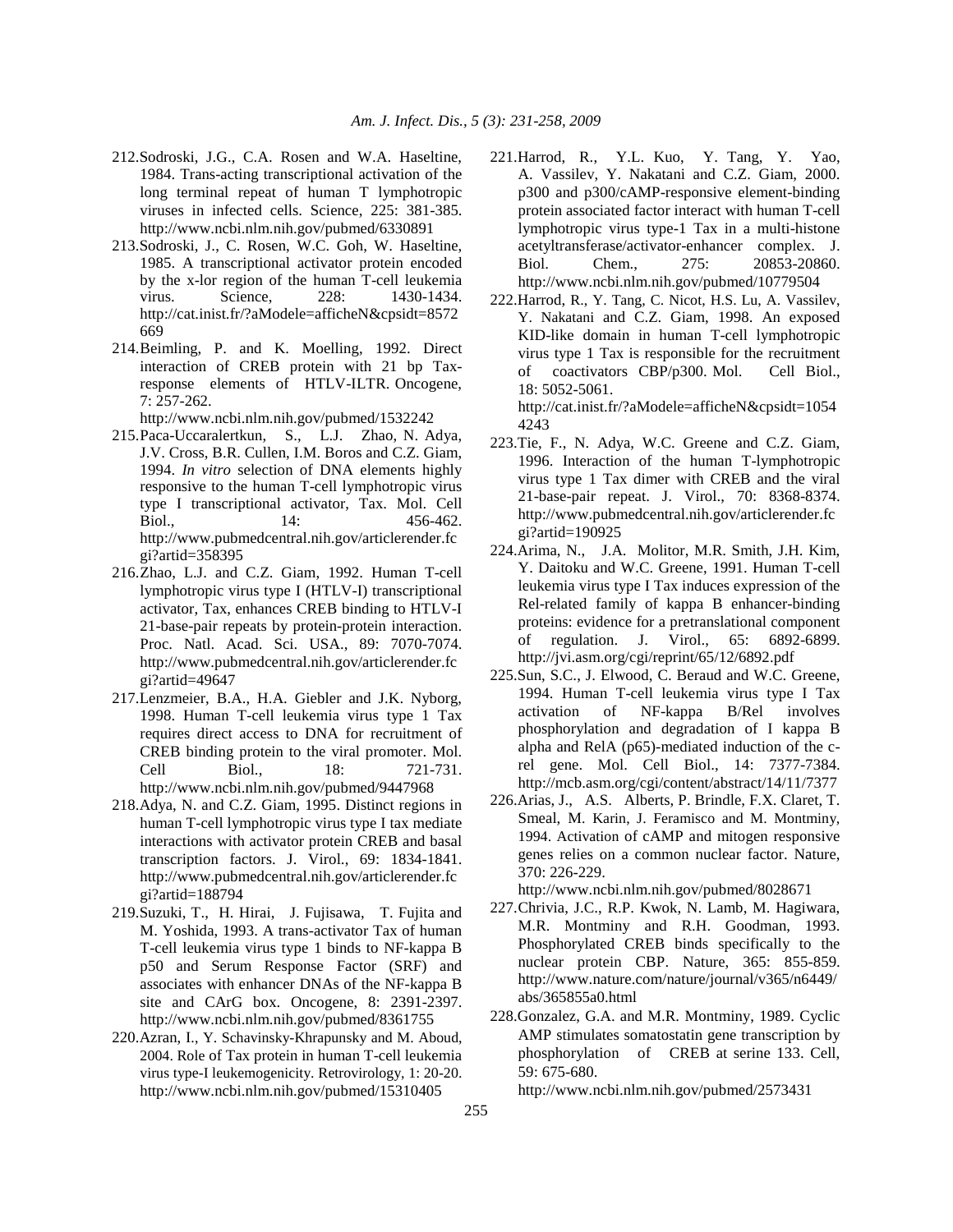212. Sodroski, J.G., C.A. Rosen and W.A. Haseltine, 1984. Trans-acting transcriptional activation of the long terminal repeat of human T lymphotropic viruses in infected cells. Science, 225: 381-385. http://www.ncbi.nlm.nih.gov/pubmed/6330891

213. Sodroski, J., C. Rosen, W.C. Goh, W. Haseltine, 1985. A transcriptional activator protein encoded by the x-lor region of the human T-cell leukemia virus. Science, 228: 1430-1434. http://cat.inist.fr/?aModele=afficheN&cpsidt=8572669

214. Beimling, P. and K. Moelling, 1992. Direct interaction of CREB protein with 21 bp Tax-response elements of HTLV-ILTR. Oncogene, 7: 257-262. http://www.ncbi.nlm.nih.gov/pubmed/1532242

215. Paca-Uccaralertkun, S., L.J. Zhao, N. Adya, J.V. Cross, B.R. Cullen, I.M. Boros and C.Z. Giam, 1994. *In vitro* selection of DNA elements highly responsive to the human T-cell lymphotropic virus type I transcriptional activator, Tax. Mol. Cell Biol., 14: 456-462. http://www.pubmedcentral.nih.gov/articlerender.fcgi?artid=358395

216. Zhao, L.J. and C.Z. Giam, 1992. Human T-cell lymphotropic virus type I (HTLV-I) transcriptional activator, Tax, enhances CREB binding to HTLV-I 21-base-pair repeats by protein-protein interaction. Proc. Natl. Acad. Sci. USA., 89: 7070-7074. http://www.pubmedcentral.nih.gov/articlerender.fcgi?artid=49647

217. Lenzmeier, B.A., H.A. Giebler and J.K. Nyborg, 1998. Human T-cell leukemia virus type 1 Tax requires direct access to DNA for recruitment of CREB binding protein to the viral promoter. Mol. Cell Biol., 18: 721-731. http://www.ncbi.nlm.nih.gov/pubmed/9447968

218. Adya, N. and C.Z. Giam, 1995. Distinct regions in human T-cell lymphotropic virus type I tax mediate interactions with activator protein CREB and basal transcription factors. J. Virol., 69: 1834-1841. http://www.pubmedcentral.nih.gov/articlerender.fcgi?artid=188794

219. Suzuki, T., H. Hirai, J. Fujisawa, T. Fujita and M. Yoshida, 1993. A trans-activator Tax of human T-cell leukemia virus type 1 binds to NF-kappa B p50 and Serum Response Factor (SRF) and associates with enhancer DNAs of the NF-kappa B site and CArG box. Oncogene, 8: 2391-2397. http://www.ncbi.nlm.nih.gov/pubmed/8361755

220. Azran, I., Y. Schavinsky-Khrapunsky and M. Aboud, 2004. Role of Tax protein in human T-cell leukemia virus type-I leukemogenicity. Retrovirology, 1: 20-20. http://www.ncbi.nlm.nih.gov/pubmed/15310405

221. Harrod, R., Y.L. Kuo, Y. Tang, Y. Yao, A. Vassilev, Y. Nakatani and C.Z. Giam, 2000. p300 and p300/cAMP-responsive element-binding protein associated factor interact with human T-cell lymphotropic virus type-1 Tax in a multi-histone acetyltransferase/activator-enhancer complex. J. Biol. Chem., 275: 20853-20860. http://www.ncbi.nlm.nih.gov/pubmed/10779504

222. Harrod, R., Y. Tang, C. Nicot, H.S. Lu, A. Vassilev, Y. Nakatani and C.Z. Giam, 1998. An exposed KID-like domain in human T-cell lymphotropic virus type 1 Tax is responsible for the recruitment of coactivators CBP/p300. Mol. Cell Biol., 18: 5052-5061. http://cat.inist.fr/?aModele=afficheN&cpsidt=10544243

223. Tie, F., N. Adya, W.C. Greene and C.Z. Giam, 1996. Interaction of the human T-lymphotropic virus type 1 Tax dimer with CREB and the viral 21-base-pair repeat. J. Virol., 70: 8368-8374. http://www.pubmedcentral.nih.gov/articlerender.fcgi?artid=190925

224. Arima, N., J.A. Molitor, M.R. Smith, J.H. Kim, Y. Daitoku and W.C. Greene, 1991. Human T-cell leukemia virus type I Tax induces expression of the Rel-related family of kappa B enhancer-binding proteins: evidence for a pretranslational component of regulation. J. Virol., 65: 6892-6899. http://jvi.asm.org/cgi/reprint/65/12/6892.pdf

225. Sun, S.C., J. Elwood, C. Beraud and W.C. Greene, 1994. Human T-cell leukemia virus type I Tax activation of NF-kappa B/Rel involves phosphorylation and degradation of I kappa B alpha and RelA (p65)-mediated induction of the c-rel gene. Mol. Cell Biol., 14: 7377-7384. http://mcb.asm.org/cgi/content/abstract/14/11/7377

226. Arias, J., A.S. Alberts, P. Brindle, F.X. Claret, T. Smeal, M. Karin, J. Feramisco and M. Montminy, 1994. Activation of cAMP and mitogen responsive genes relies on a common nuclear factor. Nature, 370: 226-229. http://www.ncbi.nlm.nih.gov/pubmed/8028671

227. Chrivia, J.C., R.P. Kwok, N. Lamb, M. Hagiwara, M.R. Montminy and R.H. Goodman, 1993. Phosphorylated CREB binds specifically to the nuclear protein CBP. Nature, 365: 855-859. http://www.nature.com/nature/journal/v365/n6449/abs/365855a0.html

228. Gonzalez, G.A. and M.R. Montminy, 1989. Cyclic AMP stimulates somatostatin gene transcription by phosphorylation of CREB at serine 133. Cell, 59: 675-680. http://www.ncbi.nlm.nih.gov/pubmed/2573431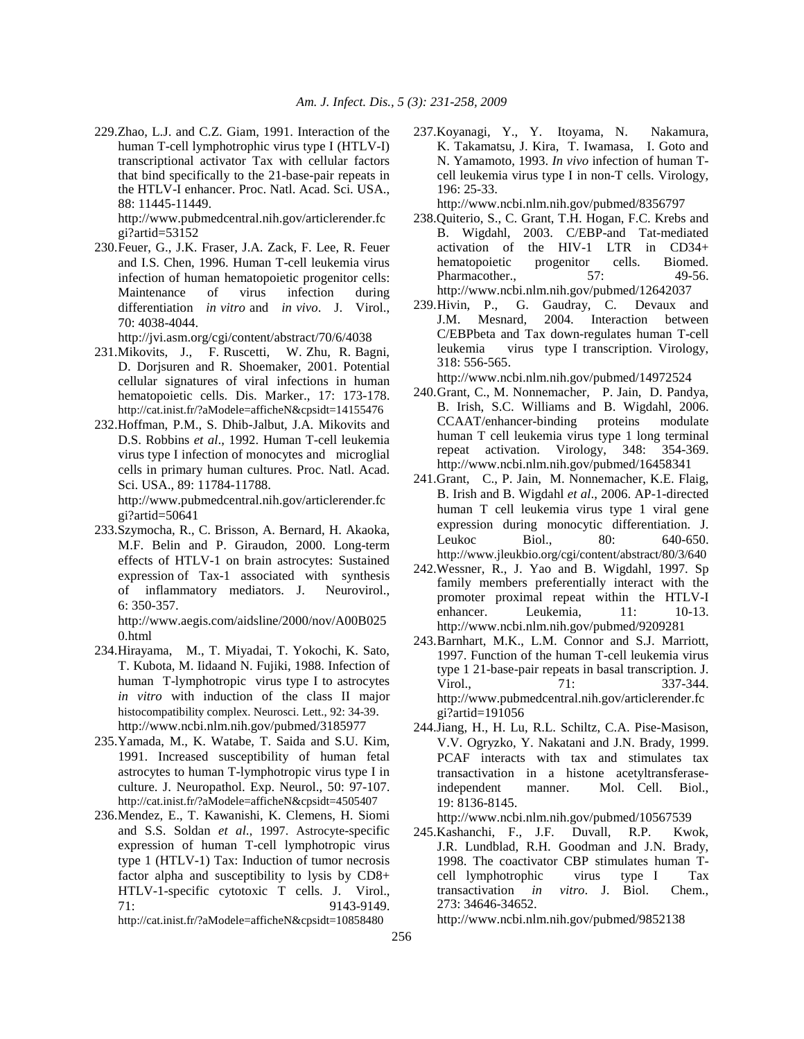229. Zhao, L.J. and C.Z. Giam, 1991. Interaction of the human T-cell lymphotrophic virus type I (HTLV-I) transcriptional activator Tax with cellular factors that bind specifically to the 21-base-pair repeats in the HTLV-I enhancer. Proc. Natl. Acad. Sci. USA., 88: 11445-11449. http://www.pubmedcentral.nih.gov/articlerender.fcgi?artid=53152

230. Feuer, G., J.K. Fraser, J.A. Zack, F. Lee, R. Feuer and I.S. Chen, 1996. Human T-cell leukemia virus infection of human hematopoietic progenitor cells: Maintenance of virus infection during differentiation *in vitro* and *in vivo*. J. Virol., 70: 4038-4044. http://jvi.asm.org/cgi/content/abstract/70/6/4038

231. Mikovits, J., F. Ruscetti, W. Zhu, R. Bagni, D. Dorjsuren and R. Shoemaker, 2001. Potential cellular signatures of viral infections in human hematopoietic cells. Dis. Marker., 17: 173-178. http://cat.inist.fr/?aModele=afficheN&cpsidt=14155476

232. Hoffman, P.M., S. Dhib-Jalbut, J.A. Mikovits and D.S. Robbins *et al*., 1992. Human T-cell leukemia virus type I infection of monocytes and microglial cells in primary human cultures. Proc. Natl. Acad. Sci. USA., 89: 11784-11788. http://www.pubmedcentral.nih.gov/articlerender.fcgi?artid=50641

233. Szymocha, R., C. Brisson, A. Bernard, H. Akaoka, M.F. Belin and P. Giraudon, 2000. Long-term effects of HTLV-1 on brain astrocytes: Sustained expression of Tax-1 associated with synthesis of inflammatory mediators. J. Neurovirol., 6: 350-357. http://www.aegis.com/aidsline/2000/nov/A00B0250.html

234. Hirayama, M., T. Miyadai, T. Yokochi, K. Sato, T. Kubota, M. Iidaand N. Fujiki, 1988. Infection of human T-lymphotropic virus type I to astrocytes *in vitro* with induction of the class II major histocompatibility complex. Neurosci. Lett., 92: 34-39. http://www.ncbi.nlm.nih.gov/pubmed/3185977

235. Yamada, M., K. Watabe, T. Saida and S.U. Kim, 1991. Increased susceptibility of human fetal astrocytes to human T-lymphotropic virus type I in culture. J. Neuropathol. Exp. Neurol., 50: 97-107. http://cat.inist.fr/?aModele=afficheN&cpsidt=4505407

236. Mendez, E., T. Kawanishi, K. Clemens, H. Siomi and S.S. Soldan *et al*., 1997. Astrocyte-specific expression of human T-cell lymphotropic virus type 1 (HTLV-1) Tax: Induction of tumor necrosis factor alpha and susceptibility to lysis by CD8+ HTLV-1-specific cytotoxic T cells. J. Virol., 71: 9143-9149. http://cat.inist.fr/?aModele=afficheN&cpsidt=10858480

237. Koyanagi, Y., Y. Itoyama, N. Nakamura, K. Takamatsu, J. Kira, T. Iwamasa, I. Goto and N. Yamamoto, 1993. *In vivo* infection of human T-cell leukemia virus type I in non-T cells. Virology, 196: 25-33. http://www.ncbi.nlm.nih.gov/pubmed/8356797

238. Quiterio, S., C. Grant, T.H. Hogan, F.C. Krebs and B. Wigdahl, 2003. C/EBP-and Tat-mediated activation of the HIV-1 LTR in CD34+ hematopoietic progenitor cells. Biomed. Pharmacother., 57: 49-56. http://www.ncbi.nlm.nih.gov/pubmed/12642037

239. Hivin, P., G. Gaudray, C. Devaux and J.M. Mesnard, 2004. Interaction between C/EBPbeta and Tax down-regulates human T-cell leukemia virus type I transcription. Virology, 318: 556-565. http://www.ncbi.nlm.nih.gov/pubmed/14972524

240. Grant, C., M. Nonnemacher, P. Jain, D. Pandya, B. Irish, S.C. Williams and B. Wigdahl, 2006. CCAAT/enhancer-binding proteins modulate human T cell leukemia virus type 1 long terminal repeat activation. Virology, 348: 354-369. http://www.ncbi.nlm.nih.gov/pubmed/16458341

241. Grant, C., P. Jain, M. Nonnemacher, K.E. Flaig, B. Irish and B. Wigdahl *et al*., 2006. AP-1-directed human T cell leukemia virus type 1 viral gene expression during monocytic differentiation. J. Leukoc Biol., 80: 640-650. http://www.jleukbio.org/cgi/content/abstract/80/3/640

242. Wessner, R., J. Yao and B. Wigdahl, 1997. Sp family members preferentially interact with the promoter proximal repeat within the HTLV-I enhancer. Leukemia, 11: 10-13. http://www.ncbi.nlm.nih.gov/pubmed/9209281

243. Barnhart, M.K., L.M. Connor and S.J. Marriott, 1997. Function of the human T-cell leukemia virus type 1 21-base-pair repeats in basal transcription. J. Virol., 71: 337-344. http://www.pubmedcentral.nih.gov/articlerender.fcgi?artid=191056

244. Jiang, H., H. Lu, R.L. Schiltz, C.A. Pise-Masison, V.V. Ogryzko, Y. Nakatani and J.N. Brady, 1999. PCAF interacts with tax and stimulates tax transactivation in a histone acetyltransferase-independent manner. Mol. Cell. Biol., 19: 8136-8145. http://www.ncbi.nlm.nih.gov/pubmed/10567539

245. Kashanchi, F., J.F. Duvall, R.P. Kwok, J.R. Lundblad, R.H. Goodman and J.N. Brady, 1998. The coactivator CBP stimulates human T-cell lymphotrophic virus type I Tax transactivation *in vitro*. J. Biol. Chem., 273: 34646-34652. http://www.ncbi.nlm.nih.gov/pubmed/9852138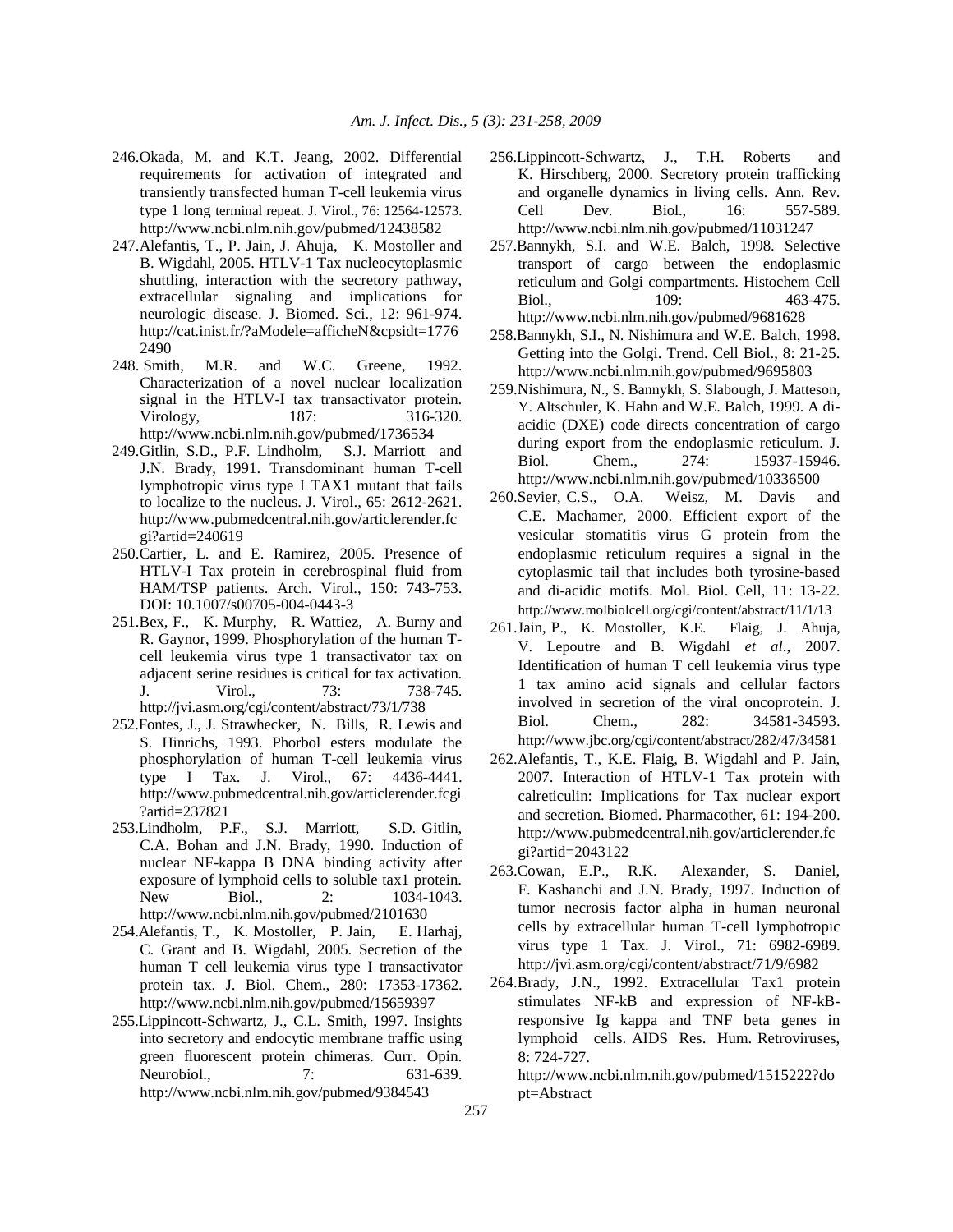246. Okada, M. and K.T. Jeang, 2002. Differential requirements for activation of integrated and transiently transfected human T-cell leukemia virus type 1 long terminal repeat. J. Virol., 76: 12564-12573. http://www.ncbi.nlm.nih.gov/pubmed/12438582

247. Alefantis, T., P. Jain, J. Ahuja, K. Mostoller and B. Wigdahl, 2005. HTLV-1 Tax nucleocytoplasmic shuttling, interaction with the secretory pathway, extracellular signaling and implications for neurologic disease. J. Biomed. Sci., 12: 961-974. http://cat.inist.fr/?aModele=afficheN&cpsidt=17762490

248. Smith, M.R. and W.C. Greene, 1992. Characterization of a novel nuclear localization signal in the HTLV-I tax transactivator protein. Virology, 187: 316-320. http://www.ncbi.nlm.nih.gov/pubmed/1736534

249. Gitlin, S.D., P.F. Lindholm, S.J. Marriott and J.N. Brady, 1991. Transdominant human T-cell lymphotropic virus type I TAX1 mutant that fails to localize to the nucleus. J. Virol., 65: 2612-2621. http://www.pubmedcentral.nih.gov/articlerender.fcgi?artid=240619

250. Cartier, L. and E. Ramirez, 2005. Presence of HTLV-I Tax protein in cerebrospinal fluid from HAM/TSP patients. Arch. Virol., 150: 743-753. DOI: 10.1007/s00705-004-0443-3

251. Bex, F., K. Murphy, R. Wattiez, A. Burny and R. Gaynor, 1999. Phosphorylation of the human T-cell leukemia virus type 1 transactivator tax on adjacent serine residues is critical for tax activation. J. Virol., 73: 738-745. http://jvi.asm.org/cgi/content/abstract/73/1/738

252. Fontes, J., J. Strawhecker, N. Bills, R. Lewis and S. Hinrichs, 1993. Phorbol esters modulate the phosphorylation of human T-cell leukemia virus type I Tax. J. Virol., 67: 4436-4441. http://www.pubmedcentral.nih.gov/articlerender.fcgi?artid=237821

253. Lindholm, P.F., S.J. Marriott, S.D. Gitlin, C.A. Bohan and J.N. Brady, 1990. Induction of nuclear NF-kappa B DNA binding activity after exposure of lymphoid cells to soluble tax1 protein. New Biol., 2: 1034-1043. http://www.ncbi.nlm.nih.gov/pubmed/2101630

254. Alefantis, T., K. Mostoller, P. Jain, E. Harhaj, C. Grant and B. Wigdahl, 2005. Secretion of the human T cell leukemia virus type I transactivator protein tax. J. Biol. Chem., 280: 17353-17362. http://www.ncbi.nlm.nih.gov/pubmed/15659397

255. Lippincott-Schwartz, J., C.L. Smith, 1997. Insights into secretory and endocytic membrane traffic using green fluorescent protein chimeras. Curr. Opin. Neurobiol., 7: 631-639. http://www.ncbi.nlm.nih.gov/pubmed/9384543

256. Lippincott-Schwartz, J., T.H. Roberts and K. Hirschberg, 2000. Secretory protein trafficking and organelle dynamics in living cells. Ann. Rev. Cell Dev. Biol., 16: 557-589. http://www.ncbi.nlm.nih.gov/pubmed/11031247

257. Bannykh, S.I. and W.E. Balch, 1998. Selective transport of cargo between the endoplasmic reticulum and Golgi compartments. Histochem Cell Biol., 109: 463-475. http://www.ncbi.nlm.nih.gov/pubmed/9681628

258. Bannykh, S.I., N. Nishimura and W.E. Balch, 1998. Getting into the Golgi. Trend. Cell Biol., 8: 21-25. http://www.ncbi.nlm.nih.gov/pubmed/9695803

259. Nishimura, N., S. Bannykh, S. Slabough, J. Matteson, Y. Altschuler, K. Hahn and W.E. Balch, 1999. A di-acidic (DXE) code directs concentration of cargo during export from the endoplasmic reticulum. J. Biol. Chem., 274: 15937-15946. http://www.ncbi.nlm.nih.gov/pubmed/10336500

260. Sevier, C.S., O.A. Weisz, M. Davis and C.E. Machamer, 2000. Efficient export of the vesicular stomatitis virus G protein from the endoplasmic reticulum requires a signal in the cytoplasmic tail that includes both tyrosine-based and di-acidic motifs. Mol. Biol. Cell, 11: 13-22. http://www.molbiolcell.org/cgi/content/abstract/11/1/13

261. Jain, P., K. Mostoller, K.E. Flaig, J. Ahuja, V. Lepoutre and B. Wigdahl *et al*., 2007. Identification of human T cell leukemia virus type 1 tax amino acid signals and cellular factors involved in secretion of the viral oncoprotein. J. Biol. Chem., 282: 34581-34593. http://www.jbc.org/cgi/content/abstract/282/47/34581

262. Alefantis, T., K.E. Flaig, B. Wigdahl and P. Jain, 2007. Interaction of HTLV-1 Tax protein with calreticulin: Implications for Tax nuclear export and secretion. Biomed. Pharmacother, 61: 194-200. http://www.pubmedcentral.nih.gov/articlerender.fcgi?artid=2043122

263. Cowan, E.P., R.K. Alexander, S. Daniel, F. Kashanchi and J.N. Brady, 1997. Induction of tumor necrosis factor alpha in human neuronal cells by extracellular human T-cell lymphotropic virus type 1 Tax. J. Virol., 71: 6982-6989. http://jvi.asm.org/cgi/content/abstract/71/9/6982

264. Brady, J.N., 1992. Extracellular Tax1 protein stimulates NF-kB and expression of NF-kB-responsive Ig kappa and TNF beta genes in lymphoid cells. AIDS Res. Hum. Retroviruses, 8: 724-727. http://www.ncbi.nlm.nih.gov/pubmed/1515222?dopt=Abstract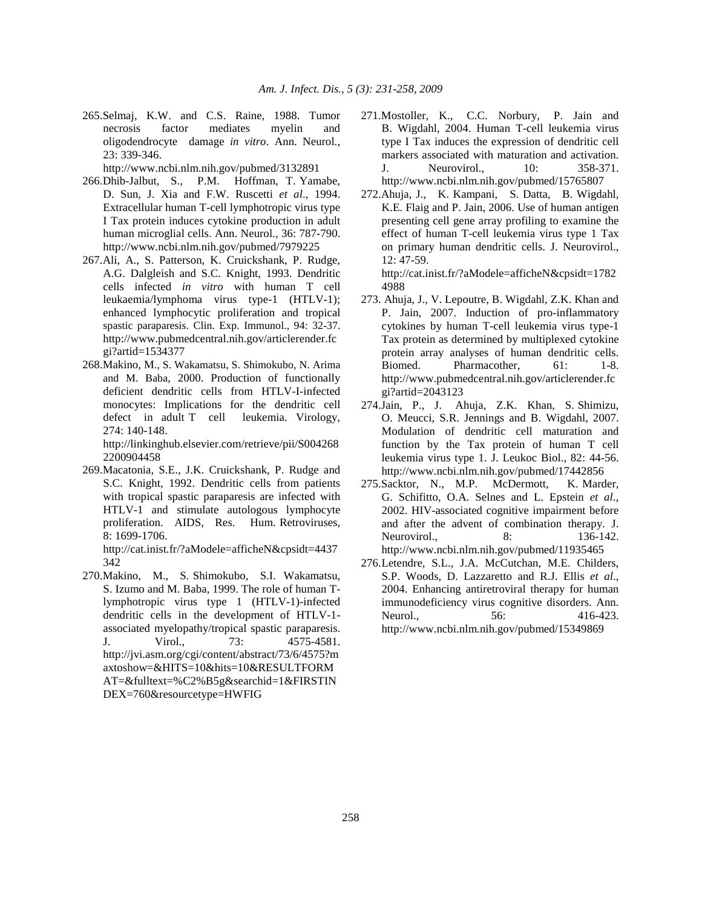265. Selmaj, K.W. and C.S. Raine, 1988. Tumor necrosis factor mediates myelin and oligodendrocyte damage *in vitro*. Ann. Neurol., 23: 339-346. http://www.ncbi.nlm.nih.gov/pubmed/3132891

266. Dhib-Jalbut, S., P.M. Hoffman, T. Yamabe, D. Sun, J. Xia and F.W. Ruscetti *et al*., 1994. Extracellular human T-cell lymphotropic virus type I Tax protein induces cytokine production in adult human microglial cells. Ann. Neurol., 36: 787-790. http://www.ncbi.nlm.nih.gov/pubmed/7979225

267. Ali, A., S. Patterson, K. Cruickshank, P. Rudge, A.G. Dalgleish and S.C. Knight, 1993. Dendritic cells infected *in vitro* with human T cell leukaemia/lymphoma virus type-1 (HTLV-1); enhanced lymphocytic proliferation and tropical spastic paraparesis. Clin. Exp. Immunol., 94: 32-37. http://www.pubmedcentral.nih.gov/articlerender.fcgi?artid=1534377

268. Makino, M., S. Wakamatsu, S. Shimokubo, N. Arima and M. Baba, 2000. Production of functionally deficient dendritic cells from HTLV-I-infected monocytes: Implications for the dendritic cell defect in adult T cell leukemia. Virology, 274: 140-148. http://linkinghub.elsevier.com/retrieve/pii/S0042682200904458

269. Macatonia, S.E., J.K. Cruickshank, P. Rudge and S.C. Knight, 1992. Dendritic cells from patients with tropical spastic paraparesis are infected with HTLV-1 and stimulate autologous lymphocyte proliferation. AIDS, Res. Hum. Retroviruses, 8: 1699-1706. http://cat.inist.fr/?aModele=afficheN&cpsidt=4437342

270. Makino, M., S. Shimokubo, S.I. Wakamatsu, S. Izumo and M. Baba, 1999. The role of human T-lymphotropic virus type 1 (HTLV-1)-infected dendritic cells in the development of HTLV-1-associated myelopathy/tropical spastic paraparesis. J. Virol., 73: 4575-4581. http://jvi.asm.org/cgi/content/abstract/73/6/4575?maxtoshow=&HITS=10&hits=10&RESULTFORMAT=&fulltext=%C2%B5g&searchid=1&FIRSTINDEX=760&resourcetype=HWFIG

271. Mostoller, K., C.C. Norbury, P. Jain and B. Wigdahl, 2004. Human T-cell leukemia virus type I Tax induces the expression of dendritic cell markers associated with maturation and activation. J. Neurovirol., 10: 358-371. http://www.ncbi.nlm.nih.gov/pubmed/15765807

272. Ahuja, J., K. Kampani, S. Datta, B. Wigdahl, K.E. Flaig and P. Jain, 2006. Use of human antigen presenting cell gene array profiling to examine the effect of human T-cell leukemia virus type 1 Tax on primary human dendritic cells. J. Neurovirol., 12: 47-59. http://cat.inist.fr/?aModele=afficheN&cpsidt=17824988

273. Ahuja, J., V. Lepoutre, B. Wigdahl, Z.K. Khan and P. Jain, 2007. Induction of pro-inflammatory cytokines by human T-cell leukemia virus type-1 Tax protein as determined by multiplexed cytokine protein array analyses of human dendritic cells. Biomed. Pharmacother, 61: 1-8. http://www.pubmedcentral.nih.gov/articlerender.fcgi?artid=2043123

274. Jain, P., J. Ahuja, Z.K. Khan, S. Shimizu, O. Meucci, S.R. Jennings and B. Wigdahl, 2007. Modulation of dendritic cell maturation and function by the Tax protein of human T cell leukemia virus type 1. J. Leukoc Biol., 82: 44-56. http://www.ncbi.nlm.nih.gov/pubmed/17442856

275. Sacktor, N., M.P. McDermott, K. Marder, G. Schifitto, O.A. Selnes and L. Epstein *et al*., 2002. HIV-associated cognitive impairment before and after the advent of combination therapy. J. Neurovirol., 8: 136-142. http://www.ncbi.nlm.nih.gov/pubmed/11935465

276. Letendre, S.L., J.A. McCutchan, M.E. Childers, S.P. Woods, D. Lazzaretto and R.J. Ellis *et al*., 2004. Enhancing antiretroviral therapy for human immunodeficiency virus cognitive disorders. Ann. Neurol., 56: 416-423. http://www.ncbi.nlm.nih.gov/pubmed/15349869